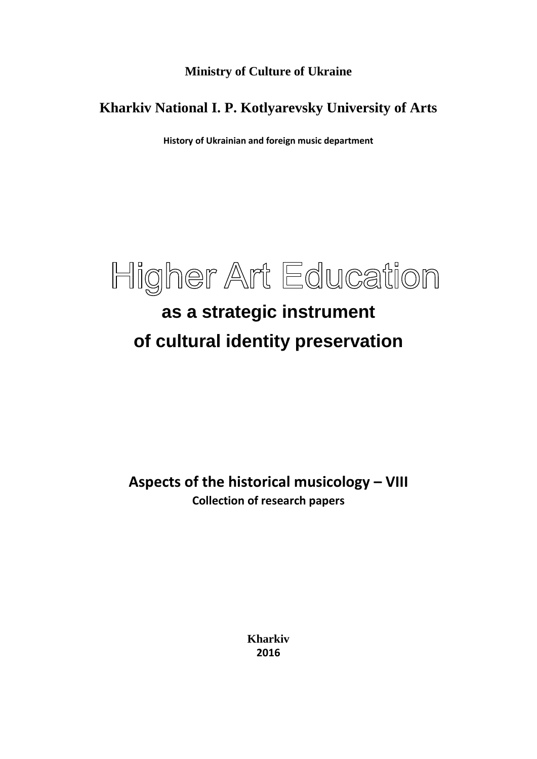**Ministry of Culture of Ukraine**

**Kharkiv National I. P. Kotlyarevsky University of Arts**

**History of Ukrainian and foreign music department**

# Higher Art Education

## as a strategic instrument of cultural identity preservation

**Aspects of the historical musicology – VIII**

**Collection of research papers**

**Kharkiv**
**2016**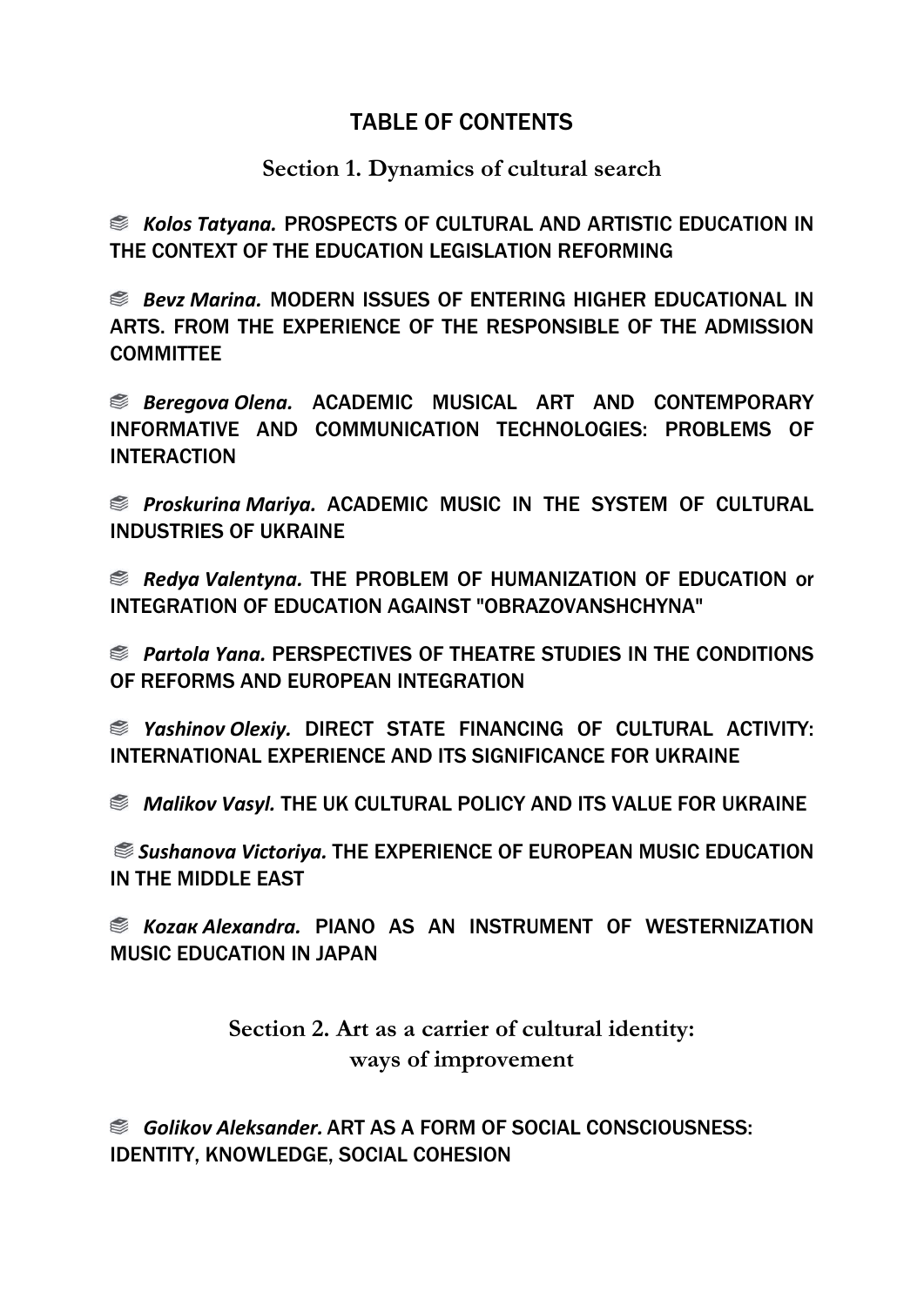# TABLE OF CONTENTS

## Section 1. Dynamics of cultural search

📚 *Kolos Tatyana.* PROSPECTS OF CULTURAL AND ARTISTIC EDUCATION IN THE CONTEXT OF THE EDUCATION LEGISLATION REFORMING

📚 *Bevz Marina.* MODERN ISSUES OF ENTERING HIGHER EDUCATIONAL IN ARTS. FROM THE EXPERIENCE OF THE RESPONSIBLE OF THE ADMISSION COMMITTEE

📚 *Beregova Olena.* ACADEMIC MUSICAL ART AND CONTEMPORARY INFORMATIVE AND COMMUNICATION TECHNOLOGIES: PROBLEMS OF INTERACTION

📚 *Proskurina Mariya.* ACADEMIC MUSIC IN THE SYSTEM OF CULTURAL INDUSTRIES OF UKRAINE

📚 *Redya Valentyna.* THE PROBLEM OF HUMANIZATION OF EDUCATION or INTEGRATION OF EDUCATION AGAINST "OBRAZOVANSHCHYNA"

📚 *Partola Yana.* PERSPECTIVES OF THEATRE STUDIES IN THE CONDITIONS OF REFORMS AND EUROPEAN INTEGRATION

📚 *Yashinov Olexiy.* DIRECT STATE FINANCING OF CULTURAL ACTIVITY: INTERNATIONAL EXPERIENCE AND ITS SIGNIFICANCE FOR UKRAINE

📚 *Malikov Vasyl.* THE UK CULTURAL POLICY AND ITS VALUE FOR UKRAINE

📚 *Sushanova Victoriya.* THE EXPERIENCE OF EUROPEAN MUSIC EDUCATION IN THE MIDDLE EAST

📚 *Kozaк Alexandra.* PIANO AS AN INSTRUMENT OF WESTERNIZATION MUSIC EDUCATION IN JAPAN

## Section 2. Art as a carrier of cultural identity: ways of improvement

📚 *Golikov Aleksander.* ART AS A FORM OF SOCIAL CONSCIOUSNESS: IDENTITY, KNOWLEDGE, SOCIAL COHESION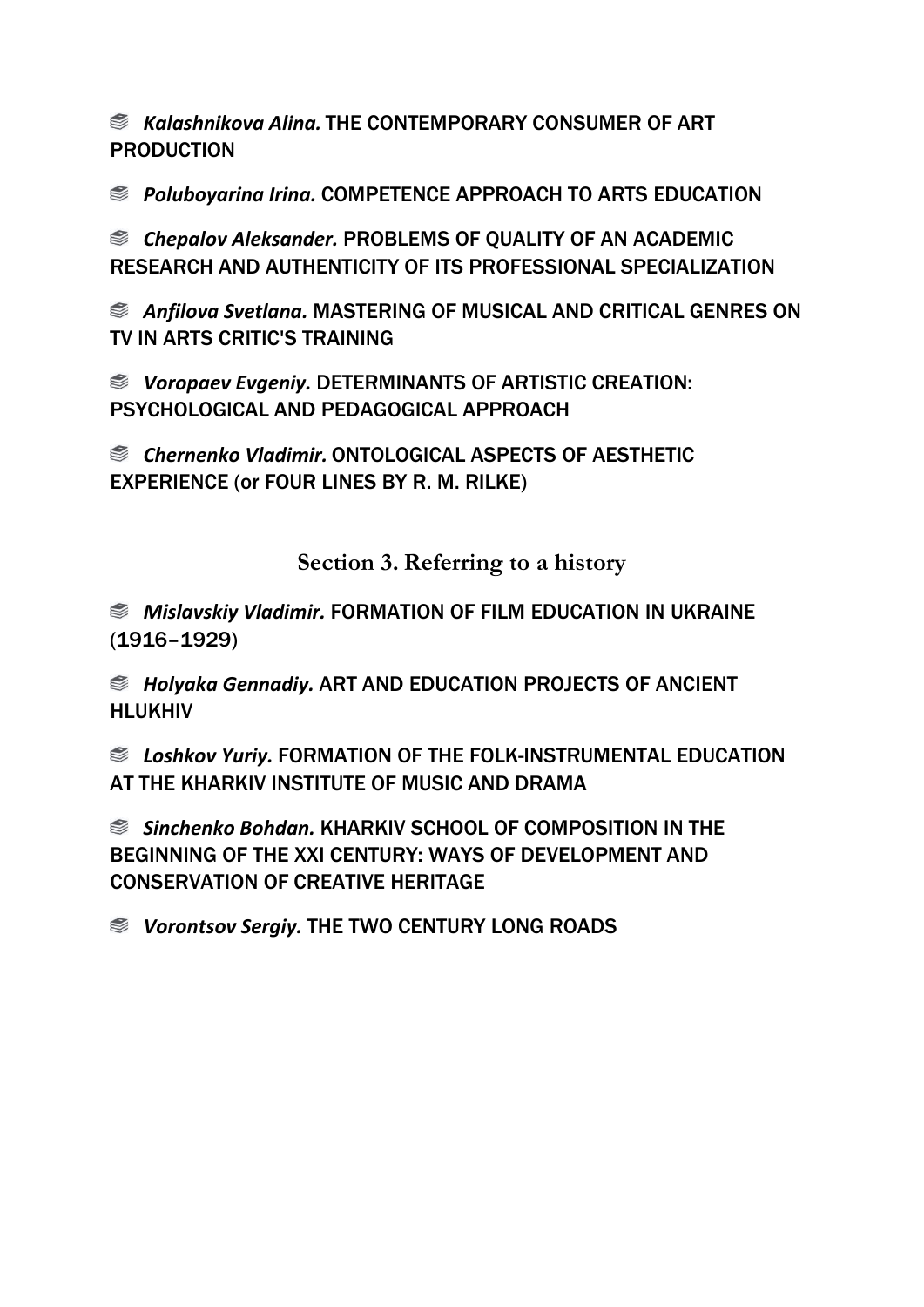*Kalashnikova Alina.* THE CONTEMPORARY CONSUMER OF ART PRODUCTION

*Poluboyarina Irina.* COMPETENCE APPROACH TO ARTS EDUCATION

*Chepalov Aleksander.* PROBLEMS OF QUALITY OF AN ACADEMIC RESEARCH AND AUTHENTICITY OF ITS PROFESSIONAL SPECIALIZATION

*Anfilova Svetlana.* MASTERING OF MUSICAL AND CRITICAL GENRES ON TV IN ARTS CRITIC'S TRAINING

*Voropaev Evgeniy.* DETERMINANTS OF ARTISTIC CREATION: PSYCHOLOGICAL AND PEDAGOGICAL APPROACH

*Chernenko Vladimir.* ONTOLOGICAL ASPECTS OF AESTHETIC EXPERIENCE (or FOUR LINES BY R. M. RILKE)

## Section 3. Referring to a history

*Mislavskiy Vladimir.* FORMATION OF FILM EDUCATION IN UKRAINE (1916–1929)

*Holyaka Gennadiy.* ART AND EDUCATION PROJECTS OF ANCIENT HLUKHIV

*Loshkov Yuriy.* FORMATION OF THE FOLK-INSTRUMENTAL EDUCATION AT THE KHARKIV INSTITUTE OF MUSIC AND DRAMA

*Sinchenko Bohdan.* KHARKIV SCHOOL OF COMPOSITION IN THE BEGINNING OF THE XXI CENTURY: WAYS OF DEVELOPMENT AND CONSERVATION OF CREATIVE HERITAGE

*Vorontsov Sergiy.* THE TWO CENTURY LONG ROADS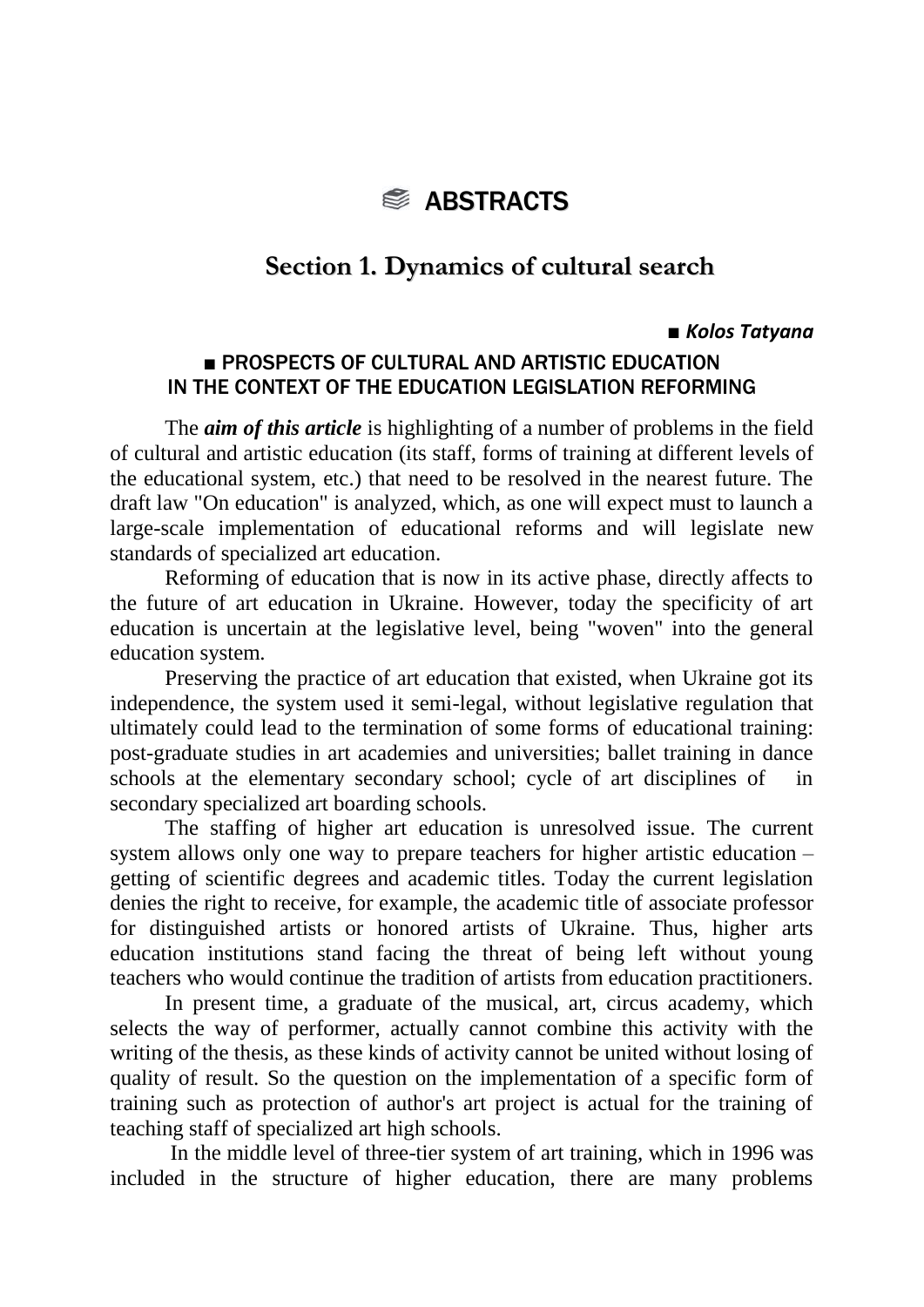# ABSTRACTS

## Section 1. Dynamics of cultural search

■ ***Kolos Tatyana***

### ■ PROSPECTS OF CULTURAL AND ARTISTIC EDUCATION IN THE CONTEXT OF THE EDUCATION LEGISLATION REFORMING

The ***aim of this article*** is highlighting of a number of problems in the field of cultural and artistic education (its staff, forms of training at different levels of the educational system, etc.) that need to be resolved in the nearest future. The draft law "On education" is analyzed, which, as one will expect must to launch a large-scale implementation of educational reforms and will legislate new standards of specialized art education.

Reforming of education that is now in its active phase, directly affects to the future of art education in Ukraine. However, today the specificity of art education is uncertain at the legislative level, being "woven" into the general education system.

Preserving the practice of art education that existed, when Ukraine got its independence, the system used it semi-legal, without legislative regulation that ultimately could lead to the termination of some forms of educational training: post-graduate studies in art academies and universities; ballet training in dance schools at the elementary secondary school; cycle of art disciplines of in secondary specialized art boarding schools.

The staffing of higher art education is unresolved issue. The current system allows only one way to prepare teachers for higher artistic education – getting of scientific degrees and academic titles. Today the current legislation denies the right to receive, for example, the academic title of associate professor for distinguished artists or honored artists of Ukraine. Thus, higher arts education institutions stand facing the threat of being left without young teachers who would continue the tradition of artists from education practitioners.

In present time, a graduate of the musical, art, circus academy, which selects the way of performer, actually cannot combine this activity with the writing of the thesis, as these kinds of activity cannot be united without losing of quality of result. So the question on the implementation of a specific form of training such as protection of author's art project is actual for the training of teaching staff of specialized art high schools.

In the middle level of three-tier system of art training, which in 1996 was included in the structure of higher education, there are many problems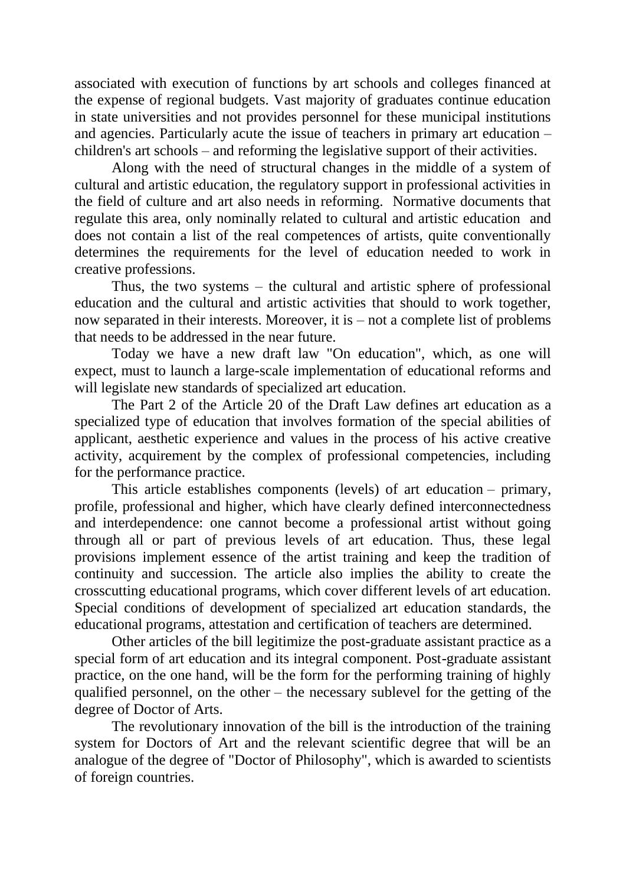associated with execution of functions by art schools and colleges financed at the expense of regional budgets. Vast majority of graduates continue education in state universities and not provides personnel for these municipal institutions and agencies. Particularly acute the issue of teachers in primary art education – children's art schools – and reforming the legislative support of their activities.

Along with the need of structural changes in the middle of a system of cultural and artistic education, the regulatory support in professional activities in the field of culture and art also needs in reforming. Normative documents that regulate this area, only nominally related to cultural and artistic education and does not contain a list of the real competences of artists, quite conventionally determines the requirements for the level of education needed to work in creative professions.

Thus, the two systems – the cultural and artistic sphere of professional education and the cultural and artistic activities that should to work together, now separated in their interests. Moreover, it is – not a complete list of problems that needs to be addressed in the near future.

Today we have a new draft law "On education", which, as one will expect, must to launch a large-scale implementation of educational reforms and will legislate new standards of specialized art education.

The Part 2 of the Article 20 of the Draft Law defines art education as a specialized type of education that involves formation of the special abilities of applicant, aesthetic experience and values in the process of his active creative activity, acquirement by the complex of professional competencies, including for the performance practice.

This article establishes components (levels) of art education – primary, profile, professional and higher, which have clearly defined interconnectedness and interdependence: one cannot become a professional artist without going through all or part of previous levels of art education. Thus, these legal provisions implement essence of the artist training and keep the tradition of continuity and succession. The article also implies the ability to create the crosscutting educational programs, which cover different levels of art education. Special conditions of development of specialized art education standards, the educational programs, attestation and certification of teachers are determined.

Other articles of the bill legitimize the post-graduate assistant practice as a special form of art education and its integral component. Post-graduate assistant practice, on the one hand, will be the form for the performing training of highly qualified personnel, on the other – the necessary sublevel for the getting of the degree of Doctor of Arts.

The revolutionary innovation of the bill is the introduction of the training system for Doctors of Art and the relevant scientific degree that will be an analogue of the degree of "Doctor of Philosophy", which is awarded to scientists of foreign countries.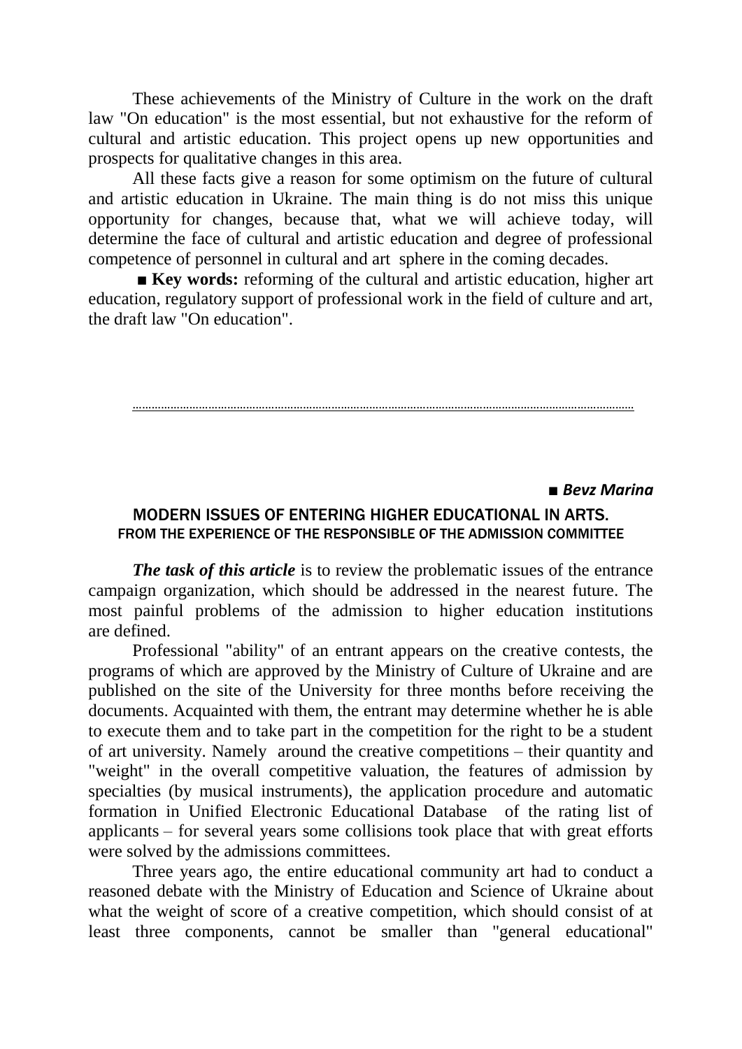These achievements of the Ministry of Culture in the work on the draft law "On education" is the most essential, but not exhaustive for the reform of cultural and artistic education. This project opens up new opportunities and prospects for qualitative changes in this area.

All these facts give a reason for some optimism on the future of cultural and artistic education in Ukraine. The main thing is do not miss this unique opportunity for changes, because that, what we will achieve today, will determine the face of cultural and artistic education and degree of professional competence of personnel in cultural and art sphere in the coming decades.

■ **Key words:** reforming of the cultural and artistic education, higher art education, regulatory support of professional work in the field of culture and art, the draft law "On education".

---

■ ***Bevz Marina***

## MODERN ISSUES OF ENTERING HIGHER EDUCATIONAL IN ARTS. FROM THE EXPERIENCE OF THE RESPONSIBLE OF THE ADMISSION COMMITTEE

***The task of this article*** is to review the problematic issues of the entrance campaign organization, which should be addressed in the nearest future. The most painful problems of the admission to higher education institutions are defined.

Professional "ability" of an entrant appears on the creative contests, the programs of which are approved by the Ministry of Culture of Ukraine and are published on the site of the University for three months before receiving the documents. Acquainted with them, the entrant may determine whether he is able to execute them and to take part in the competition for the right to be a student of art university. Namely around the creative competitions – their quantity and "weight" in the overall competitive valuation, the features of admission by specialties (by musical instruments), the application procedure and automatic formation in Unified Electronic Educational Database of the rating list of applicants – for several years some collisions took place that with great efforts were solved by the admissions committees.

Three years ago, the entire educational community art had to conduct a reasoned debate with the Ministry of Education and Science of Ukraine about what the weight of score of a creative competition, which should consist of at least three components, cannot be smaller than "general educational"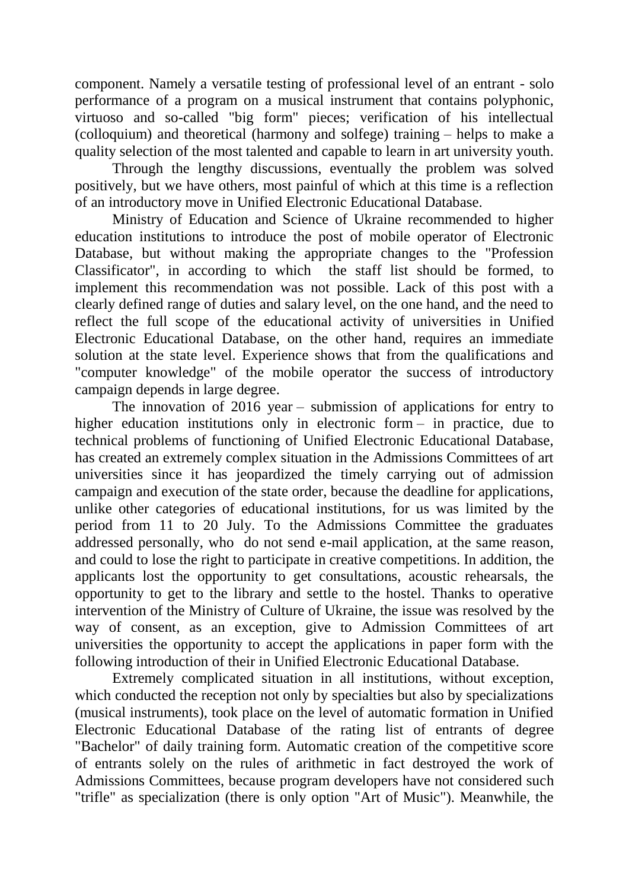component. Namely a versatile testing of professional level of an entrant - solo performance of a program on a musical instrument that contains polyphonic, virtuoso and so-called "big form" pieces; verification of his intellectual (colloquium) and theoretical (harmony and solfege) training – helps to make a quality selection of the most talented and capable to learn in art university youth.

Through the lengthy discussions, eventually the problem was solved positively, but we have others, most painful of which at this time is a reflection of an introductory move in Unified Electronic Educational Database.

Ministry of Education and Science of Ukraine recommended to higher education institutions to introduce the post of mobile operator of Electronic Database, but without making the appropriate changes to the "Profession Classificator", in according to which the staff list should be formed, to implement this recommendation was not possible. Lack of this post with a clearly defined range of duties and salary level, on the one hand, and the need to reflect the full scope of the educational activity of universities in Unified Electronic Educational Database, on the other hand, requires an immediate solution at the state level. Experience shows that from the qualifications and "computer knowledge" of the mobile operator the success of introductory campaign depends in large degree.

The innovation of 2016 year – submission of applications for entry to higher education institutions only in electronic form – in practice, due to technical problems of functioning of Unified Electronic Educational Database, has created an extremely complex situation in the Admissions Committees of art universities since it has jeopardized the timely carrying out of admission campaign and execution of the state order, because the deadline for applications, unlike other categories of educational institutions, for us was limited by the period from 11 to 20 July. To the Admissions Committee the graduates addressed personally, who do not send e-mail application, at the same reason, and could to lose the right to participate in creative competitions. In addition, the applicants lost the opportunity to get consultations, acoustic rehearsals, the opportunity to get to the library and settle to the hostel. Thanks to operative intervention of the Ministry of Culture of Ukraine, the issue was resolved by the way of consent, as an exception, give to Admission Committees of art universities the opportunity to accept the applications in paper form with the following introduction of their in Unified Electronic Educational Database.

Extremely complicated situation in all institutions, without exception, which conducted the reception not only by specialties but also by specializations (musical instruments), took place on the level of automatic formation in Unified Electronic Educational Database of the rating list of entrants of degree "Bachelor" of daily training form. Automatic creation of the competitive score of entrants solely on the rules of arithmetic in fact destroyed the work of Admissions Committees, because program developers have not considered such "trifle" as specialization (there is only option "Art of Music"). Meanwhile, the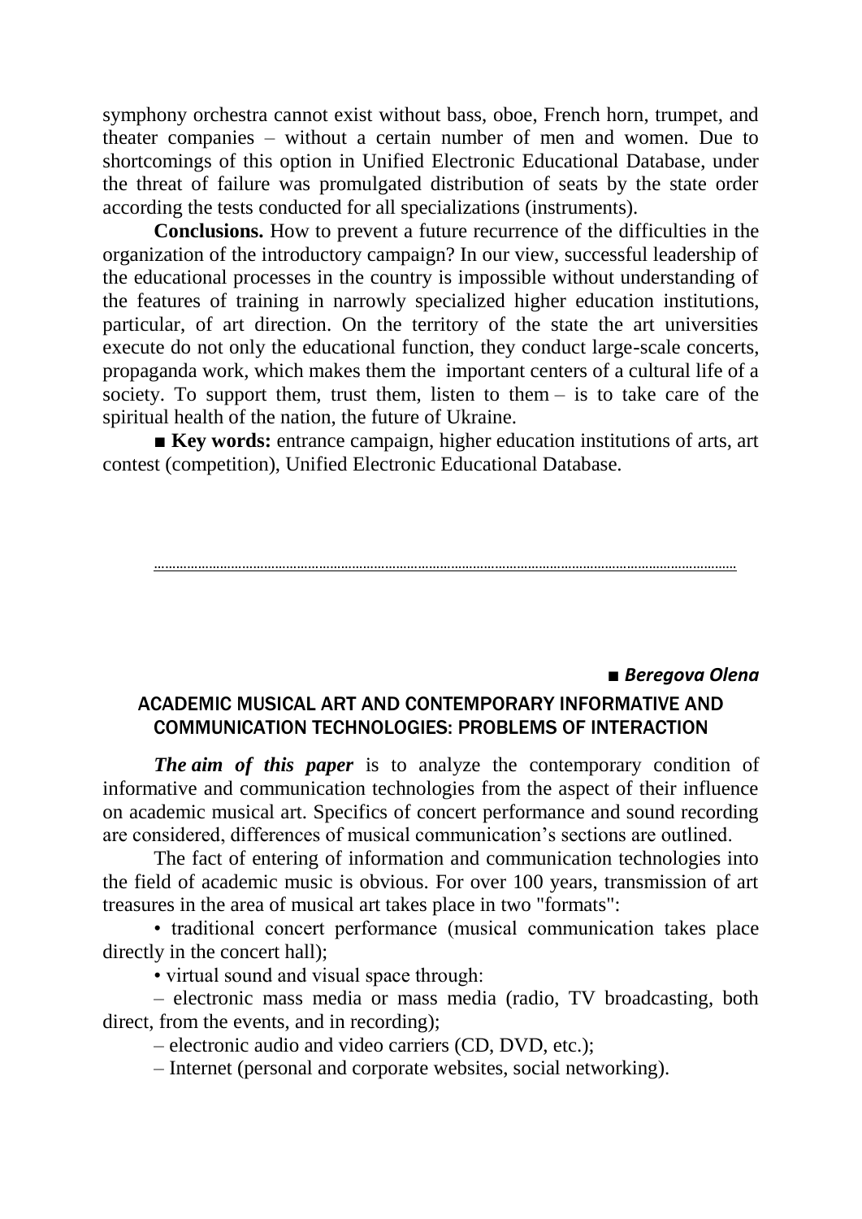symphony orchestra cannot exist without bass, oboe, French horn, trumpet, and theater companies – without a certain number of men and women. Due to shortcomings of this option in Unified Electronic Educational Database, under the threat of failure was promulgated distribution of seats by the state order according the tests conducted for all specializations (instruments).

**Conclusions.** How to prevent a future recurrence of the difficulties in the organization of the introductory campaign? In our view, successful leadership of the educational processes in the country is impossible without understanding of the features of training in narrowly specialized higher education institutions, particular, of art direction. On the territory of the state the art universities execute do not only the educational function, they conduct large-scale concerts, propaganda work, which makes them the important centers of a cultural life of a society. To support them, trust them, listen to them – is to take care of the spiritual health of the nation, the future of Ukraine.

■ **Key words:** entrance campaign, higher education institutions of arts, art contest (competition), Unified Electronic Educational Database.

---

■ ***Beregova Olena***

## ACADEMIC MUSICAL ART AND CONTEMPORARY INFORMATIVE AND COMMUNICATION TECHNOLOGIES: PROBLEMS OF INTERACTION

***The aim of this paper*** is to analyze the contemporary condition of informative and communication technologies from the aspect of their influence on academic musical art. Specifics of concert performance and sound recording are considered, differences of musical communication's sections are outlined.

The fact of entering of information and communication technologies into the field of academic music is obvious. For over 100 years, transmission of art treasures in the area of musical art takes place in two "formats":

• traditional concert performance (musical communication takes place directly in the concert hall);

• virtual sound and visual space through:

– electronic mass media or mass media (radio, TV broadcasting, both direct, from the events, and in recording);

– electronic audio and video carriers (CD, DVD, etc.);

– Internet (personal and corporate websites, social networking).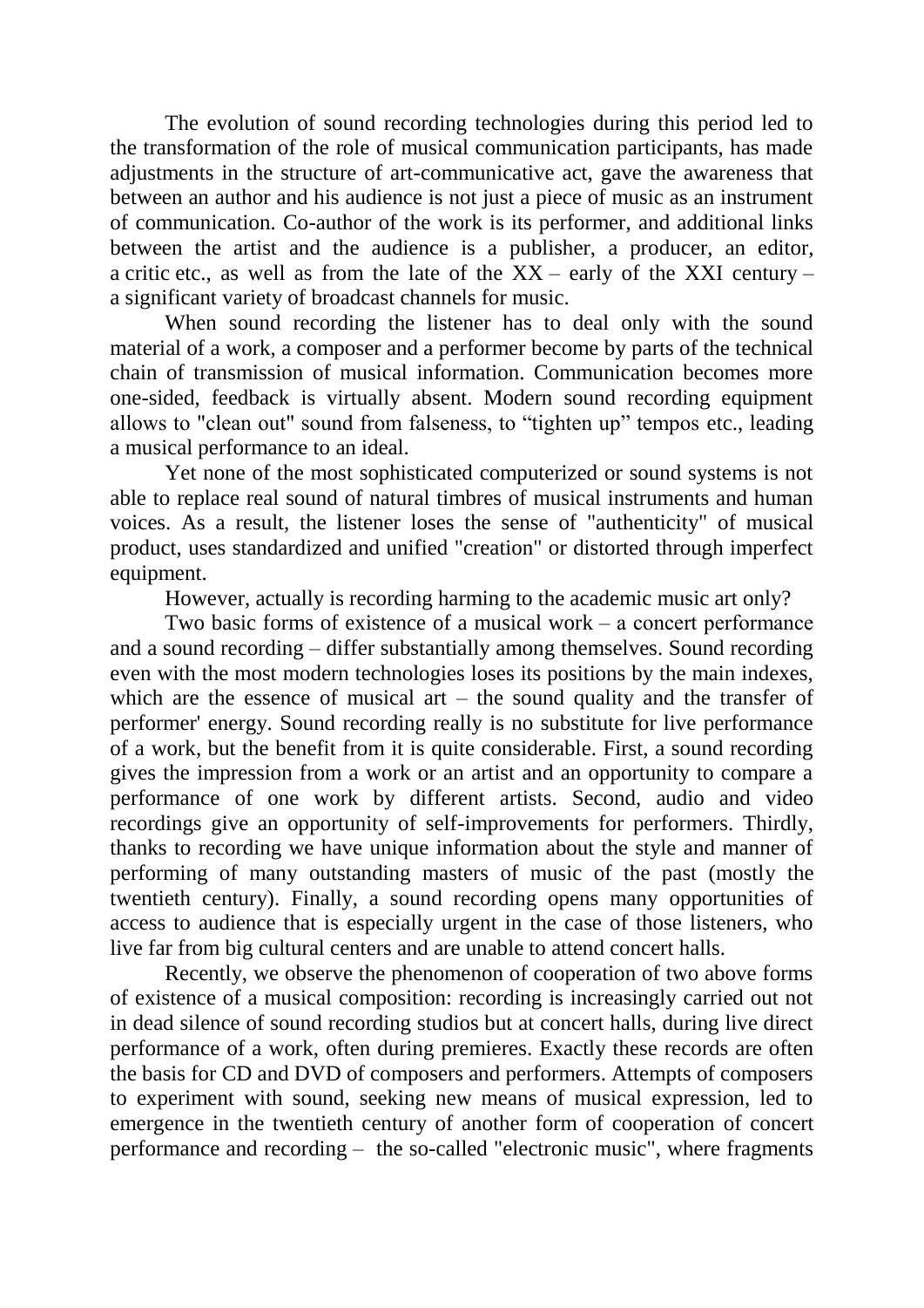The evolution of sound recording technologies during this period led to the transformation of the role of musical communication participants, has made adjustments in the structure of art-communicative act, gave the awareness that between an author and his audience is not just a piece of music as an instrument of communication. Co-author of the work is its performer, and additional links between the artist and the audience is a publisher, a producer, an editor, a critic etc., as well as from the late of the XX – early of the XXI century – a significant variety of broadcast channels for music.

When sound recording the listener has to deal only with the sound material of a work, a composer and a performer become by parts of the technical chain of transmission of musical information. Communication becomes more one-sided, feedback is virtually absent. Modern sound recording equipment allows to "clean out" sound from falseness, to "tighten up" tempos etc., leading a musical performance to an ideal.

Yet none of the most sophisticated computerized or sound systems is not able to replace real sound of natural timbres of musical instruments and human voices. As a result, the listener loses the sense of "authenticity" of musical product, uses standardized and unified "creation" or distorted through imperfect equipment.

However, actually is recording harming to the academic music art only?

Two basic forms of existence of a musical work – a concert performance and a sound recording – differ substantially among themselves. Sound recording even with the most modern technologies loses its positions by the main indexes, which are the essence of musical art – the sound quality and the transfer of performer' energy. Sound recording really is no substitute for live performance of a work, but the benefit from it is quite considerable. First, a sound recording gives the impression from a work or an artist and an opportunity to compare a performance of one work by different artists. Second, audio and video recordings give an opportunity of self-improvements for performers. Thirdly, thanks to recording we have unique information about the style and manner of performing of many outstanding masters of music of the past (mostly the twentieth century). Finally, a sound recording opens many opportunities of access to audience that is especially urgent in the case of those listeners, who live far from big cultural centers and are unable to attend concert halls.

Recently, we observe the phenomenon of cooperation of two above forms of existence of a musical composition: recording is increasingly carried out not in dead silence of sound recording studios but at concert halls, during live direct performance of a work, often during premieres. Exactly these records are often the basis for CD and DVD of composers and performers. Attempts of composers to experiment with sound, seeking new means of musical expression, led to emergence in the twentieth century of another form of cooperation of concert performance and recording – the so-called "electronic music", where fragments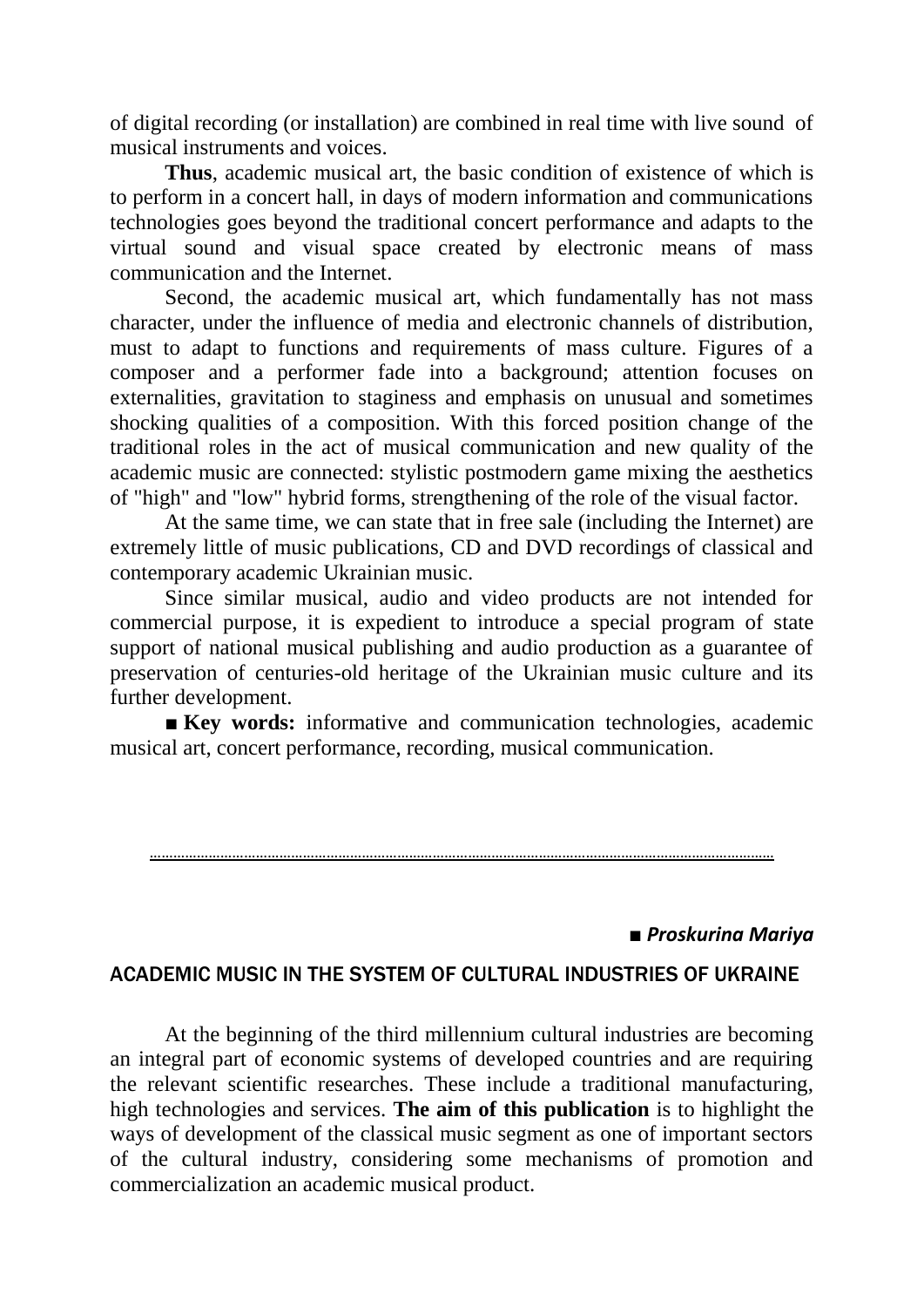of digital recording (or installation) are combined in real time with live sound of musical instruments and voices.

**Thus**, academic musical art, the basic condition of existence of which is to perform in a concert hall, in days of modern information and communications technologies goes beyond the traditional concert performance and adapts to the virtual sound and visual space created by electronic means of mass communication and the Internet.

Second, the academic musical art, which fundamentally has not mass character, under the influence of media and electronic channels of distribution, must to adapt to functions and requirements of mass culture. Figures of a composer and a performer fade into a background; attention focuses on externalities, gravitation to staginess and emphasis on unusual and sometimes shocking qualities of a composition. With this forced position change of the traditional roles in the act of musical communication and new quality of the academic music are connected: stylistic postmodern game mixing the aesthetics of "high" and "low" hybrid forms, strengthening of the role of the visual factor.

At the same time, we can state that in free sale (including the Internet) are extremely little of music publications, CD and DVD recordings of classical and contemporary academic Ukrainian music.

Since similar musical, audio and video products are not intended for commercial purpose, it is expedient to introduce a special program of state support of national musical publishing and audio production as a guarantee of preservation of centuries-old heritage of the Ukrainian music culture and its further development.

■ **Key words:** informative and communication technologies, academic musical art, concert performance, recording, musical communication.

---

■ ***Proskurina Mariya***

## ACADEMIC MUSIC IN THE SYSTEM OF CULTURAL INDUSTRIES OF UKRAINE

At the beginning of the third millennium cultural industries are becoming an integral part of economic systems of developed countries and are requiring the relevant scientific researches. These include a traditional manufacturing, high technologies and services. **The aim of this publication** is to highlight the ways of development of the classical music segment as one of important sectors of the cultural industry, considering some mechanisms of promotion and commercialization an academic musical product.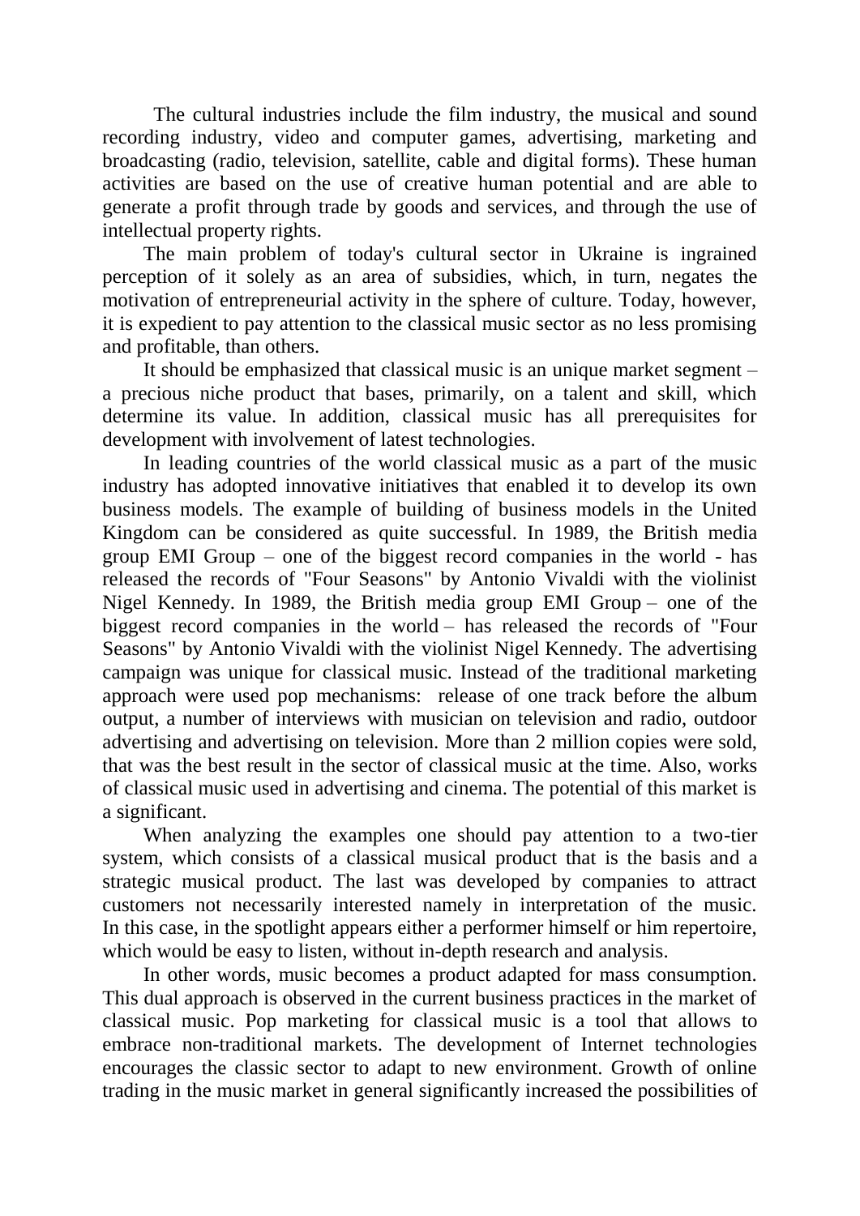The cultural industries include the film industry, the musical and sound recording industry, video and computer games, advertising, marketing and broadcasting (radio, television, satellite, cable and digital forms). These human activities are based on the use of creative human potential and are able to generate a profit through trade by goods and services, and through the use of intellectual property rights.

The main problem of today's cultural sector in Ukraine is ingrained perception of it solely as an area of subsidies, which, in turn, negates the motivation of entrepreneurial activity in the sphere of culture. Today, however, it is expedient to pay attention to the classical music sector as no less promising and profitable, than others.

It should be emphasized that classical music is an unique market segment – a precious niche product that bases, primarily, on a talent and skill, which determine its value. In addition, classical music has all prerequisites for development with involvement of latest technologies.

In leading countries of the world classical music as a part of the music industry has adopted innovative initiatives that enabled it to develop its own business models. The example of building of business models in the United Kingdom can be considered as quite successful. In 1989, the British media group EMI Group – one of the biggest record companies in the world - has released the records of "Four Seasons" by Antonio Vivaldi with the violinist Nigel Kennedy. In 1989, the British media group EMI Group – one of the biggest record companies in the world – has released the records of "Four Seasons" by Antonio Vivaldi with the violinist Nigel Kennedy. The advertising campaign was unique for classical music. Instead of the traditional marketing approach were used pop mechanisms: release of one track before the album output, a number of interviews with musician on television and radio, outdoor advertising and advertising on television. More than 2 million copies were sold, that was the best result in the sector of classical music at the time. Also, works of classical music used in advertising and cinema. The potential of this market is a significant.

When analyzing the examples one should pay attention to a two-tier system, which consists of a classical musical product that is the basis and a strategic musical product. The last was developed by companies to attract customers not necessarily interested namely in interpretation of the music. In this case, in the spotlight appears either a performer himself or him repertoire, which would be easy to listen, without in-depth research and analysis.

In other words, music becomes a product adapted for mass consumption. This dual approach is observed in the current business practices in the market of classical music. Pop marketing for classical music is a tool that allows to embrace non-traditional markets. The development of Internet technologies encourages the classic sector to adapt to new environment. Growth of online trading in the music market in general significantly increased the possibilities of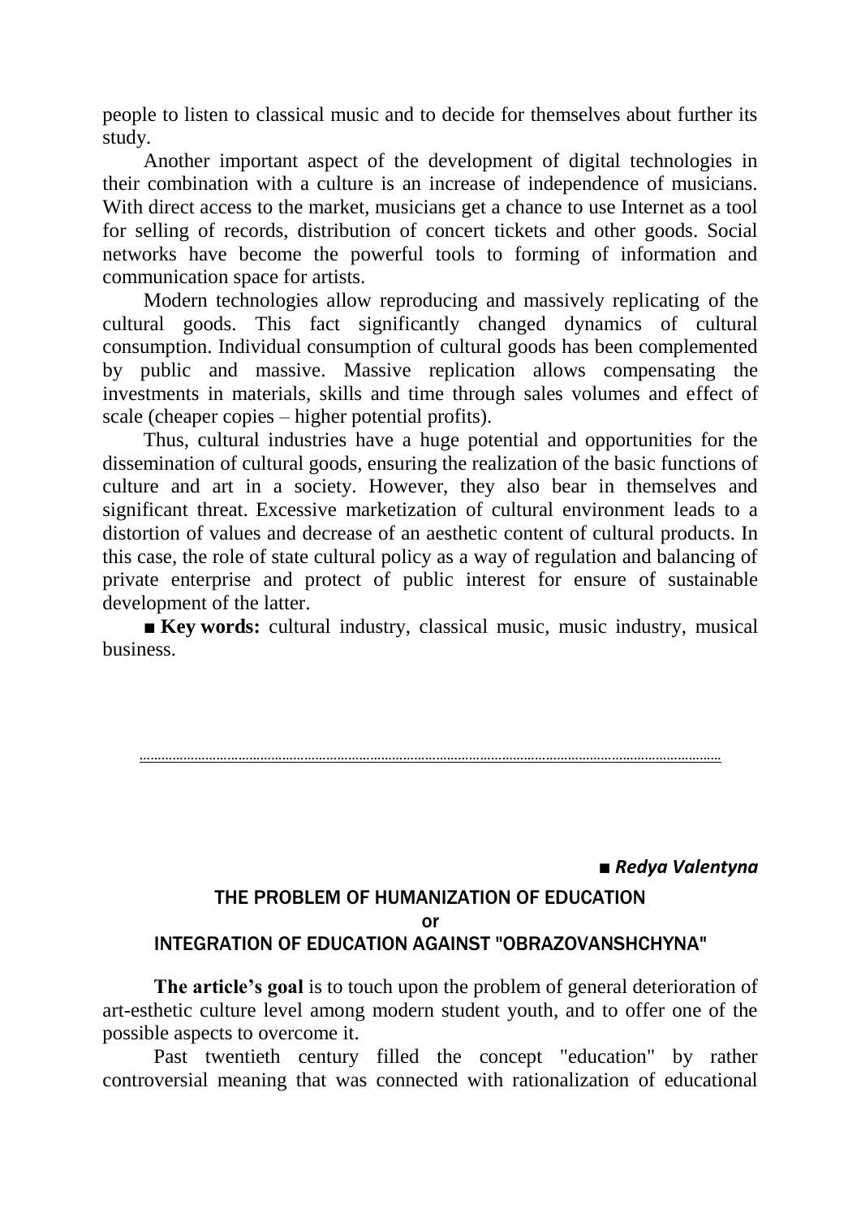people to listen to classical music and to decide for themselves about further its study.

Another important aspect of the development of digital technologies in their combination with a culture is an increase of independence of musicians. With direct access to the market, musicians get a chance to use Internet as a tool for selling of records, distribution of concert tickets and other goods. Social networks have become the powerful tools to forming of information and communication space for artists.

Modern technologies allow reproducing and massively replicating of the cultural goods. This fact significantly changed dynamics of cultural consumption. Individual consumption of cultural goods has been complemented by public and massive. Massive replication allows compensating the investments in materials, skills and time through sales volumes and effect of scale (cheaper copies – higher potential profits).

Thus, cultural industries have a huge potential and opportunities for the dissemination of cultural goods, ensuring the realization of the basic functions of culture and art in a society. However, they also bear in themselves and significant threat. Excessive marketization of cultural environment leads to a distortion of values and decrease of an aesthetic content of cultural products. In this case, the role of state cultural policy as a way of regulation and balancing of private enterprise and protect of public interest for ensure of sustainable development of the latter.

■ **Key words:** cultural industry, classical music, music industry, musical business.

---

■ ***Redya Valentyna***

## THE PROBLEM OF HUMANIZATION OF EDUCATION or INTEGRATION OF EDUCATION AGAINST "OBRAZOVANSHCHYNA"

**The article's goal** is to touch upon the problem of general deterioration of art-esthetic culture level among modern student youth, and to offer one of the possible aspects to overcome it.

Past twentieth century filled the concept "education" by rather controversial meaning that was connected with rationalization of educational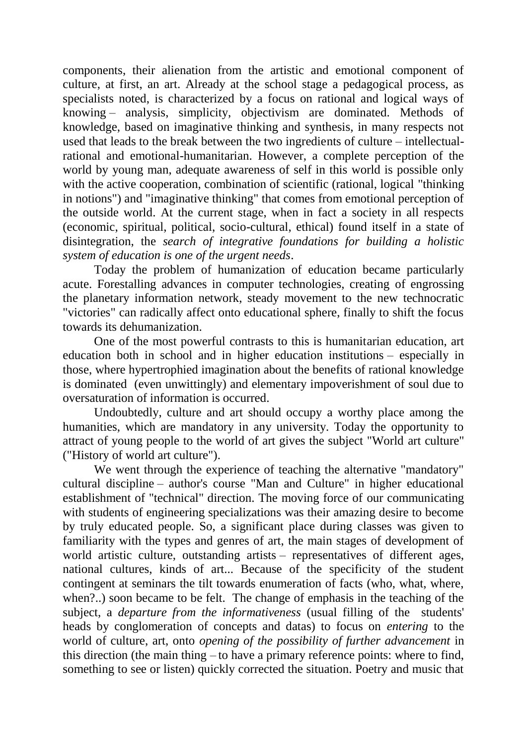components, their alienation from the artistic and emotional component of culture, at first, an art. Already at the school stage a pedagogical process, as specialists noted, is characterized by a focus on rational and logical ways of knowing – analysis, simplicity, objectivism are dominated. Methods of knowledge, based on imaginative thinking and synthesis, in many respects not used that leads to the break between the two ingredients of culture – intellectual-rational and emotional-humanitarian. However, a complete perception of the world by young man, adequate awareness of self in this world is possible only with the active cooperation, combination of scientific (rational, logical "thinking in notions") and "imaginative thinking" that comes from emotional perception of the outside world. At the current stage, when in fact a society in all respects (economic, spiritual, political, socio-cultural, ethical) found itself in a state of disintegration, the *search of integrative foundations for building a holistic system of education is one of the urgent needs*.

Today the problem of humanization of education became particularly acute. Forestalling advances in computer technologies, creating of engrossing the planetary information network, steady movement to the new technocratic "victories" can radically affect onto educational sphere, finally to shift the focus towards its dehumanization.

One of the most powerful contrasts to this is humanitarian education, art education both in school and in higher education institutions – especially in those, where hypertrophied imagination about the benefits of rational knowledge is dominated (even unwittingly) and elementary impoverishment of soul due to oversaturation of information is occurred.

Undoubtedly, culture and art should occupy a worthy place among the humanities, which are mandatory in any university. Today the opportunity to attract of young people to the world of art gives the subject "World art culture" ("History of world art culture").

We went through the experience of teaching the alternative "mandatory" cultural discipline – author's course "Man and Culture" in higher educational establishment of "technical" direction. The moving force of our communicating with students of engineering specializations was their amazing desire to become by truly educated people. So, a significant place during classes was given to familiarity with the types and genres of art, the main stages of development of world artistic culture, outstanding artists – representatives of different ages, national cultures, kinds of art... Because of the specificity of the student contingent at seminars the tilt towards enumeration of facts (who, what, where, when?..) soon became to be felt. The change of emphasis in the teaching of the subject, a *departure from the informativeness* (usual filling of the students' heads by conglomeration of concepts and datas) to focus on *entering* to the world of culture, art, onto *opening of the possibility of further advancement* in this direction (the main thing – to have a primary reference points: where to find, something to see or listen) quickly corrected the situation. Poetry and music that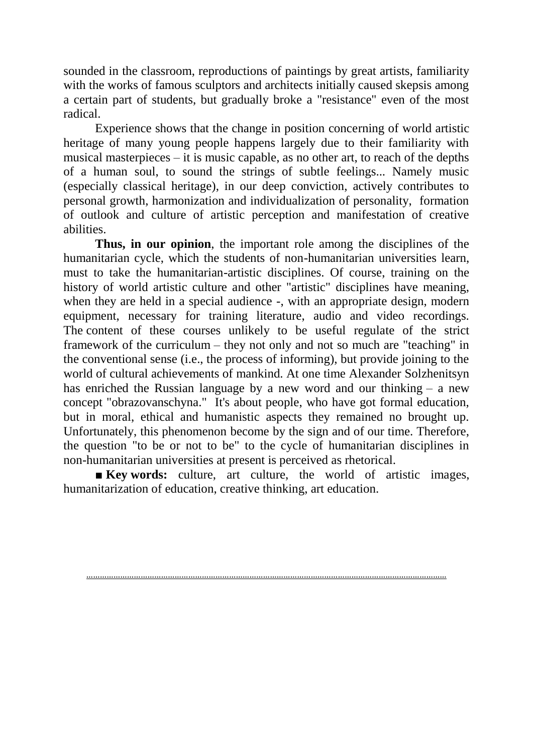sounded in the classroom, reproductions of paintings by great artists, familiarity with the works of famous sculptors and architects initially caused skepsis among a certain part of students, but gradually broke a "resistance" even of the most radical.

Experience shows that the change in position concerning of world artistic heritage of many young people happens largely due to their familiarity with musical masterpieces – it is music capable, as no other art, to reach of the depths of a human soul, to sound the strings of subtle feelings... Namely music (especially classical heritage), in our deep conviction, actively contributes to personal growth, harmonization and individualization of personality, formation of outlook and culture of artistic perception and manifestation of creative abilities.

**Thus, in our opinion**, the important role among the disciplines of the humanitarian cycle, which the students of non-humanitarian universities learn, must to take the humanitarian-artistic disciplines. Of course, training on the history of world artistic culture and other "artistic" disciplines have meaning, when they are held in a special audience -, with an appropriate design, modern equipment, necessary for training literature, audio and video recordings. The content of these courses unlikely to be useful regulate of the strict framework of the curriculum – they not only and not so much are "teaching" in the conventional sense (i.e., the process of informing), but provide joining to the world of cultural achievements of mankind. At one time Alexander Solzhenitsyn has enriched the Russian language by a new word and our thinking – a new concept "obrazovanschyna." It's about people, who have got formal education, but in moral, ethical and humanistic aspects they remained no brought up. Unfortunately, this phenomenon become by the sign and of our time. Therefore, the question "to be or not to be" to the cycle of humanitarian disciplines in non-humanitarian universities at present is perceived as rhetorical.

■ **Key words:** culture, art culture, the world of artistic images, humanitarization of education, creative thinking, art education.

............................................................................................................................................................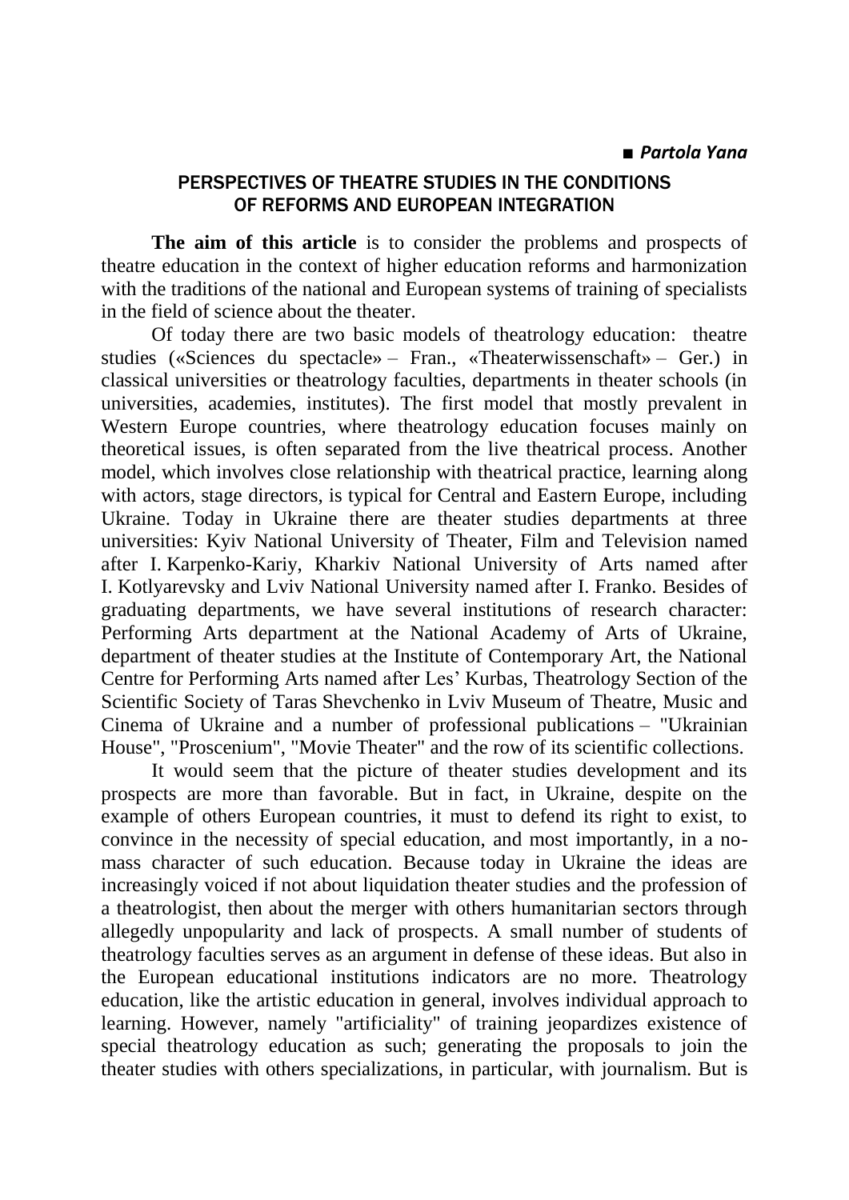■ ***Partola Yana***

## PERSPECTIVES OF THEATRE STUDIES IN THE CONDITIONS OF REFORMS AND EUROPEAN INTEGRATION

**The aim of this article** is to consider the problems and prospects of theatre education in the context of higher education reforms and harmonization with the traditions of the national and European systems of training of specialists in the field of science about the theater.

Of today there are two basic models of theatrology education: theatre studies («Sciences du spectacle» – Fran., «Theaterwissenschaft» – Ger.) in classical universities or theatrology faculties, departments in theater schools (in universities, academies, institutes). The first model that mostly prevalent in Western Europe countries, where theatrology education focuses mainly on theoretical issues, is often separated from the live theatrical process. Another model, which involves close relationship with theatrical practice, learning along with actors, stage directors, is typical for Central and Eastern Europe, including Ukraine. Today in Ukraine there are theater studies departments at three universities: Kyiv National University of Theater, Film and Television named after I. Karpenko-Kariy, Kharkiv National University of Arts named after I. Kotlyarevsky and Lviv National University named after I. Franko. Besides of graduating departments, we have several institutions of research character: Performing Arts department at the National Academy of Arts of Ukraine, department of theater studies at the Institute of Contemporary Art, the National Centre for Performing Arts named after Les' Kurbas, Theatrology Section of the Scientific Society of Taras Shevchenko in Lviv Museum of Theatre, Music and Cinema of Ukraine and a number of professional publications – "Ukrainian House", "Proscenium", "Movie Theater" and the row of its scientific collections.

It would seem that the picture of theater studies development and its prospects are more than favorable. But in fact, in Ukraine, despite on the example of others European countries, it must to defend its right to exist, to convince in the necessity of special education, and most importantly, in a no-mass character of such education. Because today in Ukraine the ideas are increasingly voiced if not about liquidation theater studies and the profession of a theatrologist, then about the merger with others humanitarian sectors through allegedly unpopularity and lack of prospects. A small number of students of theatrology faculties serves as an argument in defense of these ideas. But also in the European educational institutions indicators are no more. Theatrology education, like the artistic education in general, involves individual approach to learning. However, namely "artificiality" of training jeopardizes existence of special theatrology education as such; generating the proposals to join the theater studies with others specializations, in particular, with journalism. But is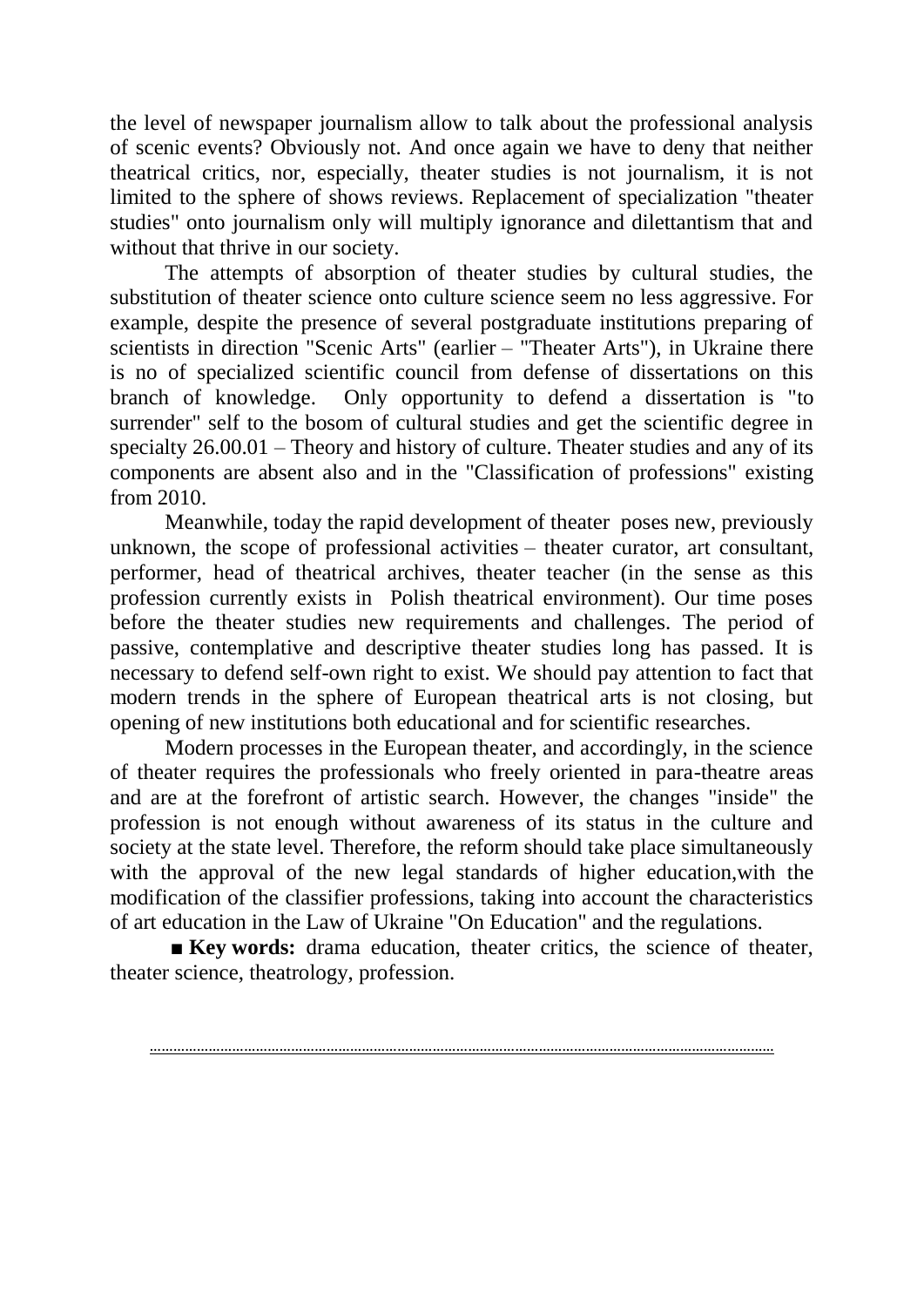the level of newspaper journalism allow to talk about the professional analysis of scenic events? Obviously not. And once again we have to deny that neither theatrical critics, nor, especially, theater studies is not journalism, it is not limited to the sphere of shows reviews. Replacement of specialization "theater studies" onto journalism only will multiply ignorance and dilettantism that and without that thrive in our society.

The attempts of absorption of theater studies by cultural studies, the substitution of theater science onto culture science seem no less aggressive. For example, despite the presence of several postgraduate institutions preparing of scientists in direction "Scenic Arts" (earlier – "Theater Arts"), in Ukraine there is no of specialized scientific council from defense of dissertations on this branch of knowledge. Only opportunity to defend a dissertation is "to surrender" self to the bosom of cultural studies and get the scientific degree in specialty 26.00.01 – Theory and history of culture. Theater studies and any of its components are absent also and in the "Classification of professions" existing from 2010.

Meanwhile, today the rapid development of theater poses new, previously unknown, the scope of professional activities – theater curator, art consultant, performer, head of theatrical archives, theater teacher (in the sense as this profession currently exists in Polish theatrical environment). Our time poses before the theater studies new requirements and challenges. The period of passive, contemplative and descriptive theater studies long has passed. It is necessary to defend self-own right to exist. We should pay attention to fact that modern trends in the sphere of European theatrical arts is not closing, but opening of new institutions both educational and for scientific researches.

Modern processes in the European theater, and accordingly, in the science of theater requires the professionals who freely oriented in para-theatre areas and are at the forefront of artistic search. However, the changes "inside" the profession is not enough without awareness of its status in the culture and society at the state level. Therefore, the reform should take place simultaneously with the approval of the new legal standards of higher education,with the modification of the classifier professions, taking into account the characteristics of art education in the Law of Ukraine "On Education" and the regulations.

■ **Key words:** drama education, theater critics, the science of theater, theater science, theatrology, profession.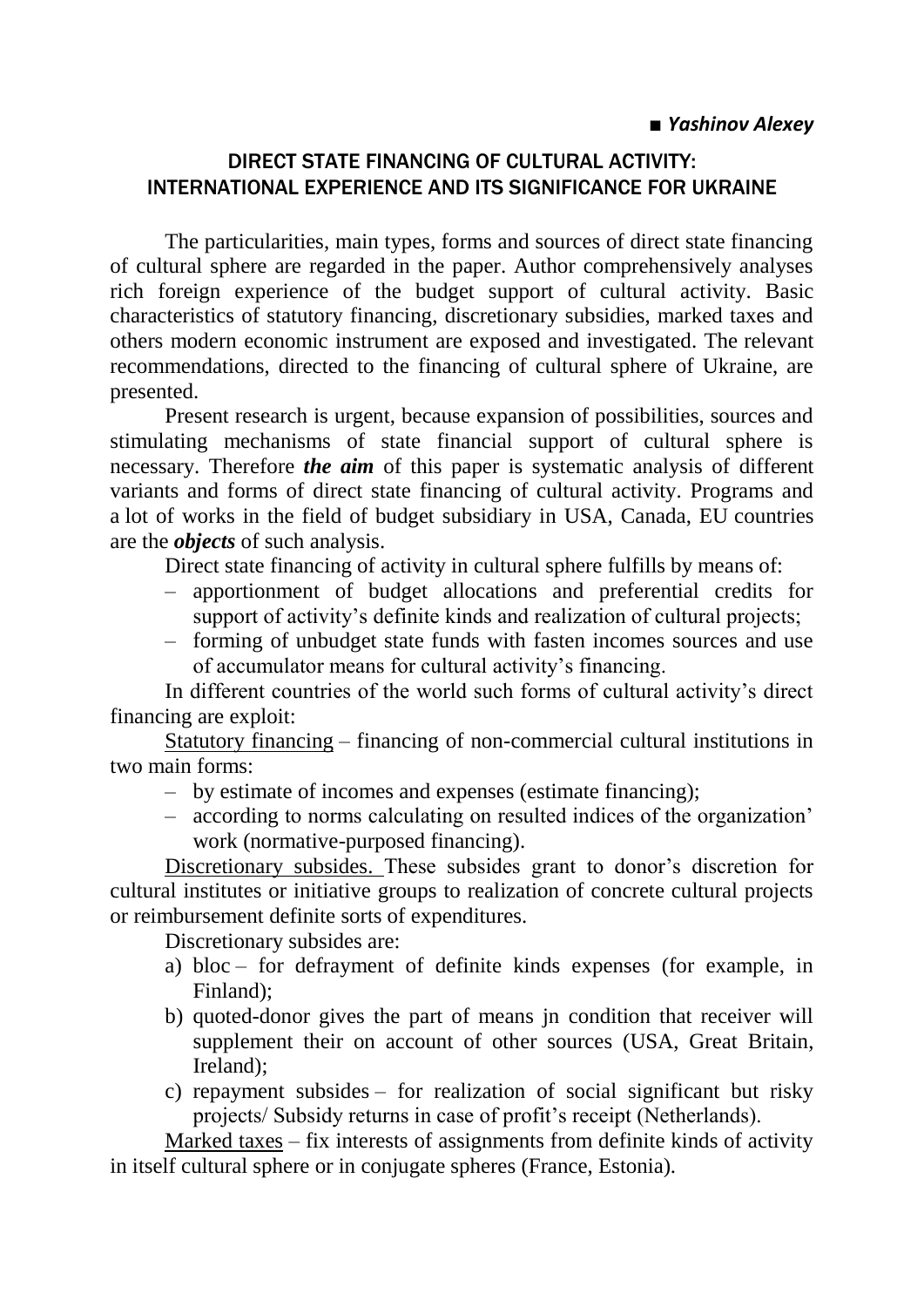**■ *Yashinov Alexey***

## DIRECT STATE FINANCING OF CULTURAL ACTIVITY: INTERNATIONAL EXPERIENCE AND ITS SIGNIFICANCE FOR UKRAINE

The particularities, main types, forms and sources of direct state financing of cultural sphere are regarded in the paper. Author comprehensively analyses rich foreign experience of the budget support of cultural activity. Basic characteristics of statutory financing, discretionary subsidies, marked taxes and others modern economic instrument are exposed and investigated. The relevant recommendations, directed to the financing of cultural sphere of Ukraine, are presented.

Present research is urgent, because expansion of possibilities, sources and stimulating mechanisms of state financial support of cultural sphere is necessary. Therefore ***the aim*** of this paper is systematic analysis of different variants and forms of direct state financing of cultural activity. Programs and a lot of works in the field of budget subsidiary in USA, Canada, EU countries are the ***objects*** of such analysis.

Direct state financing of activity in cultural sphere fulfills by means of:

– apportionment of budget allocations and preferential credits for support of activity's definite kinds and realization of cultural projects;
– forming of unbudget state funds with fasten incomes sources and use of accumulator means for cultural activity's financing.

In different countries of the world such forms of cultural activity's direct financing are exploit:

<u>Statutory financing</u> – financing of non-commercial cultural institutions in two main forms:

– by estimate of incomes and expenses (estimate financing);
– according to norms calculating on resulted indices of the organization' work (normative-purposed financing).

<u>Discretionary subsides.</u> These subsides grant to donor's discretion for cultural institutes or initiative groups to realization of concrete cultural projects or reimbursement definite sorts of expenditures.

Discretionary subsides are:

a) bloc – for defrayment of definite kinds expenses (for example, in Finland);
b) quoted-donor gives the part of means jn condition that receiver will supplement their on account of other sources (USA, Great Britain, Ireland);
c) repayment subsides – for realization of social significant but risky projects/ Subsidy returns in case of profit's receipt (Netherlands).

<u>Marked taxes</u> – fix interests of assignments from definite kinds of activity in itself cultural sphere or in conjugate spheres (France, Estonia).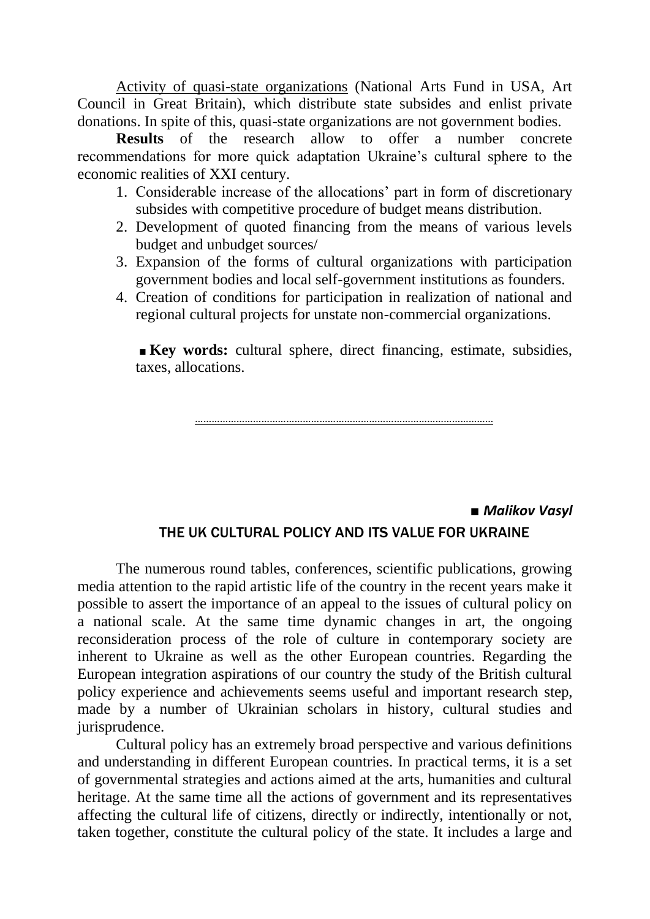Activity of quasi-state organizations (National Arts Fund in USA, Art Council in Great Britain), which distribute state subsides and enlist private donations. In spite of this, quasi-state organizations are not government bodies.

**Results** of the research allow to offer a number concrete recommendations for more quick adaptation Ukraine's cultural sphere to the economic realities of XXI century.

1. Considerable increase of the allocations' part in form of discretionary subsides with competitive procedure of budget means distribution.
2. Development of quoted financing from the means of various levels budget and unbudget sources/
3. Expansion of the forms of cultural organizations with participation government bodies and local self-government institutions as founders.
4. Creation of conditions for participation in realization of national and regional cultural projects for unstate non-commercial organizations.

■ **Key words:** cultural sphere, direct financing, estimate, subsidies, taxes, allocations.

---

■ ***Malikov Vasyl***

## THE UK CULTURAL POLICY AND ITS VALUE FOR UKRAINE

The numerous round tables, conferences, scientific publications, growing media attention to the rapid artistic life of the country in the recent years make it possible to assert the importance of an appeal to the issues of cultural policy on a national scale. At the same time dynamic changes in art, the ongoing reconsideration process of the role of culture in contemporary society are inherent to Ukraine as well as the other European countries. Regarding the European integration aspirations of our country the study of the British cultural policy experience and achievements seems useful and important research step, made by a number of Ukrainian scholars in history, cultural studies and jurisprudence.

Cultural policy has an extremely broad perspective and various definitions and understanding in different European countries. In practical terms, it is a set of governmental strategies and actions aimed at the arts, humanities and cultural heritage. At the same time all the actions of government and its representatives affecting the cultural life of citizens, directly or indirectly, intentionally or not, taken together, constitute the cultural policy of the state. It includes a large and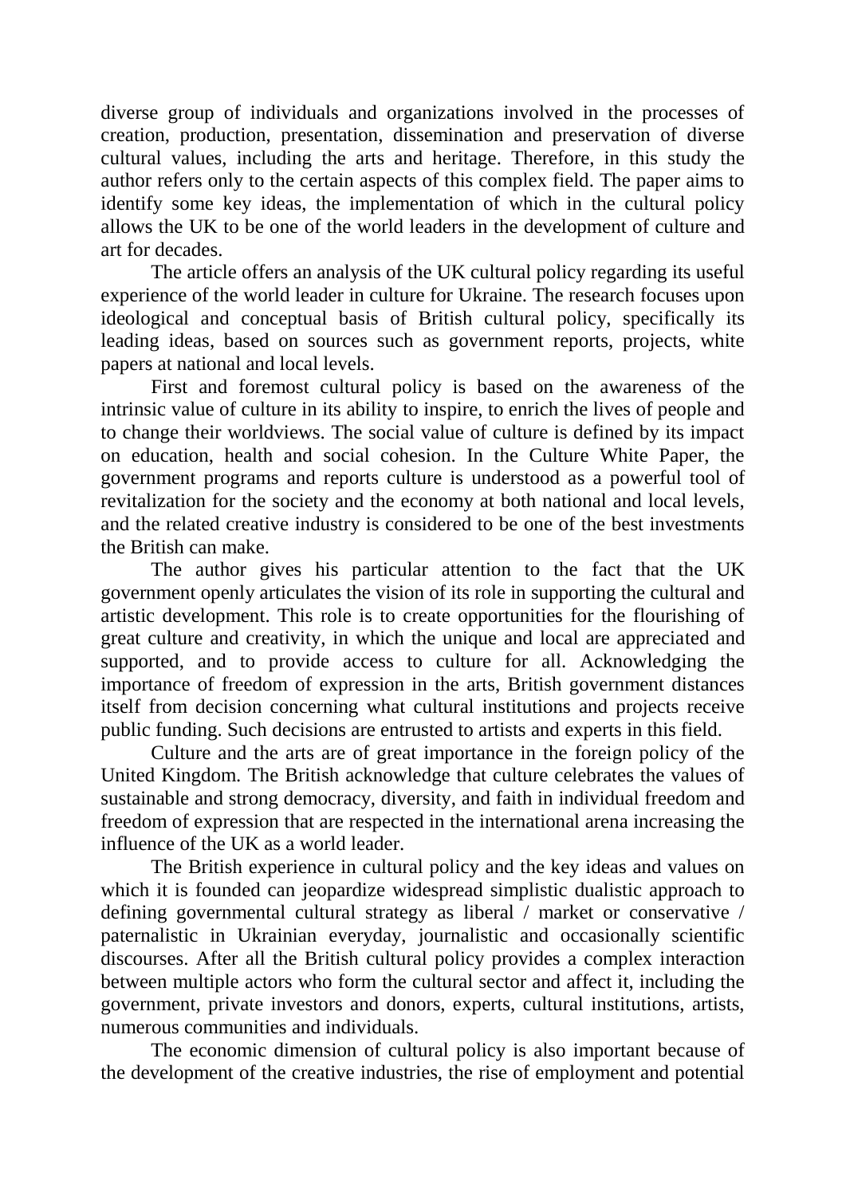diverse group of individuals and organizations involved in the processes of creation, production, presentation, dissemination and preservation of diverse cultural values, including the arts and heritage. Therefore, in this study the author refers only to the certain aspects of this complex field. The paper aims to identify some key ideas, the implementation of which in the cultural policy allows the UK to be one of the world leaders in the development of culture and art for decades.

The article offers an analysis of the UK cultural policy regarding its useful experience of the world leader in culture for Ukraine. The research focuses upon ideological and conceptual basis of British cultural policy, specifically its leading ideas, based on sources such as government reports, projects, white papers at national and local levels.

First and foremost cultural policy is based on the awareness of the intrinsic value of culture in its ability to inspire, to enrich the lives of people and to change their worldviews. The social value of culture is defined by its impact on education, health and social cohesion. In the Culture White Paper, the government programs and reports culture is understood as a powerful tool of revitalization for the society and the economy at both national and local levels, and the related creative industry is considered to be one of the best investments the British can make.

The author gives his particular attention to the fact that the UK government openly articulates the vision of its role in supporting the cultural and artistic development. This role is to create opportunities for the flourishing of great culture and creativity, in which the unique and local are appreciated and supported, and to provide access to culture for all. Acknowledging the importance of freedom of expression in the arts, British government distances itself from decision concerning what cultural institutions and projects receive public funding. Such decisions are entrusted to artists and experts in this field.

Culture and the arts are of great importance in the foreign policy of the United Kingdom. The British acknowledge that culture celebrates the values of sustainable and strong democracy, diversity, and faith in individual freedom and freedom of expression that are respected in the international arena increasing the influence of the UK as a world leader.

The British experience in cultural policy and the key ideas and values on which it is founded can jeopardize widespread simplistic dualistic approach to defining governmental cultural strategy as liberal / market or conservative / paternalistic in Ukrainian everyday, journalistic and occasionally scientific discourses. After all the British cultural policy provides a complex interaction between multiple actors who form the cultural sector and affect it, including the government, private investors and donors, experts, cultural institutions, artists, numerous communities and individuals.

The economic dimension of cultural policy is also important because of the development of the creative industries, the rise of employment and potential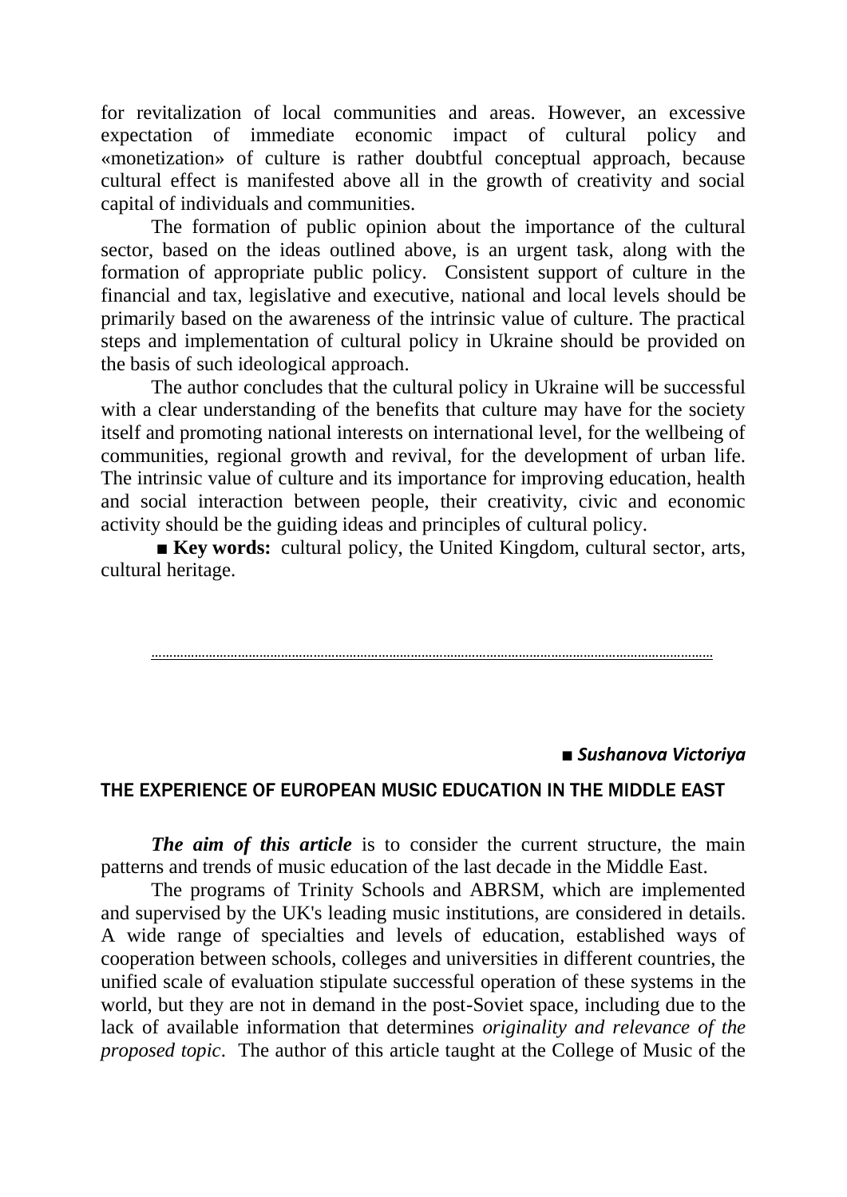for revitalization of local communities and areas. However, an excessive expectation of immediate economic impact of cultural policy and «monetization» of culture is rather doubtful conceptual approach, because cultural effect is manifested above all in the growth of creativity and social capital of individuals and communities.

The formation of public opinion about the importance of the cultural sector, based on the ideas outlined above, is an urgent task, along with the formation of appropriate public policy. Consistent support of culture in the financial and tax, legislative and executive, national and local levels should be primarily based on the awareness of the intrinsic value of culture. The practical steps and implementation of cultural policy in Ukraine should be provided on the basis of such ideological approach.

The author concludes that the cultural policy in Ukraine will be successful with a clear understanding of the benefits that culture may have for the society itself and promoting national interests on international level, for the wellbeing of communities, regional growth and revival, for the development of urban life. The intrinsic value of culture and its importance for improving education, health and social interaction between people, their creativity, civic and economic activity should be the guiding ideas and principles of cultural policy.

■ **Key words:** cultural policy, the United Kingdom, cultural sector, arts, cultural heritage.

---

■ ***Sushanova Victoriya***

## THE EXPERIENCE OF EUROPEAN MUSIC EDUCATION IN THE MIDDLE EAST

***The aim of this article*** is to consider the current structure, the main patterns and trends of music education of the last decade in the Middle East.

The programs of Trinity Schools and ABRSM, which are implemented and supervised by the UK's leading music institutions, are considered in details. A wide range of specialties and levels of education, established ways of cooperation between schools, colleges and universities in different countries, the unified scale of evaluation stipulate successful operation of these systems in the world, but they are not in demand in the post-Soviet space, including due to the lack of available information that determines *originality and relevance of the proposed topic*. The author of this article taught at the College of Music of the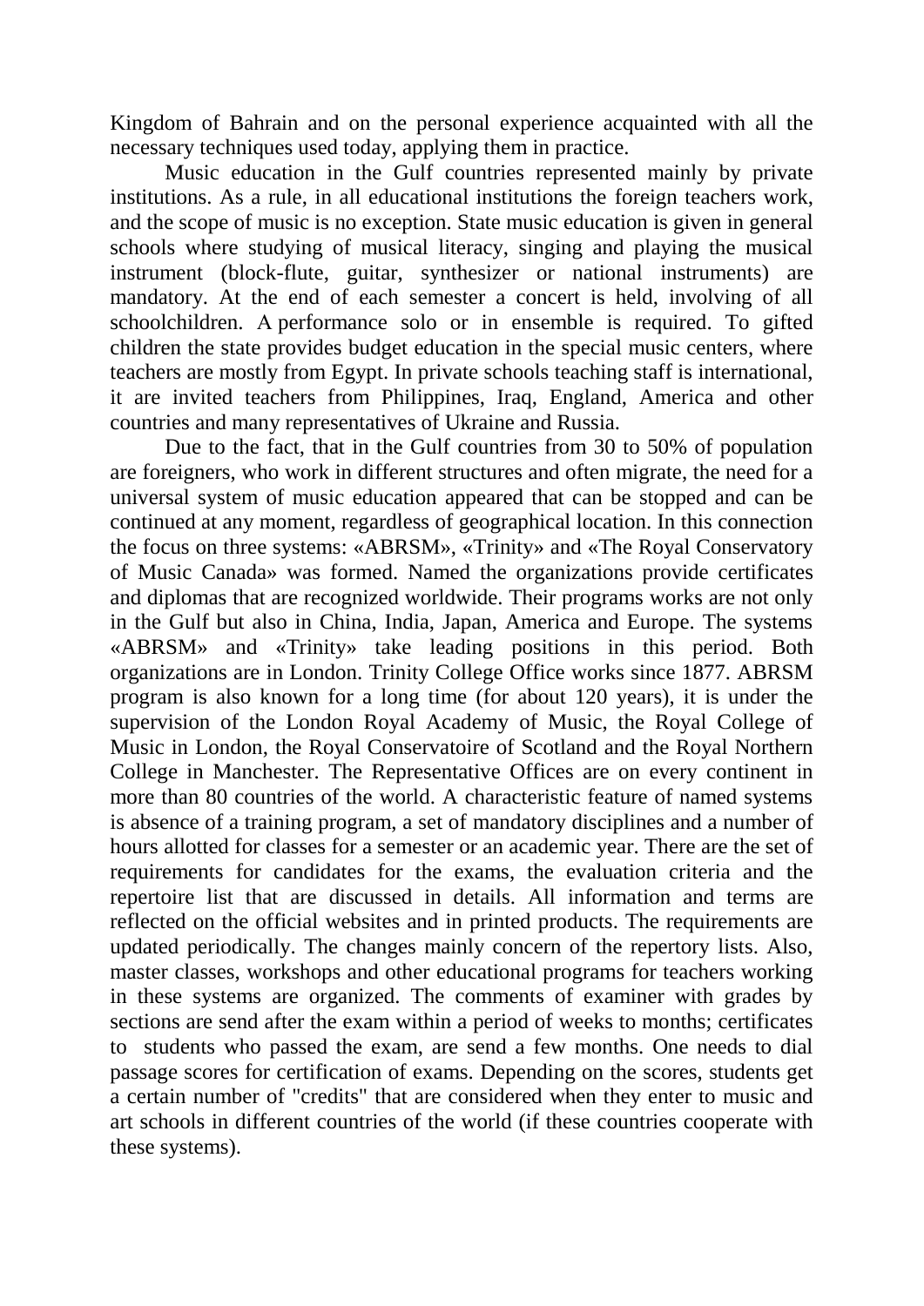Kingdom of Bahrain and on the personal experience acquainted with all the necessary techniques used today, applying them in practice.

Music education in the Gulf countries represented mainly by private institutions. As a rule, in all educational institutions the foreign teachers work, and the scope of music is no exception. State music education is given in general schools where studying of musical literacy, singing and playing the musical instrument (block-flute, guitar, synthesizer or national instruments) are mandatory. At the end of each semester a concert is held, involving of all schoolchildren. A performance solo or in ensemble is required. To gifted children the state provides budget education in the special music centers, where teachers are mostly from Egypt. In private schools teaching staff is international, it are invited teachers from Philippines, Iraq, England, America and other countries and many representatives of Ukraine and Russia.

Due to the fact, that in the Gulf countries from 30 to 50% of population are foreigners, who work in different structures and often migrate, the need for a universal system of music education appeared that can be stopped and can be continued at any moment, regardless of geographical location. In this connection the focus on three systems: «ABRSM», «Trinity» and «The Royal Conservatory of Music Canada» was formed. Named the organizations provide certificates and diplomas that are recognized worldwide. Their programs works are not only in the Gulf but also in China, India, Japan, America and Europe. The systems «ABRSM» and «Trinity» take leading positions in this period. Both organizations are in London. Trinity College Office works since 1877. ABRSM program is also known for a long time (for about 120 years), it is under the supervision of the London Royal Academy of Music, the Royal College of Music in London, the Royal Conservatoire of Scotland and the Royal Northern College in Manchester. The Representative Offices are on every continent in more than 80 countries of the world. A characteristic feature of named systems is absence of a training program, a set of mandatory disciplines and a number of hours allotted for classes for a semester or an academic year. There are the set of requirements for candidates for the exams, the evaluation criteria and the repertoire list that are discussed in details. All information and terms are reflected on the official websites and in printed products. The requirements are updated periodically. The changes mainly concern of the repertory lists. Also, master classes, workshops and other educational programs for teachers working in these systems are organized. The comments of examiner with grades by sections are send after the exam within a period of weeks to months; certificates to students who passed the exam, are send a few months. One needs to dial passage scores for certification of exams. Depending on the scores, students get a certain number of "credits" that are considered when they enter to music and art schools in different countries of the world (if these countries cooperate with these systems).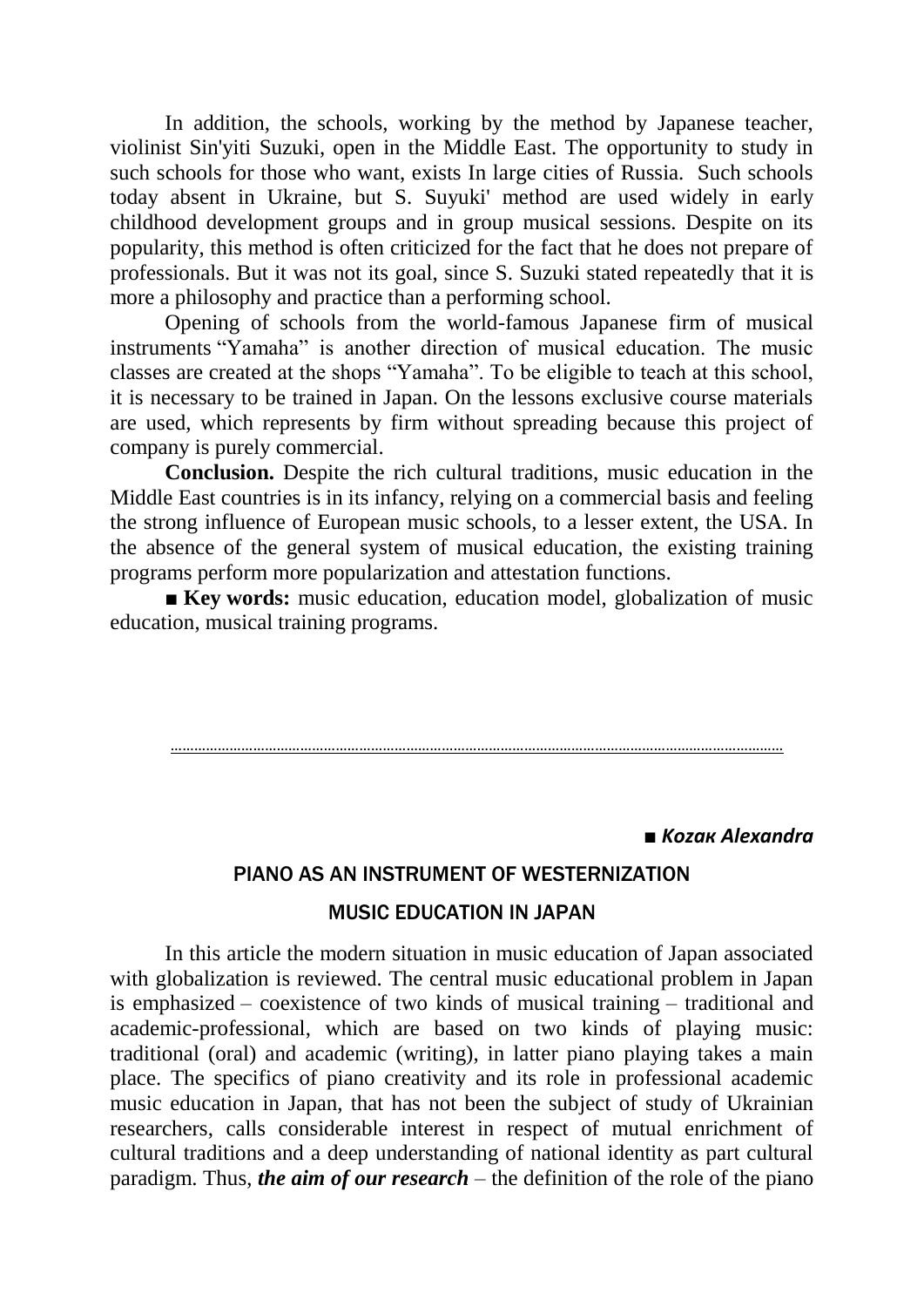In addition, the schools, working by the method by Japanese teacher, violinist Sin'yiti Suzuki, open in the Middle East. The opportunity to study in such schools for those who want, exists In large cities of Russia. Such schools today absent in Ukraine, but S. Suyuki' method are used widely in early childhood development groups and in group musical sessions. Despite on its popularity, this method is often criticized for the fact that he does not prepare of professionals. But it was not its goal, since S. Suzuki stated repeatedly that it is more a philosophy and practice than a performing school.

Opening of schools from the world-famous Japanese firm of musical instruments "Yamaha" is another direction of musical education. The music classes are created at the shops "Yamaha". To be eligible to teach at this school, it is necessary to be trained in Japan. On the lessons exclusive course materials are used, which represents by firm without spreading because this project of company is purely commercial.

**Conclusion.** Despite the rich cultural traditions, music education in the Middle East countries is in its infancy, relying on a commercial basis and feeling the strong influence of European music schools, to a lesser extent, the USA. In the absence of the general system of musical education, the existing training programs perform more popularization and attestation functions.

■ **Key words:** music education, education model, globalization of music education, musical training programs.

---

■ ***Kozaк Alexandra***

## PIANO AS AN INSTRUMENT OF WESTERNIZATION MUSIC EDUCATION IN JAPAN

In this article the modern situation in music education of Japan associated with globalization is reviewed. The central music educational problem in Japan is emphasized – coexistence of two kinds of musical training – traditional and academic-professional, which are based on two kinds of playing music: traditional (oral) and academic (writing), in latter piano playing takes a main place. The specifics of piano creativity and its role in professional academic music education in Japan, that has not been the subject of study of Ukrainian researchers, calls considerable interest in respect of mutual enrichment of cultural traditions and a deep understanding of national identity as part cultural paradigm. Thus, ***the aim of our research*** – the definition of the role of the piano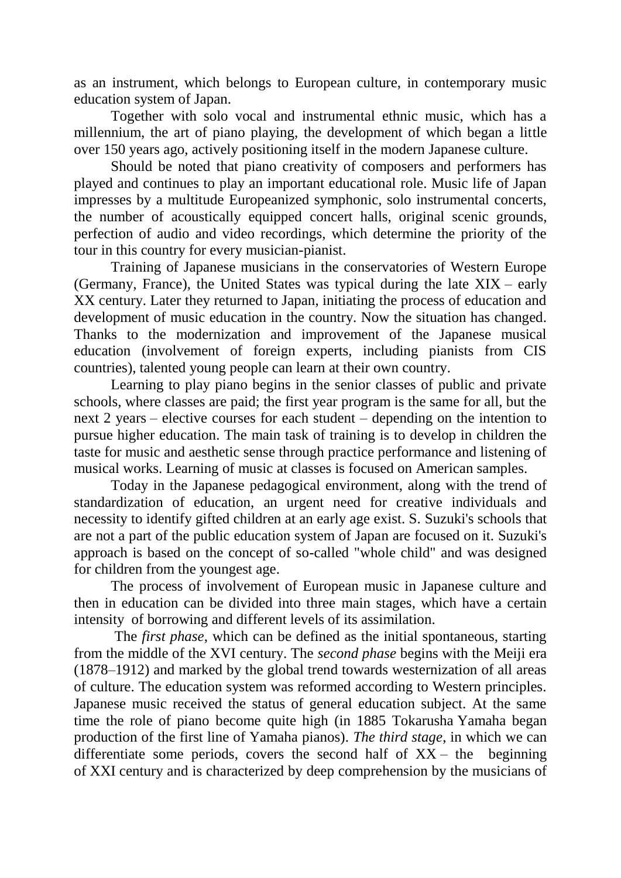as an instrument, which belongs to European culture, in contemporary music education system of Japan.

Together with solo vocal and instrumental ethnic music, which has a millennium, the art of piano playing, the development of which began a little over 150 years ago, actively positioning itself in the modern Japanese culture.

Should be noted that piano creativity of composers and performers has played and continues to play an important educational role. Music life of Japan impresses by a multitude Europeanized symphonic, solo instrumental concerts, the number of acoustically equipped concert halls, original scenic grounds, perfection of audio and video recordings, which determine the priority of the tour in this country for every musician-pianist.

Training of Japanese musicians in the conservatories of Western Europe (Germany, France), the United States was typical during the late XIX – early XX century. Later they returned to Japan, initiating the process of education and development of music education in the country. Now the situation has changed. Thanks to the modernization and improvement of the Japanese musical education (involvement of foreign experts, including pianists from CIS countries), talented young people can learn at their own country.

Learning to play piano begins in the senior classes of public and private schools, where classes are paid; the first year program is the same for all, but the next 2 years – elective courses for each student – depending on the intention to pursue higher education. The main task of training is to develop in children the taste for music and aesthetic sense through practice performance and listening of musical works. Learning of music at classes is focused on American samples.

Today in the Japanese pedagogical environment, along with the trend of standardization of education, an urgent need for creative individuals and necessity to identify gifted children at an early age exist. S. Suzuki's schools that are not a part of the public education system of Japan are focused on it. Suzuki's approach is based on the concept of so-called "whole child" and was designed for children from the youngest age.

The process of involvement of European music in Japanese culture and then in education can be divided into three main stages, which have a certain intensity of borrowing and different levels of its assimilation.

The *first phase*, which can be defined as the initial spontaneous, starting from the middle of the XVI century. The *second phase* begins with the Meiji era (1878–1912) and marked by the global trend towards westernization of all areas of culture. The education system was reformed according to Western principles. Japanese music received the status of general education subject. At the same time the role of piano become quite high (in 1885 Tokarusha Yamaha began production of the first line of Yamaha pianos). *The third stage*, in which we can differentiate some periods, covers the second half of XX – the beginning of XXI century and is characterized by deep comprehension by the musicians of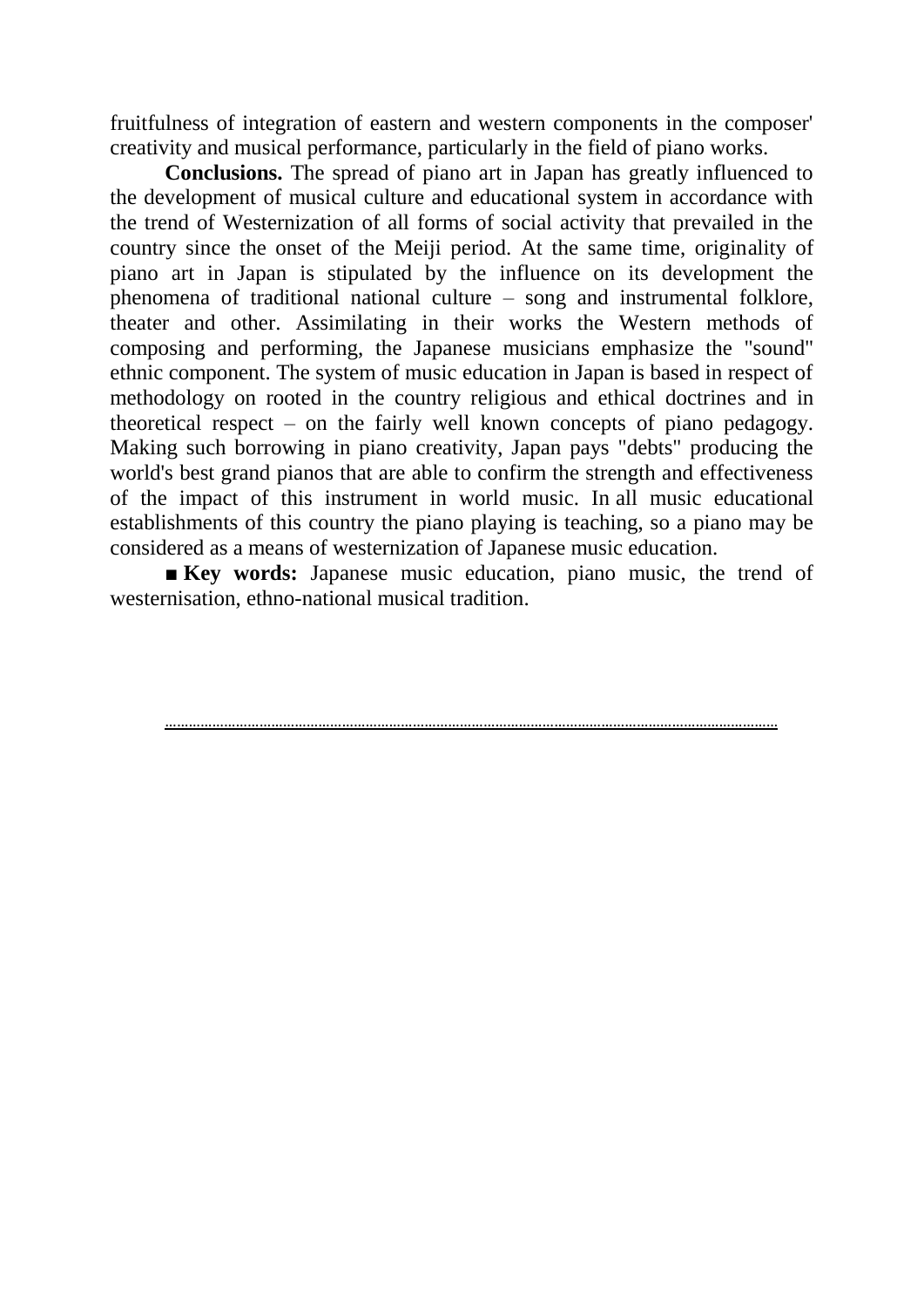fruitfulness of integration of eastern and western components in the composer' creativity and musical performance, particularly in the field of piano works.

**Conclusions.** The spread of piano art in Japan has greatly influenced to the development of musical culture and educational system in accordance with the trend of Westernization of all forms of social activity that prevailed in the country since the onset of the Meiji period. At the same time, originality of piano art in Japan is stipulated by the influence on its development the phenomena of traditional national culture – song and instrumental folklore, theater and other. Assimilating in their works the Western methods of composing and performing, the Japanese musicians emphasize the "sound" ethnic component. The system of music education in Japan is based in respect of methodology on rooted in the country religious and ethical doctrines and in theoretical respect – on the fairly well known concepts of piano pedagogy. Making such borrowing in piano creativity, Japan pays "debts" producing the world's best grand pianos that are able to confirm the strength and effectiveness of the impact of this instrument in world music. In all music educational establishments of this country the piano playing is teaching, so a piano may be considered as a means of westernization of Japanese music education.

■ **Key words:** Japanese music education, piano music, the trend of westernisation, ethno-national musical tradition.

.........................................................................................................................................................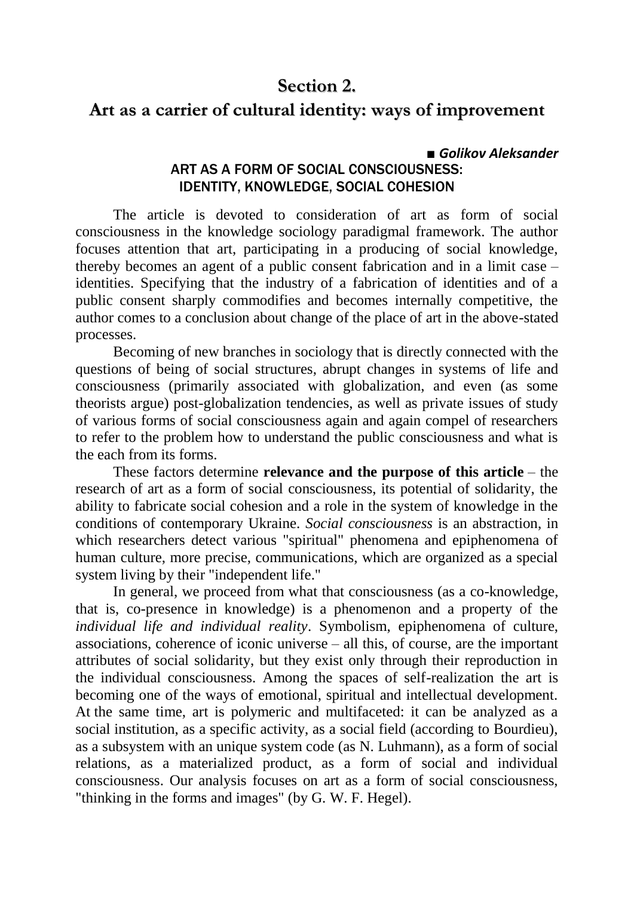# Section 2.
# Art as a carrier of cultural identity: ways of improvement

■ ***Golikov Aleksander***

## ART AS A FORM OF SOCIAL CONSCIOUSNESS: IDENTITY, KNOWLEDGE, SOCIAL COHESION

The article is devoted to consideration of art as form of social consciousness in the knowledge sociology paradigmal framework. The author focuses attention that art, participating in a producing of social knowledge, thereby becomes an agent of a public consent fabrication and in a limit case – identities. Specifying that the industry of a fabrication of identities and of a public consent sharply commodifies and becomes internally competitive, the author comes to a conclusion about change of the place of art in the above-stated processes.

Becoming of new branches in sociology that is directly connected with the questions of being of social structures, abrupt changes in systems of life and consciousness (primarily associated with globalization, and even (as some theorists argue) post-globalization tendencies, as well as private issues of study of various forms of social consciousness again and again compel of researchers to refer to the problem how to understand the public consciousness and what is the each from its forms.

These factors determine **relevance and the purpose of this article** – the research of art as a form of social consciousness, its potential of solidarity, the ability to fabricate social cohesion and a role in the system of knowledge in the conditions of contemporary Ukraine. *Social consciousness* is an abstraction, in which researchers detect various "spiritual" phenomena and epiphenomena of human culture, more precise, communications, which are organized as a special system living by their "independent life."

In general, we proceed from what that consciousness (as a co-knowledge, that is, co-presence in knowledge) is a phenomenon and a property of the *individual life and individual reality*. Symbolism, epiphenomena of culture, associations, coherence of iconic universe – all this, of course, are the important attributes of social solidarity, but they exist only through their reproduction in the individual consciousness. Among the spaces of self-realization the art is becoming one of the ways of emotional, spiritual and intellectual development. At the same time, art is polymeric and multifaceted: it can be analyzed as a social institution, as a specific activity, as a social field (according to Bourdieu), as a subsystem with an unique system code (as N. Luhmann), as a form of social relations, as a materialized product, as a form of social and individual consciousness. Our analysis focuses on art as a form of social consciousness, "thinking in the forms and images" (by G. W. F. Hegel).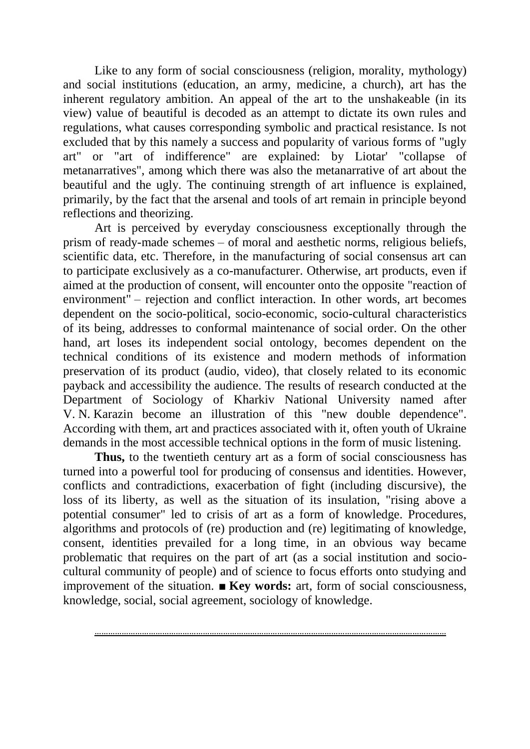Like to any form of social consciousness (religion, morality, mythology) and social institutions (education, an army, medicine, a church), art has the inherent regulatory ambition. An appeal of the art to the unshakeable (in its view) value of beautiful is decoded as an attempt to dictate its own rules and regulations, what causes corresponding symbolic and practical resistance. Is not excluded that by this namely a success and popularity of various forms of "ugly art" or "art of indifference" are explained: by Liotar' "collapse of metanarratives", among which there was also the metanarrative of art about the beautiful and the ugly. The continuing strength of art influence is explained, primarily, by the fact that the arsenal and tools of art remain in principle beyond reflections and theorizing.

Art is perceived by everyday consciousness exceptionally through the prism of ready-made schemes – of moral and aesthetic norms, religious beliefs, scientific data, etc. Therefore, in the manufacturing of social consensus art can to participate exclusively as a co-manufacturer. Otherwise, art products, even if aimed at the production of consent, will encounter onto the opposite "reaction of environment" – rejection and conflict interaction. In other words, art becomes dependent on the socio-political, socio-economic, socio-cultural characteristics of its being, addresses to conformal maintenance of social order. On the other hand, art loses its independent social ontology, becomes dependent on the technical conditions of its existence and modern methods of information preservation of its product (audio, video), that closely related to its economic payback and accessibility the audience. The results of research conducted at the Department of Sociology of Kharkiv National University named after V. N. Karazin become an illustration of this "new double dependence". According with them, art and practices associated with it, often youth of Ukraine demands in the most accessible technical options in the form of music listening.

**Thus,** to the twentieth century art as a form of social consciousness has turned into a powerful tool for producing of consensus and identities. However, conflicts and contradictions, exacerbation of fight (including discursive), the loss of its liberty, as well as the situation of its insulation, "rising above a potential consumer" led to crisis of art as a form of knowledge. Procedures, algorithms and protocols of (re) production and (re) legitimating of knowledge, consent, identities prevailed for a long time, in an obvious way became problematic that requires on the part of art (as a social institution and socio-cultural community of people) and of science to focus efforts onto studying and improvement of the situation. ■ **Key words:** art, form of social consciousness, knowledge, social, social agreement, sociology of knowledge.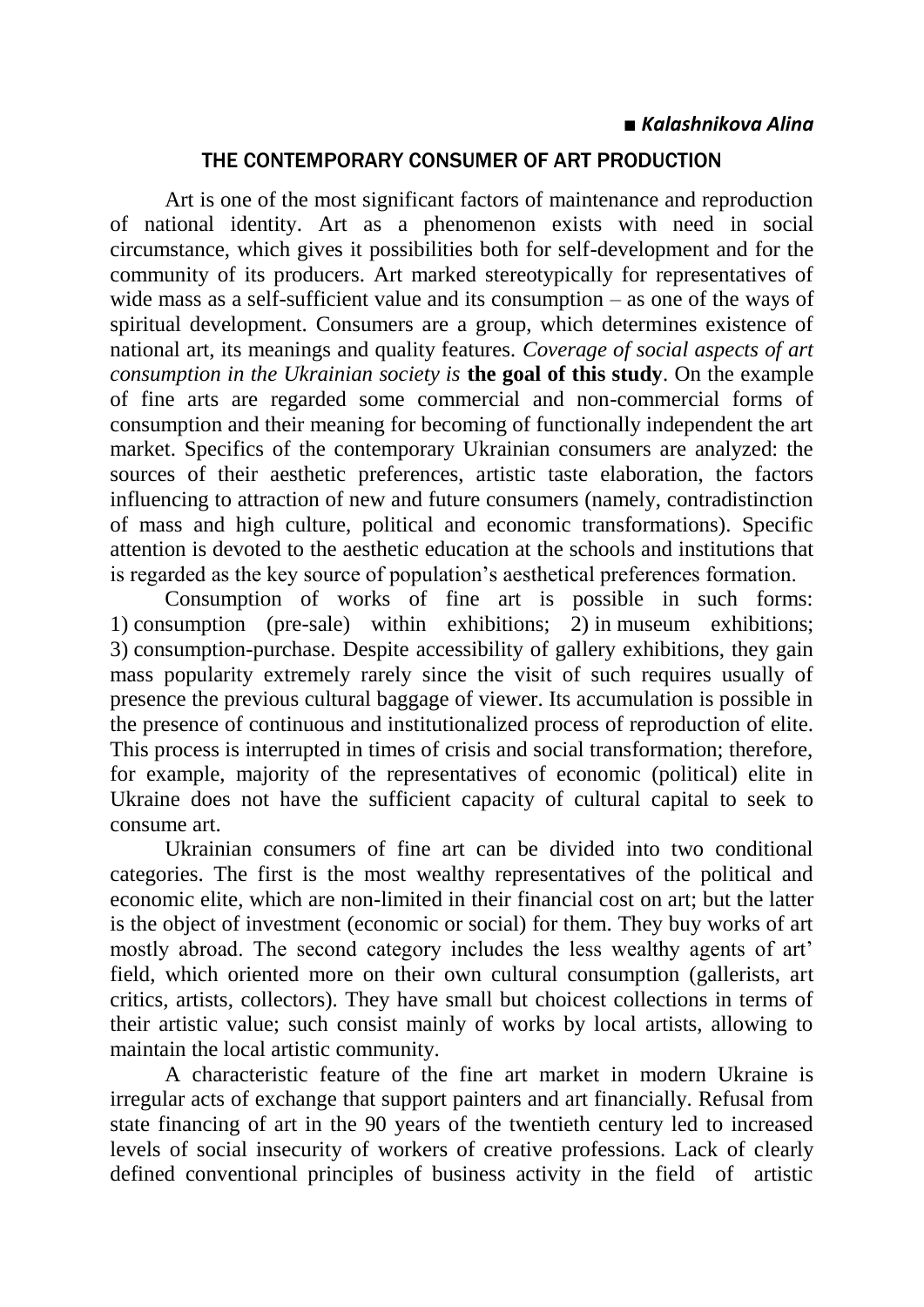■ ***Kalashnikova Alina***

## THE CONTEMPORARY CONSUMER OF ART PRODUCTION

Art is one of the most significant factors of maintenance and reproduction of national identity. Art as a phenomenon exists with need in social circumstance, which gives it possibilities both for self-development and for the community of its producers. Art marked stereotypically for representatives of wide mass as a self-sufficient value and its consumption – as one of the ways of spiritual development. Consumers are a group, which determines existence of national art, its meanings and quality features. *Coverage of social aspects of art consumption in the Ukrainian society is* **the goal of this study**. On the example of fine arts are regarded some commercial and non-commercial forms of consumption and their meaning for becoming of functionally independent the art market. Specifics of the contemporary Ukrainian consumers are analyzed: the sources of their aesthetic preferences, artistic taste elaboration, the factors influencing to attraction of new and future consumers (namely, contradistinction of mass and high culture, political and economic transformations). Specific attention is devoted to the aesthetic education at the schools and institutions that is regarded as the key source of population's aesthetical preferences formation.

Consumption of works of fine art is possible in such forms: 1) consumption (pre-sale) within exhibitions; 2) in museum exhibitions; 3) consumption-purchase. Despite accessibility of gallery exhibitions, they gain mass popularity extremely rarely since the visit of such requires usually of presence the previous cultural baggage of viewer. Its accumulation is possible in the presence of continuous and institutionalized process of reproduction of elite. This process is interrupted in times of crisis and social transformation; therefore, for example, majority of the representatives of economic (political) elite in Ukraine does not have the sufficient capacity of cultural capital to seek to consume art.

Ukrainian consumers of fine art can be divided into two conditional categories. The first is the most wealthy representatives of the political and economic elite, which are non-limited in their financial cost on art; but the latter is the object of investment (economic or social) for them. They buy works of art mostly abroad. The second category includes the less wealthy agents of art' field, which oriented more on their own cultural consumption (gallerists, art critics, artists, collectors). They have small but choicest collections in terms of their artistic value; such consist mainly of works by local artists, allowing to maintain the local artistic community.

A characteristic feature of the fine art market in modern Ukraine is irregular acts of exchange that support painters and art financially. Refusal from state financing of art in the 90 years of the twentieth century led to increased levels of social insecurity of workers of creative professions. Lack of clearly defined conventional principles of business activity in the field of artistic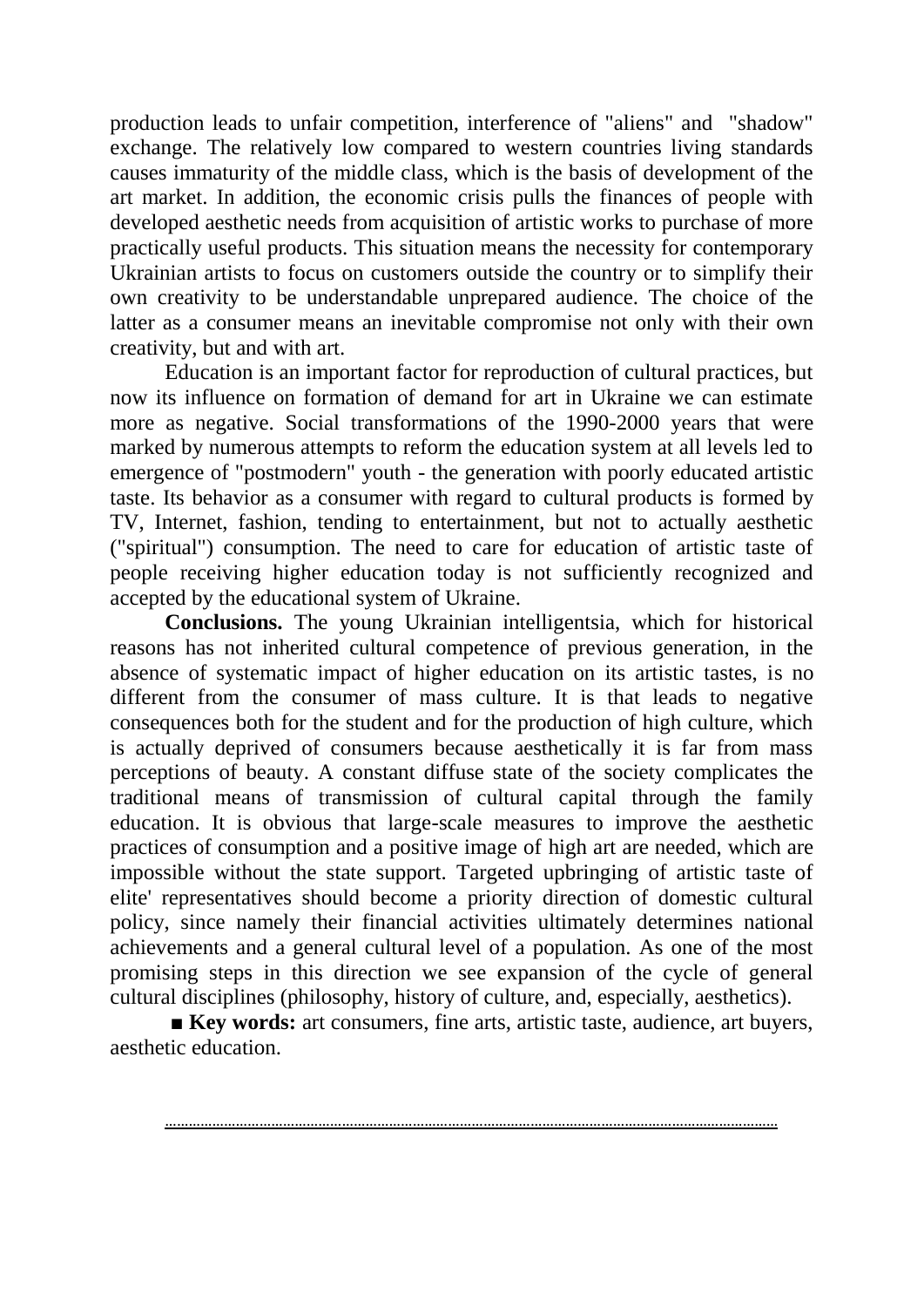production leads to unfair competition, interference of "aliens" and "shadow" exchange. The relatively low compared to western countries living standards causes immaturity of the middle class, which is the basis of development of the art market. In addition, the economic crisis pulls the finances of people with developed aesthetic needs from acquisition of artistic works to purchase of more practically useful products. This situation means the necessity for contemporary Ukrainian artists to focus on customers outside the country or to simplify their own creativity to be understandable unprepared audience. The choice of the latter as a consumer means an inevitable compromise not only with their own creativity, but and with art.

Education is an important factor for reproduction of cultural practices, but now its influence on formation of demand for art in Ukraine we can estimate more as negative. Social transformations of the 1990-2000 years that were marked by numerous attempts to reform the education system at all levels led to emergence of "postmodern" youth - the generation with poorly educated artistic taste. Its behavior as a consumer with regard to cultural products is formed by TV, Internet, fashion, tending to entertainment, but not to actually aesthetic ("spiritual") consumption. The need to care for education of artistic taste of people receiving higher education today is not sufficiently recognized and accepted by the educational system of Ukraine.

**Conclusions.** The young Ukrainian intelligentsia, which for historical reasons has not inherited cultural competence of previous generation, in the absence of systematic impact of higher education on its artistic tastes, is no different from the consumer of mass culture. It is that leads to negative consequences both for the student and for the production of high culture, which is actually deprived of consumers because aesthetically it is far from mass perceptions of beauty. A constant diffuse state of the society complicates the traditional means of transmission of cultural capital through the family education. It is obvious that large-scale measures to improve the aesthetic practices of consumption and a positive image of high art are needed, which are impossible without the state support. Targeted upbringing of artistic taste of elite' representatives should become a priority direction of domestic cultural policy, since namely their financial activities ultimately determines national achievements and a general cultural level of a population. As one of the most promising steps in this direction we see expansion of the cycle of general cultural disciplines (philosophy, history of culture, and, especially, aesthetics).

■ **Key words:** art consumers, fine arts, artistic taste, audience, art buyers, aesthetic education.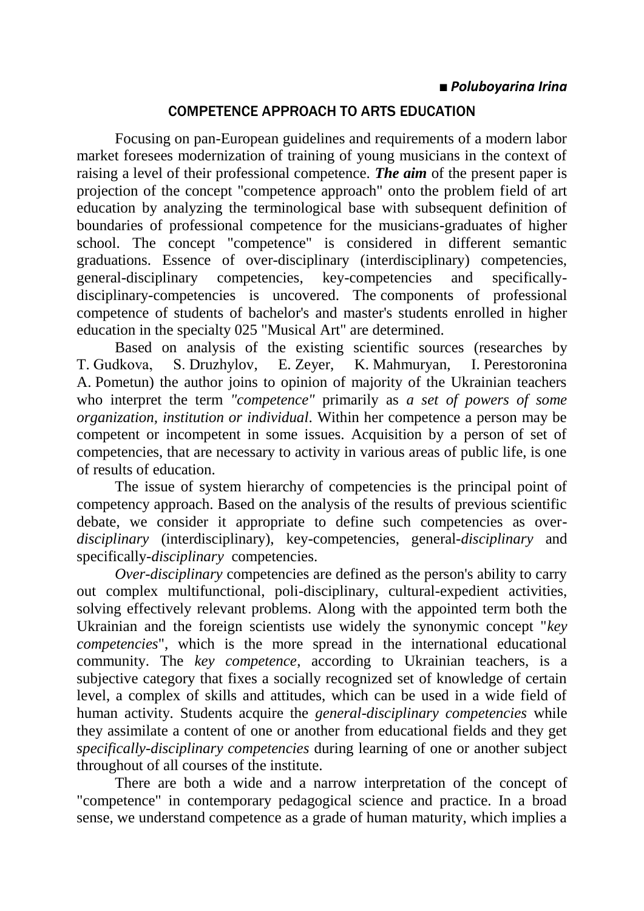■ ***Poluboyarina Irina***

## COMPETENCE APPROACH TO ARTS EDUCATION

Focusing on pan-European guidelines and requirements of a modern labor market foresees modernization of training of young musicians in the context of raising a level of their professional competence. ***The aim*** of the present paper is projection of the concept "competence approach" onto the problem field of art education by analyzing the terminological base with subsequent definition of boundaries of professional competence for the musicians-graduates of higher school. The concept "competence" is considered in different semantic graduations. Essence of over-disciplinary (interdisciplinary) competencies, general-disciplinary competencies, key-competencies and specifically-disciplinary-competencies is uncovered. The components of professional competence of students of bachelor's and master's students enrolled in higher education in the specialty 025 "Musical Art" are determined.

Based on analysis of the existing scientific sources (researches by T. Gudkova, S. Druzhylov, E. Zeyer, K. Mahmuryan, I. Perestoronina A. Pometun) the author joins to opinion of majority of the Ukrainian teachers who interpret the term *"competence"* primarily as *a set of powers of some organization, institution or individual*. Within her competence a person may be competent or incompetent in some issues. Acquisition by a person of set of competencies, that are necessary to activity in various areas of public life, is one of results of education.

The issue of system hierarchy of competencies is the principal point of competency approach. Based on the analysis of the results of previous scientific debate, we consider it appropriate to define such competencies as over-*disciplinary* (interdisciplinary), key-competencies, general-*disciplinary* and specifically-*disciplinary* competencies.

*Over-disciplinary* competencies are defined as the person's ability to carry out complex multifunctional, poli-disciplinary, cultural-expedient activities, solving effectively relevant problems. Along with the appointed term both the Ukrainian and the foreign scientists use widely the synonymic concept "*key competencies*", which is the more spread in the international educational community. The *key competence*, according to Ukrainian teachers, is a subjective category that fixes a socially recognized set of knowledge of certain level, a complex of skills and attitudes, which can be used in a wide field of human activity. Students acquire the *general-disciplinary competencies* while they assimilate a content of one or another from educational fields and they get *specifically-disciplinary competencies* during learning of one or another subject throughout of all courses of the institute.

There are both a wide and a narrow interpretation of the concept of "competence" in contemporary pedagogical science and practice. In a broad sense, we understand competence as a grade of human maturity, which implies a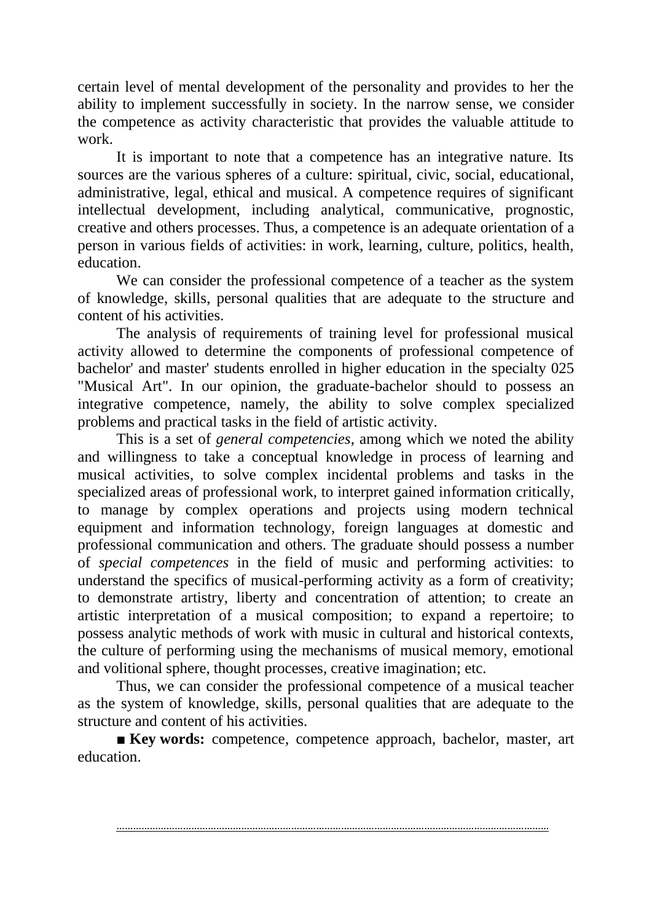certain level of mental development of the personality and provides to her the ability to implement successfully in society. In the narrow sense, we consider the competence as activity characteristic that provides the valuable attitude to work.

It is important to note that a competence has an integrative nature. Its sources are the various spheres of a culture: spiritual, civic, social, educational, administrative, legal, ethical and musical. A competence requires of significant intellectual development, including analytical, communicative, prognostic, creative and others processes. Thus, a competence is an adequate orientation of a person in various fields of activities: in work, learning, culture, politics, health, education.

We can consider the professional competence of a teacher as the system of knowledge, skills, personal qualities that are adequate to the structure and content of his activities.

The analysis of requirements of training level for professional musical activity allowed to determine the components of professional competence of bachelor' and master' students enrolled in higher education in the specialty 025 "Musical Art". In our opinion, the graduate-bachelor should to possess an integrative competence, namely, the ability to solve complex specialized problems and practical tasks in the field of artistic activity.

This is a set of *general competencies*, among which we noted the ability and willingness to take a conceptual knowledge in process of learning and musical activities, to solve complex incidental problems and tasks in the specialized areas of professional work, to interpret gained information critically, to manage by complex operations and projects using modern technical equipment and information technology, foreign languages at domestic and professional communication and others. The graduate should possess a number of *special competences* in the field of music and performing activities: to understand the specifics of musical-performing activity as a form of creativity; to demonstrate artistry, liberty and concentration of attention; to create an artistic interpretation of a musical composition; to expand a repertoire; to possess analytic methods of work with music in cultural and historical contexts, the culture of performing using the mechanisms of musical memory, emotional and volitional sphere, thought processes, creative imagination; etc.

Thus, we can consider the professional competence of a musical teacher as the system of knowledge, skills, personal qualities that are adequate to the structure and content of his activities.

■ **Key words:** competence, competence approach, bachelor, master, art education.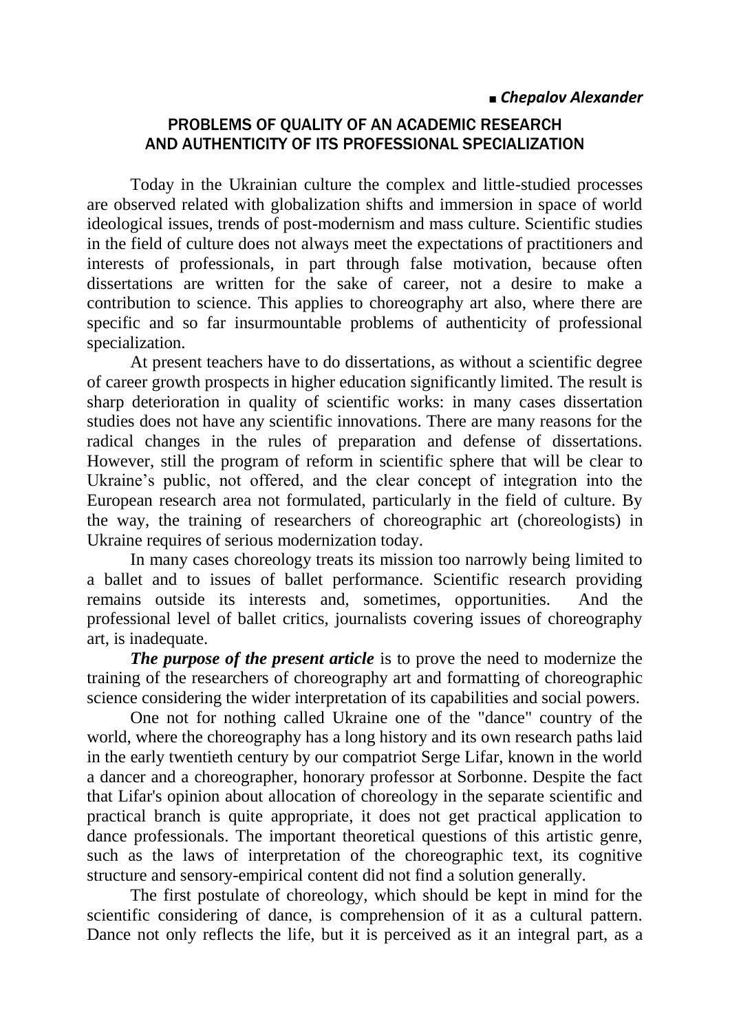■ ***Chepalov Alexander***

## PROBLEMS OF QUALITY OF AN ACADEMIC RESEARCH AND AUTHENTICITY OF ITS PROFESSIONAL SPECIALIZATION

Today in the Ukrainian culture the complex and little-studied processes are observed related with globalization shifts and immersion in space of world ideological issues, trends of post-modernism and mass culture. Scientific studies in the field of culture does not always meet the expectations of practitioners and interests of professionals, in part through false motivation, because often dissertations are written for the sake of career, not a desire to make a contribution to science. This applies to choreography art also, where there are specific and so far insurmountable problems of authenticity of professional specialization.

At present teachers have to do dissertations, as without a scientific degree of career growth prospects in higher education significantly limited. The result is sharp deterioration in quality of scientific works: in many cases dissertation studies does not have any scientific innovations. There are many reasons for the radical changes in the rules of preparation and defense of dissertations. However, still the program of reform in scientific sphere that will be clear to Ukraine's public, not offered, and the clear concept of integration into the European research area not formulated, particularly in the field of culture. By the way, the training of researchers of choreographic art (choreologists) in Ukraine requires of serious modernization today.

In many cases choreology treats its mission too narrowly being limited to a ballet and to issues of ballet performance. Scientific research providing remains outside its interests and, sometimes, opportunities. And the professional level of ballet critics, journalists covering issues of choreography art, is inadequate.

***The purpose of the present article*** is to prove the need to modernize the training of the researchers of choreography art and formatting of choreographic science considering the wider interpretation of its capabilities and social powers.

One not for nothing called Ukraine one of the "dance" country of the world, where the choreography has a long history and its own research paths laid in the early twentieth century by our compatriot Serge Lifar, known in the world a dancer and a choreographer, honorary professor at Sorbonne. Despite the fact that Lifar's opinion about allocation of choreology in the separate scientific and practical branch is quite appropriate, it does not get practical application to dance professionals. The important theoretical questions of this artistic genre, such as the laws of interpretation of the choreographic text, its cognitive structure and sensory-empirical content did not find a solution generally.

The first postulate of choreology, which should be kept in mind for the scientific considering of dance, is comprehension of it as a cultural pattern. Dance not only reflects the life, but it is perceived as it an integral part, as a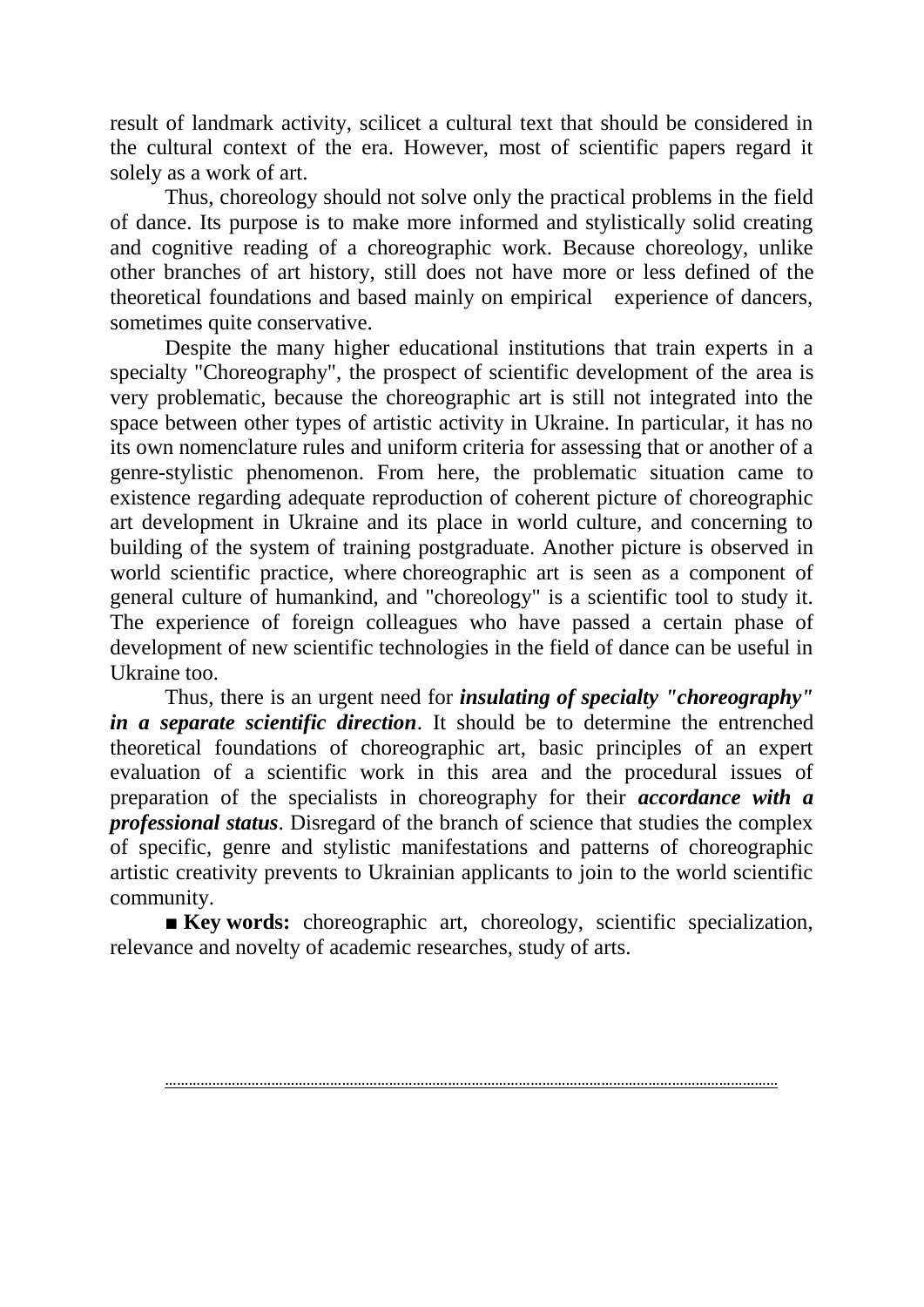result of landmark activity, scilicet a cultural text that should be considered in the cultural context of the era. However, most of scientific papers regard it solely as a work of art.

Thus, choreology should not solve only the practical problems in the field of dance. Its purpose is to make more informed and stylistically solid creating and cognitive reading of a choreographic work. Because choreology, unlike other branches of art history, still does not have more or less defined of the theoretical foundations and based mainly on empirical experience of dancers, sometimes quite conservative.

Despite the many higher educational institutions that train experts in a specialty "Choreography", the prospect of scientific development of the area is very problematic, because the choreographic art is still not integrated into the space between other types of artistic activity in Ukraine. In particular, it has no its own nomenclature rules and uniform criteria for assessing that or another of a genre-stylistic phenomenon. From here, the problematic situation came to existence regarding adequate reproduction of coherent picture of choreographic art development in Ukraine and its place in world culture, and concerning to building of the system of training postgraduate. Another picture is observed in world scientific practice, where choreographic art is seen as a component of general culture of humankind, and "choreology" is a scientific tool to study it. The experience of foreign colleagues who have passed a certain phase of development of new scientific technologies in the field of dance can be useful in Ukraine too.

Thus, there is an urgent need for ***insulating of specialty "choreography" in a separate scientific direction***. It should be to determine the entrenched theoretical foundations of choreographic art, basic principles of an expert evaluation of a scientific work in this area and the procedural issues of preparation of the specialists in choreography for their ***accordance with a professional status***. Disregard of the branch of science that studies the complex of specific, genre and stylistic manifestations and patterns of choreographic artistic creativity prevents to Ukrainian applicants to join to the world scientific community.

■ **Key words:** choreographic art, choreology, scientific specialization, relevance and novelty of academic researches, study of arts.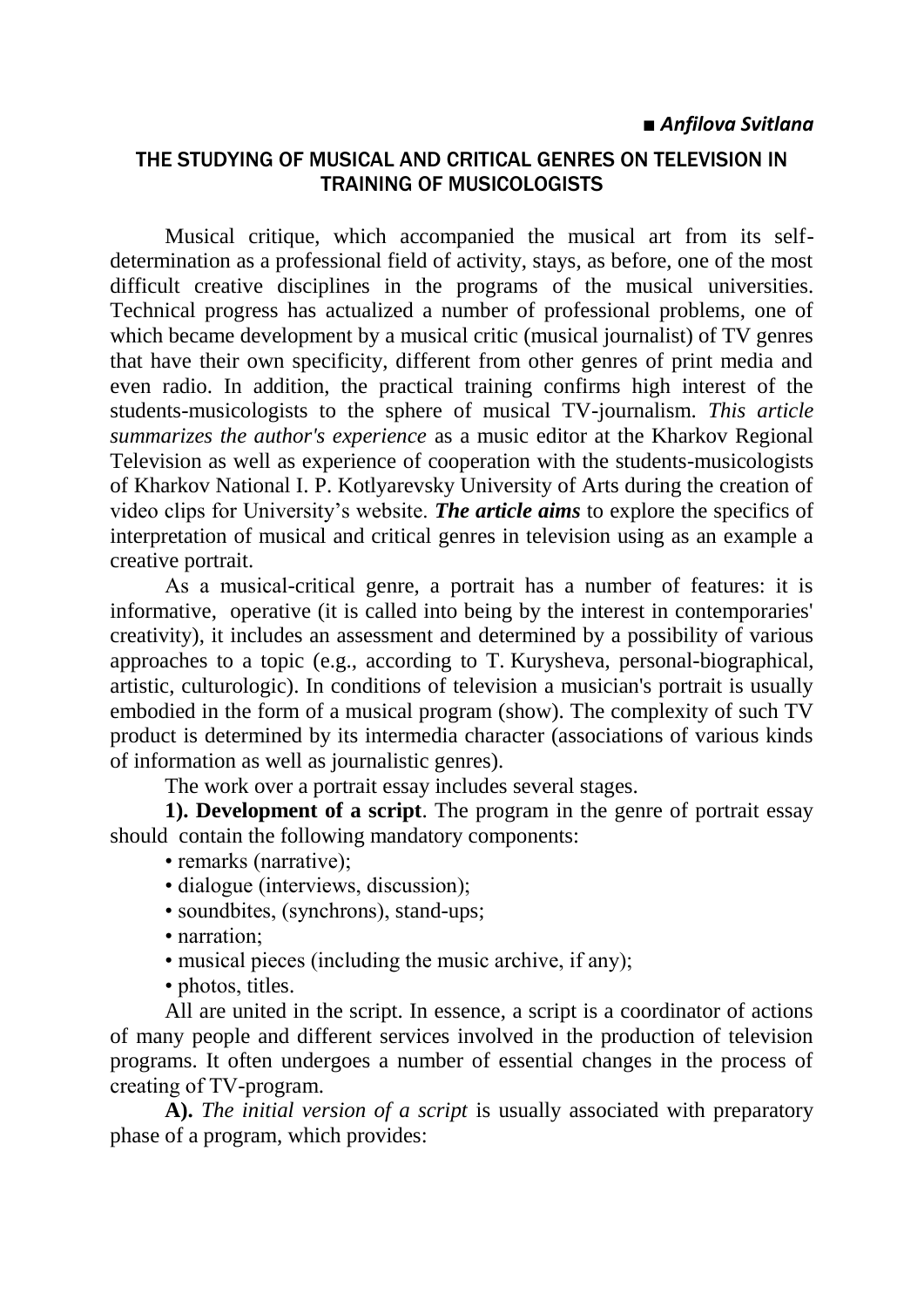■ ***Anfilova Svitlana***

## THE STUDYING OF MUSICAL AND CRITICAL GENRES ON TELEVISION IN TRAINING OF MUSICOLOGISTS

Musical critique, which accompanied the musical art from its self-determination as a professional field of activity, stays, as before, one of the most difficult creative disciplines in the programs of the musical universities. Technical progress has actualized a number of professional problems, one of which became development by a musical critic (musical journalist) of TV genres that have their own specificity, different from other genres of print media and even radio. In addition, the practical training confirms high interest of the students-musicologists to the sphere of musical TV-journalism. *This article summarizes the author's experience* as a music editor at the Kharkov Regional Television as well as experience of cooperation with the students-musicologists of Kharkov National I. P. Kotlyarevsky University of Arts during the creation of video clips for University's website. ***The article aims*** to explore the specifics of interpretation of musical and critical genres in television using as an example a creative portrait.

As a musical-critical genre, a portrait has a number of features: it is informative, operative (it is called into being by the interest in contemporaries' creativity), it includes an assessment and determined by a possibility of various approaches to a topic (e.g., according to T. Kurysheva, personal-biographical, artistic, culturologic). In conditions of television a musician's portrait is usually embodied in the form of a musical program (show). The complexity of such TV product is determined by its intermedia character (associations of various kinds of information as well as journalistic genres).

The work over a portrait essay includes several stages.

**1). Development of a script**. The program in the genre of portrait essay should contain the following mandatory components:

- remarks (narrative);
- dialogue (interviews, discussion);
- soundbites, (synchrons), stand-ups;
- narration;
- musical pieces (including the music archive, if any);
- photos, titles.

All are united in the script. In essence, a script is a coordinator of actions of many people and different services involved in the production of television programs. It often undergoes a number of essential changes in the process of creating of TV-program.

**A).** *The initial version of a script* is usually associated with preparatory phase of a program, which provides: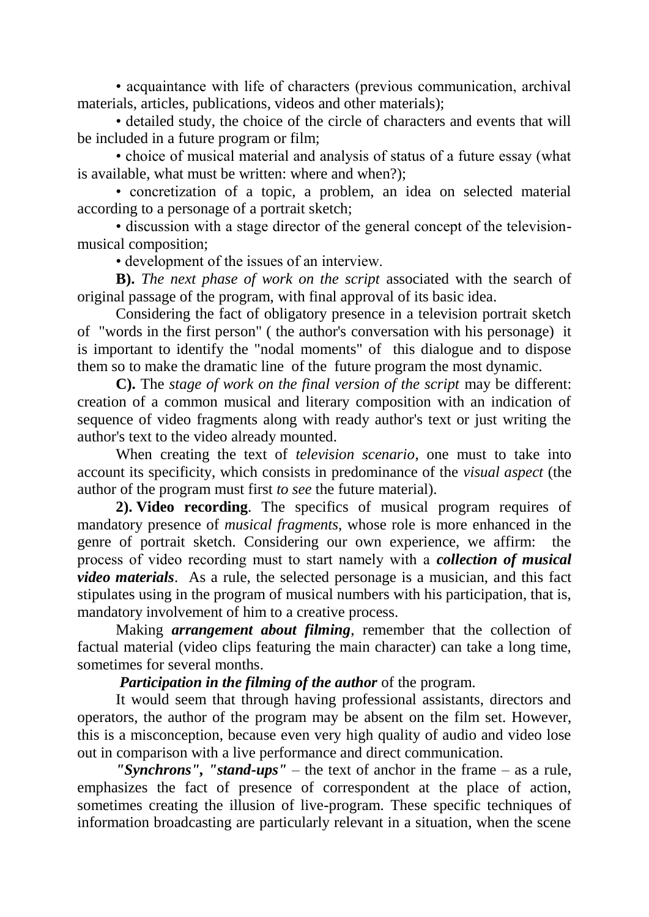• acquaintance with life of characters (previous communication, archival materials, articles, publications, videos and other materials);

• detailed study, the choice of the circle of characters and events that will be included in a future program or film;

• choice of musical material and analysis of status of a future essay (what is available, what must be written: where and when?);

• concretization of a topic, a problem, an idea on selected material according to a personage of a portrait sketch;

• discussion with a stage director of the general concept of the television-musical composition;

• development of the issues of an interview.

**B).** *The next phase of work on the script* associated with the search of original passage of the program, with final approval of its basic idea.

Considering the fact of obligatory presence in a television portrait sketch of "words in the first person" ( the author's conversation with his personage) it is important to identify the "nodal moments" of this dialogue and to dispose them so to make the dramatic line of the future program the most dynamic.

**C).** The *stage of work on the final version of the script* may be different: creation of a common musical and literary composition with an indication of sequence of video fragments along with ready author's text or just writing the author's text to the video already mounted.

When creating the text of *television scenario*, one must to take into account its specificity, which consists in predominance of the *visual aspect* (the author of the program must first *to see* the future material).

**2). Video recording**. The specifics of musical program requires of mandatory presence of *musical fragments*, whose role is more enhanced in the genre of portrait sketch. Considering our own experience, we affirm: the process of video recording must to start namely with a ***collection of musical video materials***. As a rule, the selected personage is a musician, and this fact stipulates using in the program of musical numbers with his participation, that is, mandatory involvement of him to a creative process.

Making ***arrangement about filming***, remember that the collection of factual material (video clips featuring the main character) can take a long time, sometimes for several months.

***Participation in the filming of the author*** of the program.

It would seem that through having professional assistants, directors and operators, the author of the program may be absent on the film set. However, this is a misconception, because even very high quality of audio and video lose out in comparison with a live performance and direct communication.

***"Synchrons", "stand-ups"*** – the text of anchor in the frame – as a rule, emphasizes the fact of presence of correspondent at the place of action, sometimes creating the illusion of live-program. These specific techniques of information broadcasting are particularly relevant in a situation, when the scene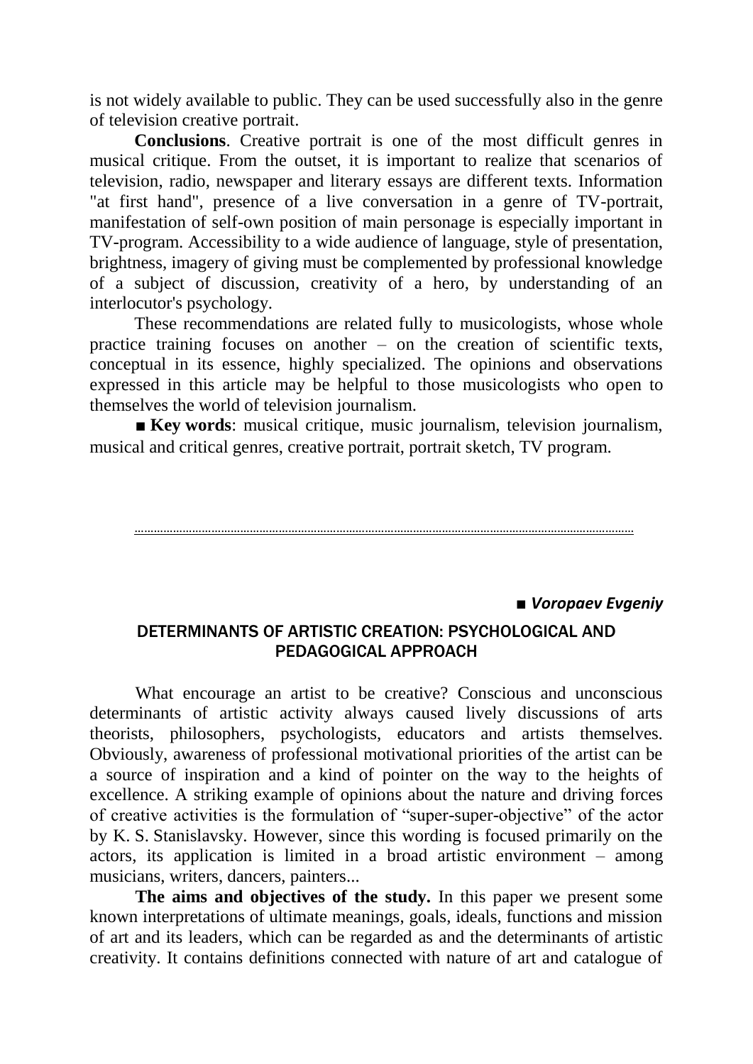is not widely available to public. They can be used successfully also in the genre of television creative portrait.

**Conclusions**. Creative portrait is one of the most difficult genres in musical critique. From the outset, it is important to realize that scenarios of television, radio, newspaper and literary essays are different texts. Information "at first hand", presence of a live conversation in a genre of TV-portrait, manifestation of self-own position of main personage is especially important in TV-program. Accessibility to a wide audience of language, style of presentation, brightness, imagery of giving must be complemented by professional knowledge of a subject of discussion, creativity of a hero, by understanding of an interlocutor's psychology.

These recommendations are related fully to musicologists, whose whole practice training focuses on another – on the creation of scientific texts, conceptual in its essence, highly specialized. The opinions and observations expressed in this article may be helpful to those musicologists who open to themselves the world of television journalism.

■ **Key words**: musical critique, music journalism, television journalism, musical and critical genres, creative portrait, portrait sketch, TV program.

---

■ ***Voropaev Evgeniy***

## DETERMINANTS OF ARTISTIC CREATION: PSYCHOLOGICAL AND PEDAGOGICAL APPROACH

What encourage an artist to be creative? Conscious and unconscious determinants of artistic activity always caused lively discussions of arts theorists, philosophers, psychologists, educators and artists themselves. Obviously, awareness of professional motivational priorities of the artist can be a source of inspiration and a kind of pointer on the way to the heights of excellence. A striking example of opinions about the nature and driving forces of creative activities is the formulation of "super-super-objective" of the actor by K. S. Stanislavsky. However, since this wording is focused primarily on the actors, its application is limited in a broad artistic environment – among musicians, writers, dancers, painters...

**The aims and objectives of the study.** In this paper we present some known interpretations of ultimate meanings, goals, ideals, functions and mission of art and its leaders, which can be regarded as and the determinants of artistic creativity. It contains definitions connected with nature of art and catalogue of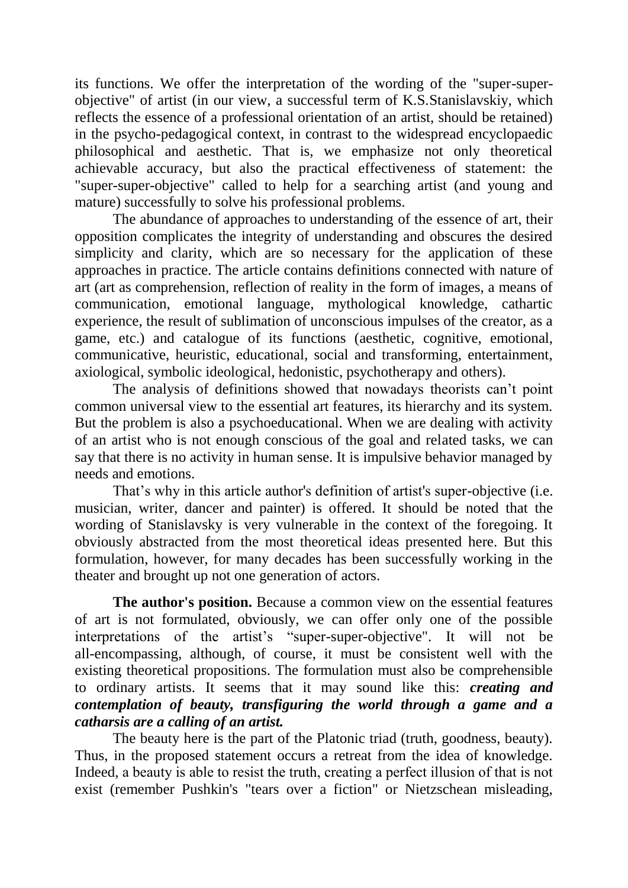its functions. We offer the interpretation of the wording of the "super-super-objective" of artist (in our view, a successful term of K.S.Stanislavskiy, which reflects the essence of a professional orientation of an artist, should be retained) in the psycho-pedagogical context, in contrast to the widespread encyclopaedic philosophical and aesthetic. That is, we emphasize not only theoretical achievable accuracy, but also the practical effectiveness of statement: the "super-super-objective" called to help for a searching artist (and young and mature) successfully to solve his professional problems.

The abundance of approaches to understanding of the essence of art, their opposition complicates the integrity of understanding and obscures the desired simplicity and clarity, which are so necessary for the application of these approaches in practice. The article contains definitions connected with nature of art (art as comprehension, reflection of reality in the form of images, a means of communication, emotional language, mythological knowledge, cathartic experience, the result of sublimation of unconscious impulses of the creator, as a game, etc.) and catalogue of its functions (aesthetic, cognitive, emotional, communicative, heuristic, educational, social and transforming, entertainment, axiological, symbolic ideological, hedonistic, psychotherapy and others).

The analysis of definitions showed that nowadays theorists can't point common universal view to the essential art features, its hierarchy and its system. But the problem is also a psychoeducational. When we are dealing with activity of an artist who is not enough conscious of the goal and related tasks, we can say that there is no activity in human sense. It is impulsive behavior managed by needs and emotions.

That's why in this article author's definition of artist's super-objective (i.e. musician, writer, dancer and painter) is offered. It should be noted that the wording of Stanislavsky is very vulnerable in the context of the foregoing. It obviously abstracted from the most theoretical ideas presented here. But this formulation, however, for many decades has been successfully working in the theater and brought up not one generation of actors.

**The author's position.** Because a common view on the essential features of art is not formulated, obviously, we can offer only one of the possible interpretations of the artist's "super-super-objective". It will not be all-encompassing, although, of course, it must be consistent well with the existing theoretical propositions. The formulation must also be comprehensible to ordinary artists. It seems that it may sound like this: ***creating and contemplation of beauty, transfiguring the world through a game and a catharsis are a calling of an artist.***

The beauty here is the part of the Platonic triad (truth, goodness, beauty). Thus, in the proposed statement occurs a retreat from the idea of knowledge. Indeed, a beauty is able to resist the truth, creating a perfect illusion of that is not exist (remember Pushkin's "tears over a fiction" or Nietzschean misleading,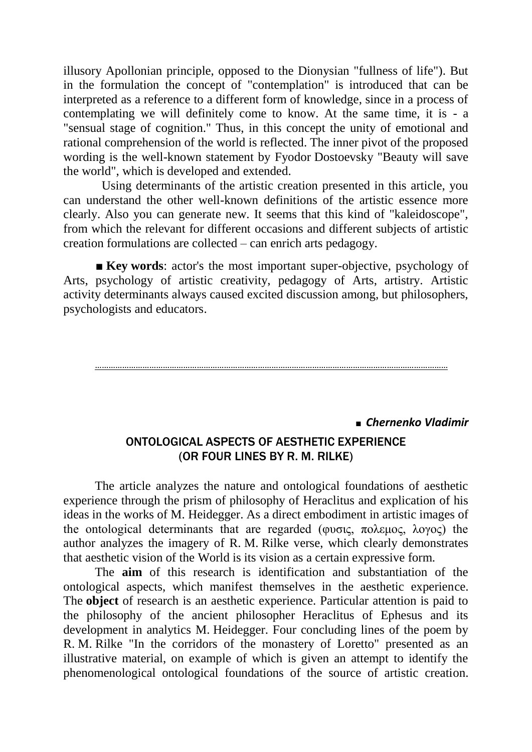illusory Apollonian principle, opposed to the Dionysian "fullness of life"). But in the formulation the concept of "contemplation" is introduced that can be interpreted as a reference to a different form of knowledge, since in a process of contemplating we will definitely come to know. At the same time, it is - a "sensual stage of cognition." Thus, in this concept the unity of emotional and rational comprehension of the world is reflected. The inner pivot of the proposed wording is the well-known statement by Fyodor Dostoevsky "Beauty will save the world", which is developed and extended.

Using determinants of the artistic creation presented in this article, you can understand the other well-known definitions of the artistic essence more clearly. Also you can generate new. It seems that this kind of "kaleidoscope", from which the relevant for different occasions and different subjects of artistic creation formulations are collected – can enrich arts pedagogy.

■ **Key words**: actor's the most important super-objective, psychology of Arts, psychology of artistic creativity, pedagogy of Arts, artistry. Artistic activity determinants always caused excited discussion among, but philosophers, psychologists and educators.

---

■ ***Chernenko Vladimir***

## ONTOLOGICAL ASPECTS OF AESTHETIC EXPERIENCE (OR FOUR LINES BY R. M. RILKE)

The article analyzes the nature and ontological foundations of aesthetic experience through the prism of philosophy of Heraclitus and explication of his ideas in the works of M. Heidegger. As a direct embodiment in artistic images of the ontological determinants that are regarded (φυσις, πολεμος, λογος) the author analyzes the imagery of R. M. Rilke verse, which clearly demonstrates that aesthetic vision of the World is its vision as a certain expressive form.

The **aim** of this research is identification and substantiation of the ontological aspects, which manifest themselves in the aesthetic experience. The **object** of research is an aesthetic experience. Particular attention is paid to the philosophy of the ancient philosopher Heraclitus of Ephesus and its development in analytics M. Heidegger. Four concluding lines of the poem by R. M. Rilke "In the corridors of the monastery of Loretto" presented as an illustrative material, on example of which is given an attempt to identify the phenomenological ontological foundations of the source of artistic creation.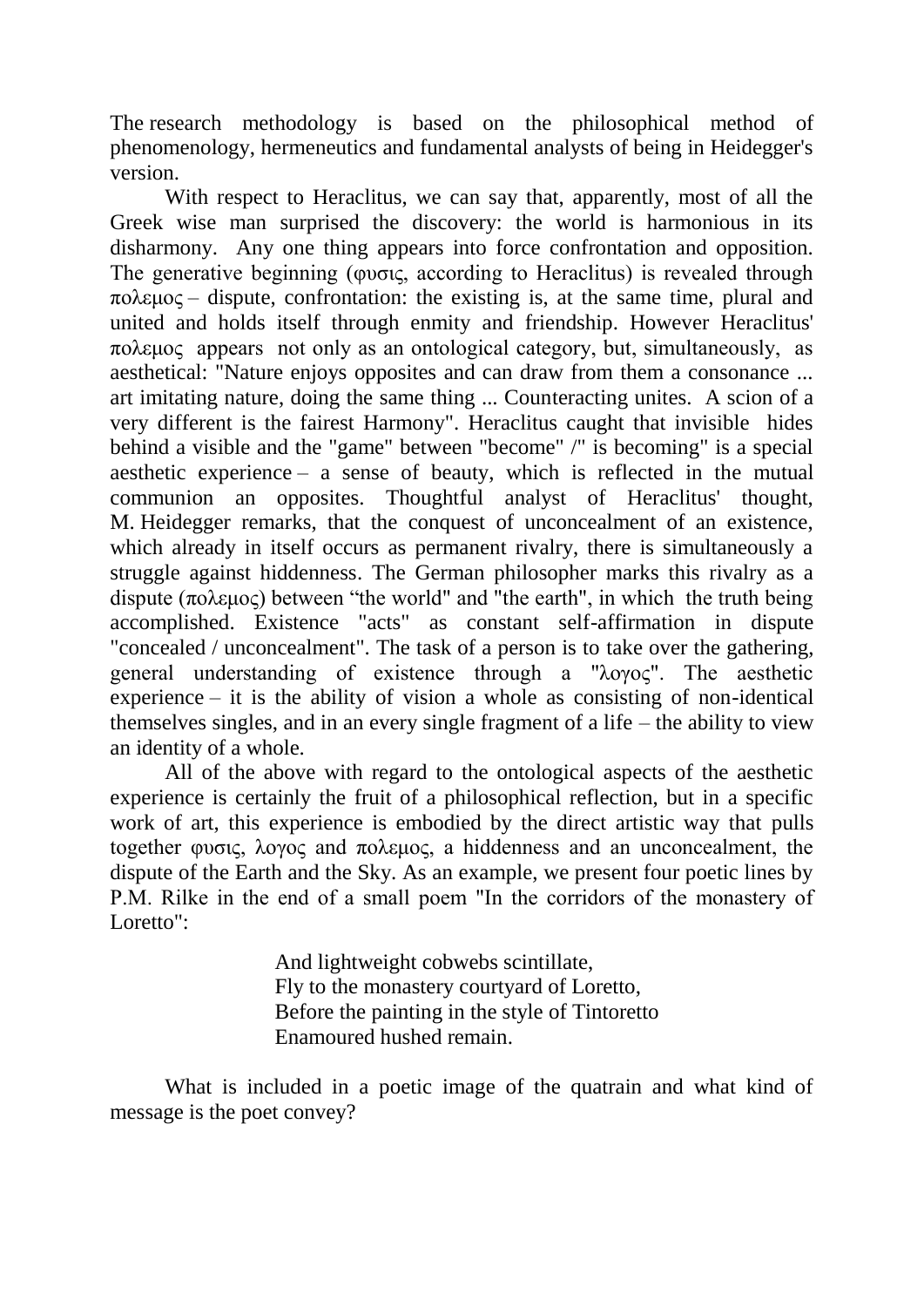The research methodology is based on the philosophical method of phenomenology, hermeneutics and fundamental analysts of being in Heidegger's version.

With respect to Heraclitus, we can say that, apparently, most of all the Greek wise man surprised the discovery: the world is harmonious in its disharmony. Any one thing appears into force confrontation and opposition. The generative beginning (φυσις, according to Heraclitus) is revealed through πολεμος – dispute, confrontation: the existing is, at the same time, plural and united and holds itself through enmity and friendship. However Heraclitus' πολεμος appears not only as an ontological category, but, simultaneously, as aesthetical: "Nature enjoys opposites and can draw from them a consonance ... art imitating nature, doing the same thing ... Counteracting unites. A scion of a very different is the fairest Harmony". Heraclitus caught that invisible hides behind a visible and the "game" between "become" /" is becoming" is a special aesthetic experience – a sense of beauty, which is reflected in the mutual communion an opposites. Thoughtful analyst of Heraclitus' thought, M. Heidegger remarks, that the conquest of unconcealment of an existence, which already in itself occurs as permanent rivalry, there is simultaneously a struggle against hiddenness. The German philosopher marks this rivalry as a dispute (πολεμος) between "the world" and "the earth", in which the truth being accomplished. Existence "acts" as constant self-affirmation in dispute "concealed / unconcealment". The task of a person is to take over the gathering, general understanding of existence through a "λογος". The aesthetic experience – it is the ability of vision a whole as consisting of non-identical themselves singles, and in an every single fragment of a life – the ability to view an identity of a whole.

All of the above with regard to the ontological aspects of the aesthetic experience is certainly the fruit of a philosophical reflection, but in a specific work of art, this experience is embodied by the direct artistic way that pulls together φυσις, λογος and πολεμος, a hiddenness and an unconcealment, the dispute of the Earth and the Sky. As an example, we present four poetic lines by P.M. Rilke in the end of a small poem "In the corridors of the monastery of Loretto":

> And lightweight cobwebs scintillate,
> Fly to the monastery courtyard of Loretto,
> Before the painting in the style of Tintoretto
> Enamoured hushed remain.

What is included in a poetic image of the quatrain and what kind of message is the poet convey?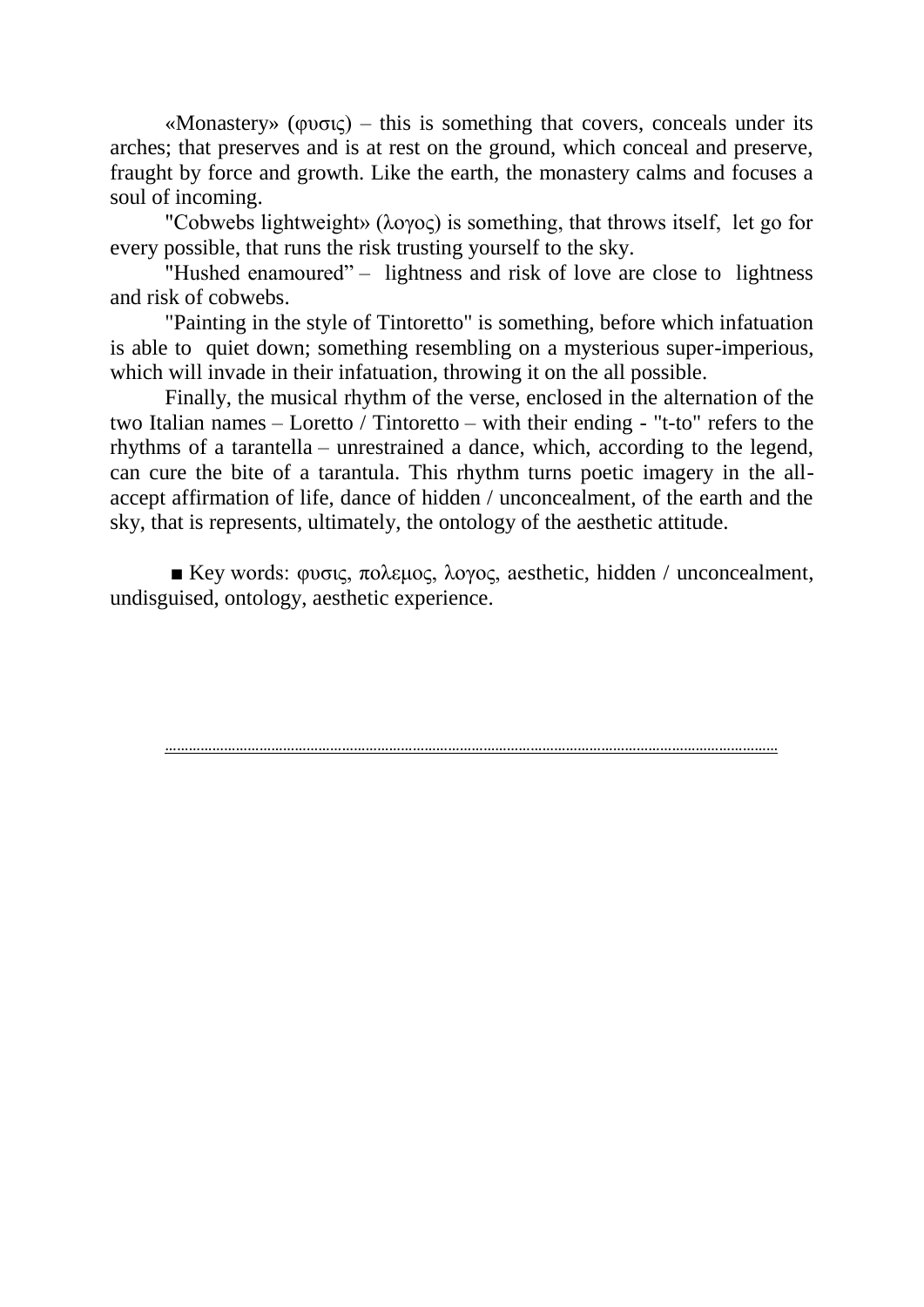«Monastery» (φυσις) – this is something that covers, conceals under its arches; that preserves and is at rest on the ground, which conceal and preserve, fraught by force and growth. Like the earth, the monastery calms and focuses a soul of incoming.

"Cobwebs lightweight» (λογος) is something, that throws itself, let go for every possible, that runs the risk trusting yourself to the sky.

"Hushed enamoured" – lightness and risk of love are close to lightness and risk of cobwebs.

"Painting in the style of Tintoretto" is something, before which infatuation is able to quiet down; something resembling on a mysterious super-imperious, which will invade in their infatuation, throwing it on the all possible.

Finally, the musical rhythm of the verse, enclosed in the alternation of the two Italian names – Loretto / Tintoretto – with their ending - "t-to" refers to the rhythms of a tarantella – unrestrained a dance, which, according to the legend, can cure the bite of a tarantula. This rhythm turns poetic imagery in the all-accept affirmation of life, dance of hidden / unconcealment, of the earth and the sky, that is represents, ultimately, the ontology of the aesthetic attitude.

■ Key words: φυσις, πολεμος, λογος, aesthetic, hidden / unconcealment, undisguised, ontology, aesthetic experience.

---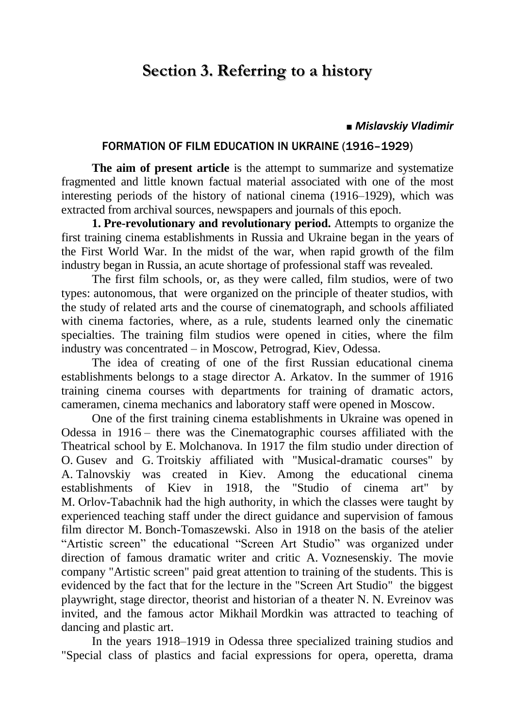# Section 3. Referring to a history

■ ***Mislavskiy Vladimir***

## FORMATION OF FILM EDUCATION IN UKRAINE (1916–1929)

**The aim of present article** is the attempt to summarize and systematize fragmented and little known factual material associated with one of the most interesting periods of the history of national cinema (1916–1929), which was extracted from archival sources, newspapers and journals of this epoch.

**1. Pre-revolutionary and revolutionary period.** Attempts to organize the first training cinema establishments in Russia and Ukraine began in the years of the First World War. In the midst of the war, when rapid growth of the film industry began in Russia, an acute shortage of professional staff was revealed.

The first film schools, or, as they were called, film studios, were of two types: autonomous, that were organized on the principle of theater studios, with the study of related arts and the course of cinematograph, and schools affiliated with cinema factories, where, as a rule, students learned only the cinematic specialties. The training film studios were opened in cities, where the film industry was concentrated – in Moscow, Petrograd, Kiev, Odessa.

The idea of creating of one of the first Russian educational cinema establishments belongs to a stage director A. Arkatov. In the summer of 1916 training cinema courses with departments for training of dramatic actors, cameramen, cinema mechanics and laboratory staff were opened in Moscow.

One of the first training cinema establishments in Ukraine was opened in Odessa in 1916 – there was the Cinematographic courses affiliated with the Theatrical school by E. Molchanova. In 1917 the film studio under direction of O. Gusev and G. Troitskiy affiliated with "Musical-dramatic courses" by A. Talnovskiy was created in Kiev. Among the educational cinema establishments of Kiev in 1918, the "Studio of cinema art" by M. Orlov-Tabachnik had the high authority, in which the classes were taught by experienced teaching staff under the direct guidance and supervision of famous film director M. Bonch-Tomaszewski. Also in 1918 on the basis of the atelier "Artistic screen" the educational "Screen Art Studio" was organized under direction of famous dramatic writer and critic A. Voznesenskiy. The movie company "Artistic screen" paid great attention to training of the students. This is evidenced by the fact that for the lecture in the "Screen Art Studio" the biggest playwright, stage director, theorist and historian of a theater N. N. Evreinov was invited, and the famous actor Mikhail Mordkin was attracted to teaching of dancing and plastic art.

In the years 1918–1919 in Odessa three specialized training studios and "Special class of plastics and facial expressions for opera, operetta, drama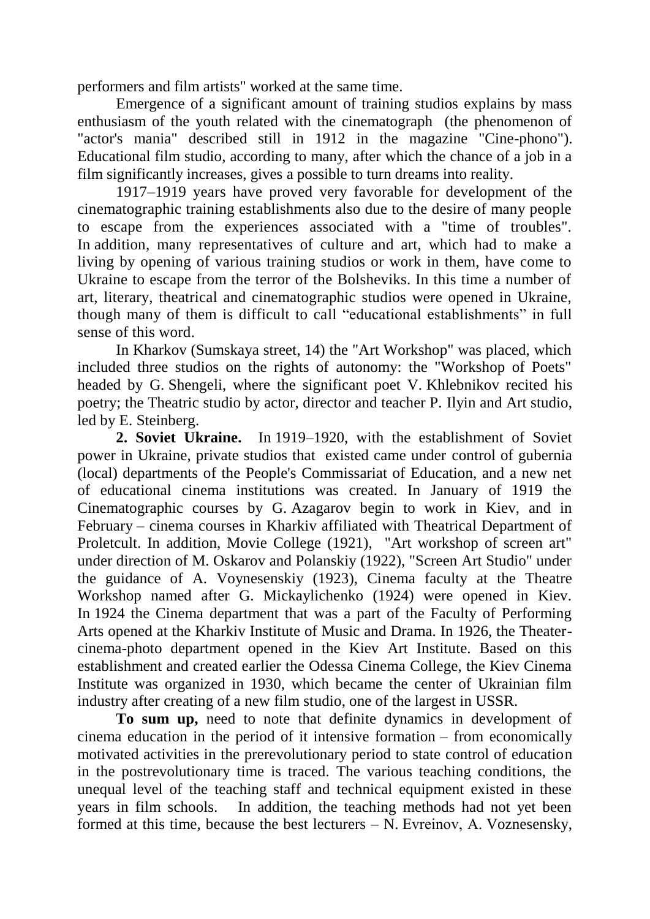performers and film artists" worked at the same time.

Emergence of a significant amount of training studios explains by mass enthusiasm of the youth related with the cinematograph (the phenomenon of "actor's mania" described still in 1912 in the magazine "Cine-phono"). Educational film studio, according to many, after which the chance of a job in a film significantly increases, gives a possible to turn dreams into reality.

1917–1919 years have proved very favorable for development of the cinematographic training establishments also due to the desire of many people to escape from the experiences associated with a "time of troubles". In addition, many representatives of culture and art, which had to make a living by opening of various training studios or work in them, have come to Ukraine to escape from the terror of the Bolsheviks. In this time a number of art, literary, theatrical and cinematographic studios were opened in Ukraine, though many of them is difficult to call "educational establishments" in full sense of this word.

In Kharkov (Sumskaya street, 14) the "Art Workshop" was placed, which included three studios on the rights of autonomy: the "Workshop of Poets" headed by G. Shengeli, where the significant poet V. Khlebnikov recited his poetry; the Theatric studio by actor, director and teacher P. Ilyin and Art studio, led by E. Steinberg.

**2. Soviet Ukraine.** In 1919–1920, with the establishment of Soviet power in Ukraine, private studios that existed came under control of gubernia (local) departments of the People's Commissariat of Education, and a new net of educational cinema institutions was created. In January of 1919 the Cinematographic courses by G. Azagarov begin to work in Kiev, and in February – cinema courses in Kharkiv affiliated with Theatrical Department of Proletcult. In addition, Movie College (1921), "Art workshop of screen art" under direction of M. Oskarov and Polanskiy (1922), "Screen Art Studio" under the guidance of A. Voynesenskiy (1923), Cinema faculty at the Theatre Workshop named after G. Mickaylichenko (1924) were opened in Kiev. In 1924 the Cinema department that was a part of the Faculty of Performing Arts opened at the Kharkiv Institute of Music and Drama. In 1926, the Theater-cinema-photo department opened in the Kiev Art Institute. Based on this establishment and created earlier the Odessa Cinema College, the Kiev Cinema Institute was organized in 1930, which became the center of Ukrainian film industry after creating of a new film studio, one of the largest in USSR.

**To sum up,** need to note that definite dynamics in development of cinema education in the period of it intensive formation – from economically motivated activities in the prerevolutionary period to state control of education in the postrevolutionary time is traced. The various teaching conditions, the unequal level of the teaching staff and technical equipment existed in these years in film schools. In addition, the teaching methods had not yet been formed at this time, because the best lecturers – N. Evreinov, A. Voznesensky,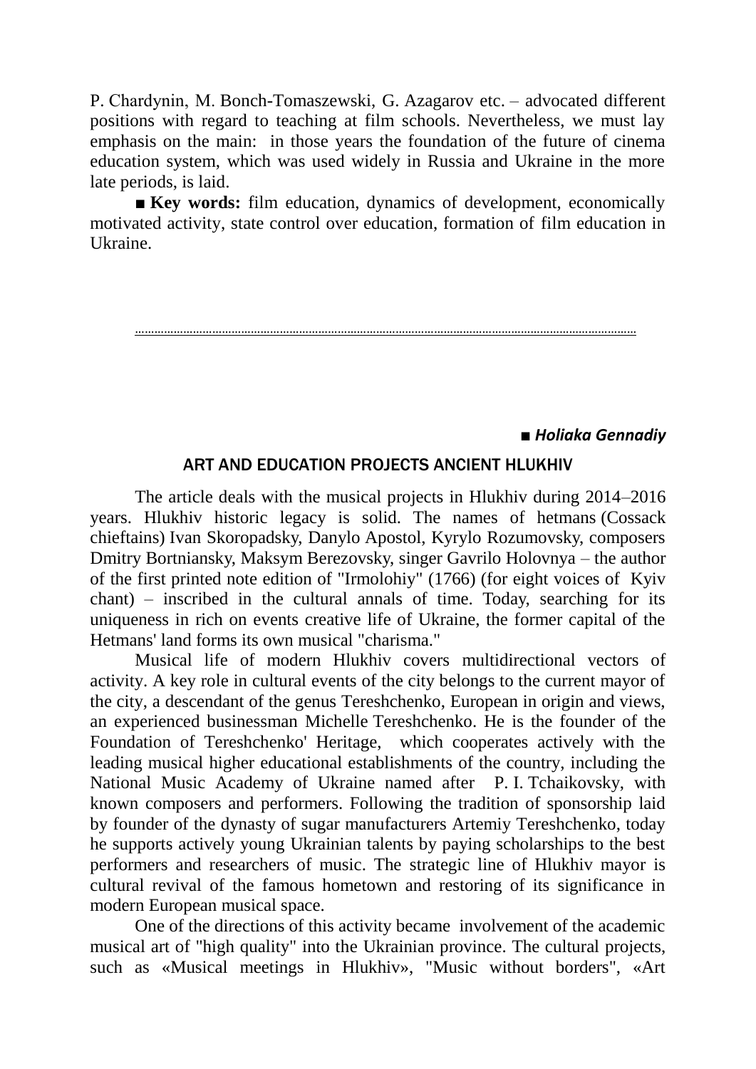P. Chardynin, M. Bonch-Tomaszewski, G. Azagarov etc. – advocated different positions with regard to teaching at film schools. Nevertheless, we must lay emphasis on the main: in those years the foundation of the future of cinema education system, which was used widely in Russia and Ukraine in the more late periods, is laid.

■ **Key words:** film education, dynamics of development, economically motivated activity, state control over education, formation of film education in Ukraine.

---

■ ***Holiaka Gennadiy***

## ART AND EDUCATION PROJECTS ANCIENT HLUKHIV

The article deals with the musical projects in Hlukhiv during 2014–2016 years. Hlukhiv historic legacy is solid. The names of hetmans (Cossack chieftains) Ivan Skoropadsky, Danylo Apostol, Kyrylo Rozumovsky, composers Dmitry Bortniansky, Maksym Berezovsky, singer Gavrilo Holovnya – the author of the first printed note edition of "Irmolohiy" (1766) (for eight voices of Kyiv chant) – inscribed in the cultural annals of time. Today, searching for its uniqueness in rich on events creative life of Ukraine, the former capital of the Hetmans' land forms its own musical "charisma."

Musical life of modern Hlukhiv covers multidirectional vectors of activity. A key role in cultural events of the city belongs to the current mayor of the city, a descendant of the genus Tereshchenko, European in origin and views, an experienced businessman Michelle Tereshchenko. He is the founder of the Foundation of Tereshchenko' Heritage, which cooperates actively with the leading musical higher educational establishments of the country, including the National Music Academy of Ukraine named after P. I. Tchaikovsky, with known composers and performers. Following the tradition of sponsorship laid by founder of the dynasty of sugar manufacturers Artemiy Tereshchenko, today he supports actively young Ukrainian talents by paying scholarships to the best performers and researchers of music. The strategic line of Hlukhiv mayor is cultural revival of the famous hometown and restoring of its significance in modern European musical space.

One of the directions of this activity became involvement of the academic musical art of "high quality" into the Ukrainian province. The cultural projects, such as «Musical meetings in Hlukhiv», "Music without borders", «Art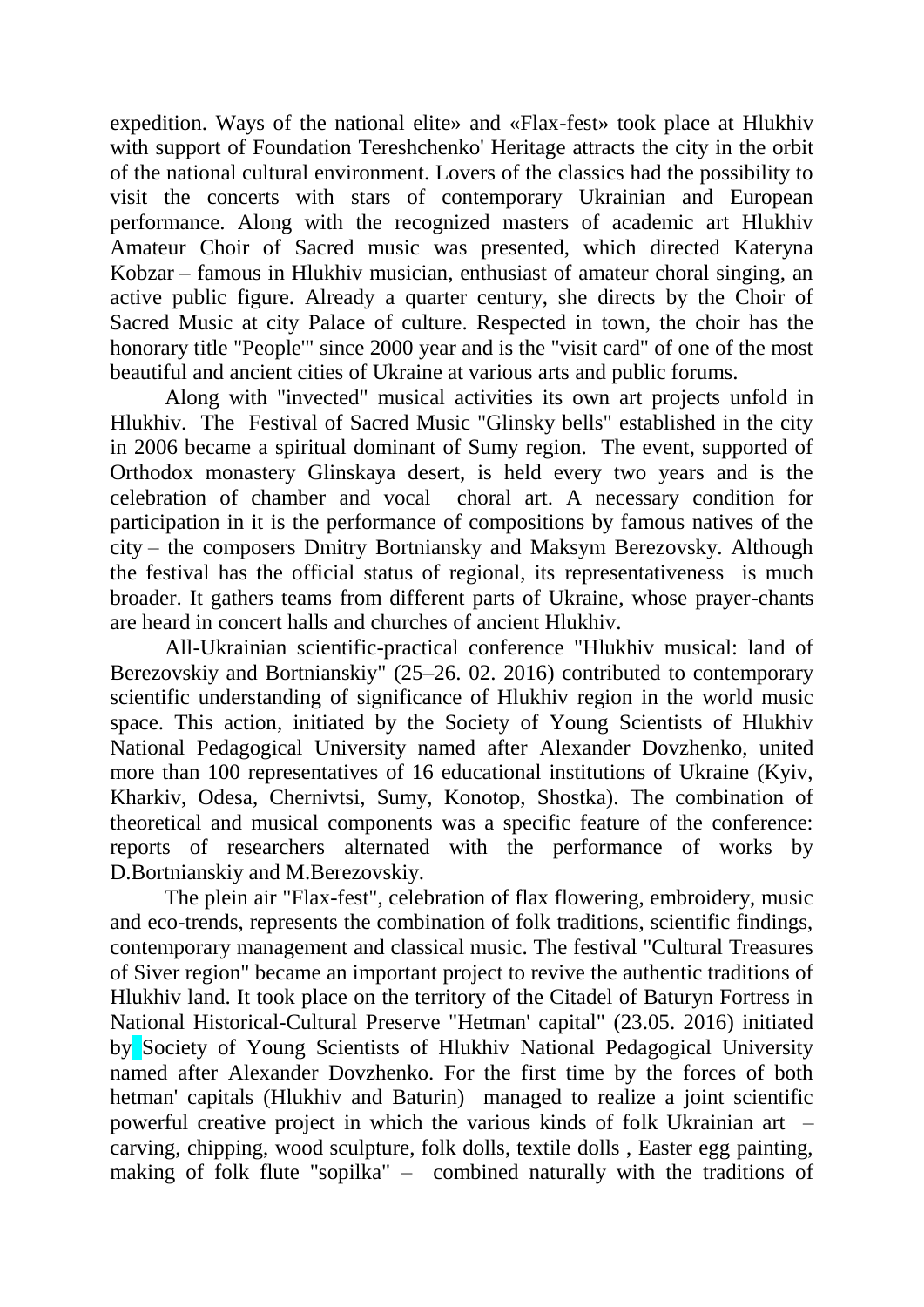expedition. Ways of the national elite» and «Flax-fest» took place at Hlukhiv with support of Foundation Tereshchenko' Heritage attracts the city in the orbit of the national cultural environment. Lovers of the classics had the possibility to visit the concerts with stars of contemporary Ukrainian and European performance. Along with the recognized masters of academic art Hlukhiv Amateur Choir of Sacred music was presented, which directed Kateryna Kobzar – famous in Hlukhiv musician, enthusiast of amateur choral singing, an active public figure. Already a quarter century, she directs by the Choir of Sacred Music at city Palace of culture. Respected in town, the choir has the honorary title "People'" since 2000 year and is the "visit card" of one of the most beautiful and ancient cities of Ukraine at various arts and public forums.

Along with "invected" musical activities its own art projects unfold in Hlukhiv. The Festival of Sacred Music "Glinsky bells" established in the city in 2006 became a spiritual dominant of Sumy region. The event, supported of Orthodox monastery Glinskaya desert, is held every two years and is the celebration of chamber and vocal choral art. A necessary condition for participation in it is the performance of compositions by famous natives of the city – the composers Dmitry Bortniansky and Maksym Berezovsky. Although the festival has the official status of regional, its representativeness is much broader. It gathers teams from different parts of Ukraine, whose prayer-chants are heard in concert halls and churches of ancient Hlukhiv.

All-Ukrainian scientific-practical conference "Hlukhiv musical: land of Berezovskiy and Bortnianskiy" (25–26. 02. 2016) contributed to contemporary scientific understanding of significance of Hlukhiv region in the world music space. This action, initiated by the Society of Young Scientists of Hlukhiv National Pedagogical University named after Alexander Dovzhenko, united more than 100 representatives of 16 educational institutions of Ukraine (Kyiv, Kharkiv, Odesa, Chernivtsi, Sumy, Konotop, Shostka). The combination of theoretical and musical components was a specific feature of the conference: reports of researchers alternated with the performance of works by D.Bortnianskiy and M.Berezovskiy.

The plein air "Flax-fest", celebration of flax flowering, embroidery, music and eco-trends, represents the combination of folk traditions, scientific findings, contemporary management and classical music. The festival "Cultural Treasures of Siver region" became an important project to revive the authentic traditions of Hlukhiv land. It took place on the territory of the Citadel of Baturyn Fortress in National Historical-Cultural Preserve "Hetman' capital" (23.05. 2016) initiated by Society of Young Scientists of Hlukhiv National Pedagogical University named after Alexander Dovzhenko. For the first time by the forces of both hetman' capitals (Hlukhiv and Baturin) managed to realize a joint scientific powerful creative project in which the various kinds of folk Ukrainian art – carving, chipping, wood sculpture, folk dolls, textile dolls , Easter egg painting, making of folk flute "sopilka" – combined naturally with the traditions of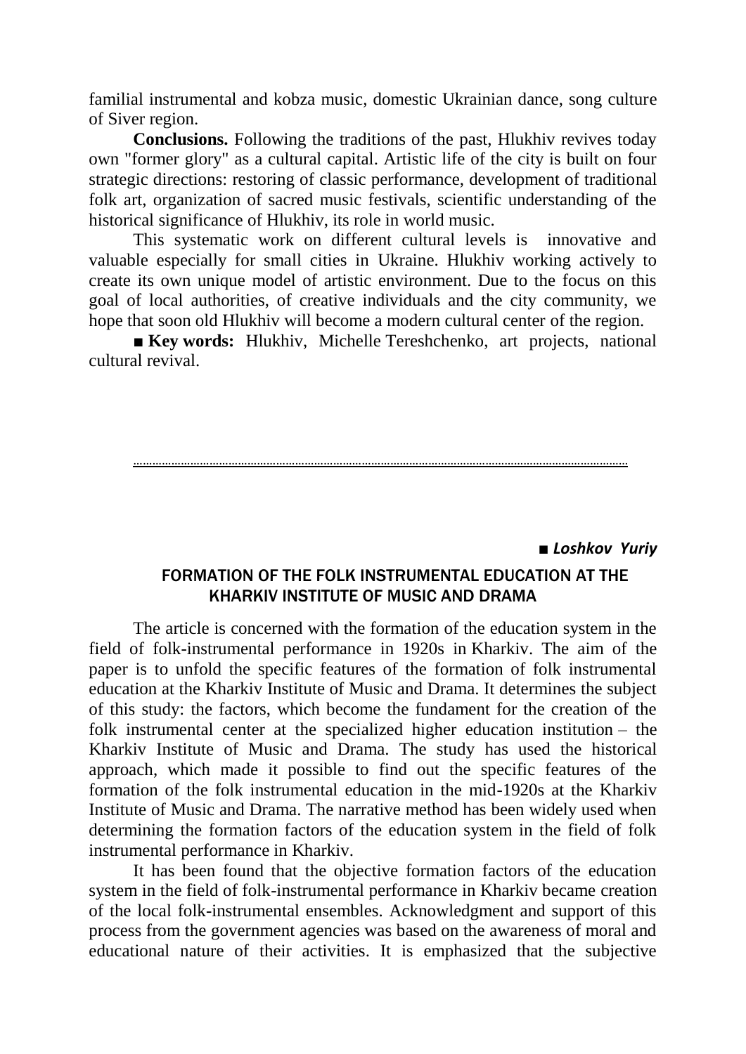familial instrumental and kobza music, domestic Ukrainian dance, song culture of Siver region.

**Conclusions.** Following the traditions of the past, Hlukhiv revives today own "former glory" as a cultural capital. Artistic life of the city is built on four strategic directions: restoring of classic performance, development of traditional folk art, organization of sacred music festivals, scientific understanding of the historical significance of Hlukhiv, its role in world music.

This systematic work on different cultural levels is innovative and valuable especially for small cities in Ukraine. Hlukhiv working actively to create its own unique model of artistic environment. Due to the focus on this goal of local authorities, of creative individuals and the city community, we hope that soon old Hlukhiv will become a modern cultural center of the region.

■ **Key words:** Hlukhiv, Michelle Tereshchenko, art projects, national cultural revival.

---

■ ***Loshkov Yuriy***

## FORMATION OF THE FOLK INSTRUMENTAL EDUCATION AT THE KHARKIV INSTITUTE OF MUSIC AND DRAMA

The article is concerned with the formation of the education system in the field of folk-instrumental performance in 1920s in Kharkiv. The aim of the paper is to unfold the specific features of the formation of folk instrumental education at the Kharkiv Institute of Music and Drama. It determines the subject of this study: the factors, which become the fundament for the creation of the folk instrumental center at the specialized higher education institution – the Kharkiv Institute of Music and Drama. The study has used the historical approach, which made it possible to find out the specific features of the formation of the folk instrumental education in the mid-1920s at the Kharkiv Institute of Music and Drama. The narrative method has been widely used when determining the formation factors of the education system in the field of folk instrumental performance in Kharkiv.

It has been found that the objective formation factors of the education system in the field of folk-instrumental performance in Kharkiv became creation of the local folk-instrumental ensembles. Acknowledgment and support of this process from the government agencies was based on the awareness of moral and educational nature of their activities. It is emphasized that the subjective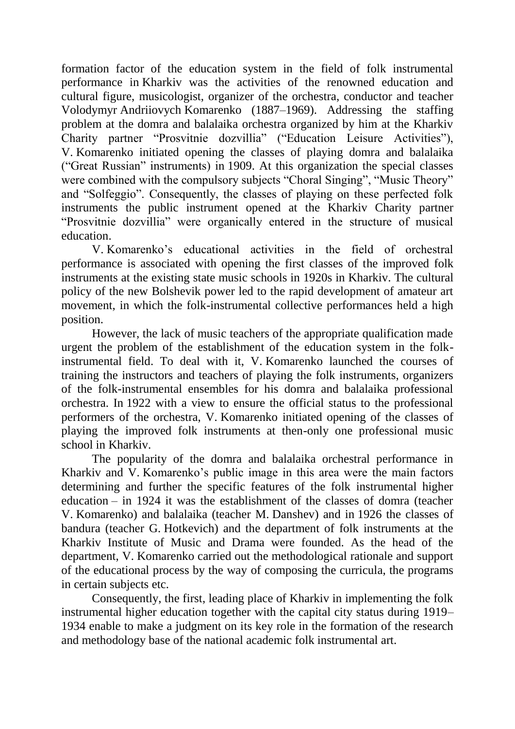formation factor of the education system in the field of folk instrumental performance in Kharkiv was the activities of the renowned education and cultural figure, musicologist, organizer of the orchestra, conductor and teacher Volodymyr Andriiovych Komarenko (1887–1969). Addressing the staffing problem at the domra and balalaika orchestra organized by him at the Kharkiv Charity partner "Prosvitnie dozvillia" ("Education Leisure Activities"), V. Komarenko initiated opening the classes of playing domra and balalaika ("Great Russian" instruments) in 1909. At this organization the special classes were combined with the compulsory subjects "Choral Singing", "Music Theory" and "Solfeggio". Consequently, the classes of playing on these perfected folk instruments the public instrument opened at the Kharkiv Charity partner "Prosvitnie dozvillia" were organically entered in the structure of musical education.

V. Komarenko's educational activities in the field of orchestral performance is associated with opening the first classes of the improved folk instruments at the existing state music schools in 1920s in Kharkiv. The cultural policy of the new Bolshevik power led to the rapid development of amateur art movement, in which the folk-instrumental collective performances held a high position.

However, the lack of music teachers of the appropriate qualification made urgent the problem of the establishment of the education system in the folk-instrumental field. To deal with it, V. Komarenko launched the courses of training the instructors and teachers of playing the folk instruments, organizers of the folk-instrumental ensembles for his domra and balalaika professional orchestra. In 1922 with a view to ensure the official status to the professional performers of the orchestra, V. Komarenko initiated opening of the classes of playing the improved folk instruments at then-only one professional music school in Kharkiv.

The popularity of the domra and balalaika orchestral performance in Kharkiv and V. Komarenko's public image in this area were the main factors determining and further the specific features of the folk instrumental higher education – in 1924 it was the establishment of the classes of domra (teacher V. Komarenko) and balalaika (teacher M. Danshev) and in 1926 the classes of bandura (teacher G. Hotkevich) and the department of folk instruments at the Kharkiv Institute of Music and Drama were founded. As the head of the department, V. Komarenko carried out the methodological rationale and support of the educational process by the way of composing the curricula, the programs in certain subjects etc.

Consequently, the first, leading place of Kharkiv in implementing the folk instrumental higher education together with the capital city status during 1919–1934 enable to make a judgment on its key role in the formation of the research and methodology base of the national academic folk instrumental art.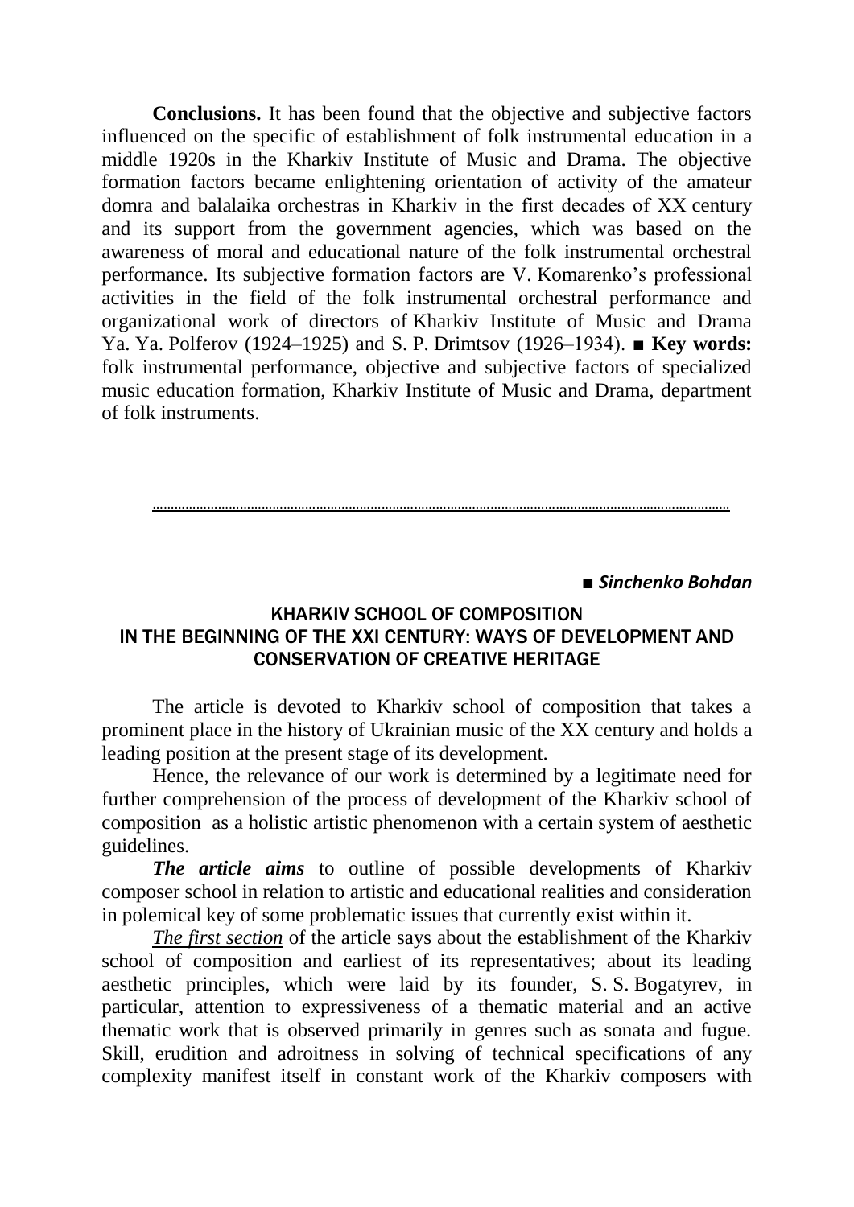**Conclusions.** It has been found that the objective and subjective factors influenced on the specific of establishment of folk instrumental education in a middle 1920s in the Kharkiv Institute of Music and Drama. The objective formation factors became enlightening orientation of activity of the amateur domra and balalaika orchestras in Kharkiv in the first decades of XX century and its support from the government agencies, which was based on the awareness of moral and educational nature of the folk instrumental orchestral performance. Its subjective formation factors are V. Komarenko's professional activities in the field of the folk instrumental orchestral performance and organizational work of directors of Kharkiv Institute of Music and Drama Ya. Ya. Polferov (1924–1925) and S. P. Drimtsov (1926–1934). ■ **Key words:** folk instrumental performance, objective and subjective factors of specialized music education formation, Kharkiv Institute of Music and Drama, department of folk instruments.

---

■ ***Sinchenko Bohdan***

## KHARKIV SCHOOL OF COMPOSITION IN THE BEGINNING OF THE XXI CENTURY: WAYS OF DEVELOPMENT AND CONSERVATION OF CREATIVE HERITAGE

The article is devoted to Kharkiv school of composition that takes a prominent place in the history of Ukrainian music of the XX century and holds a leading position at the present stage of its development.

Hence, the relevance of our work is determined by a legitimate need for further comprehension of the process of development of the Kharkiv school of composition as a holistic artistic phenomenon with a certain system of aesthetic guidelines.

***The article aims*** to outline of possible developments of Kharkiv composer school in relation to artistic and educational realities and consideration in polemical key of some problematic issues that currently exist within it.

*The first section* of the article says about the establishment of the Kharkiv school of composition and earliest of its representatives; about its leading aesthetic principles, which were laid by its founder, S. S. Bogatyrev, in particular, attention to expressiveness of a thematic material and an active thematic work that is observed primarily in genres such as sonata and fugue. Skill, erudition and adroitness in solving of technical specifications of any complexity manifest itself in constant work of the Kharkiv composers with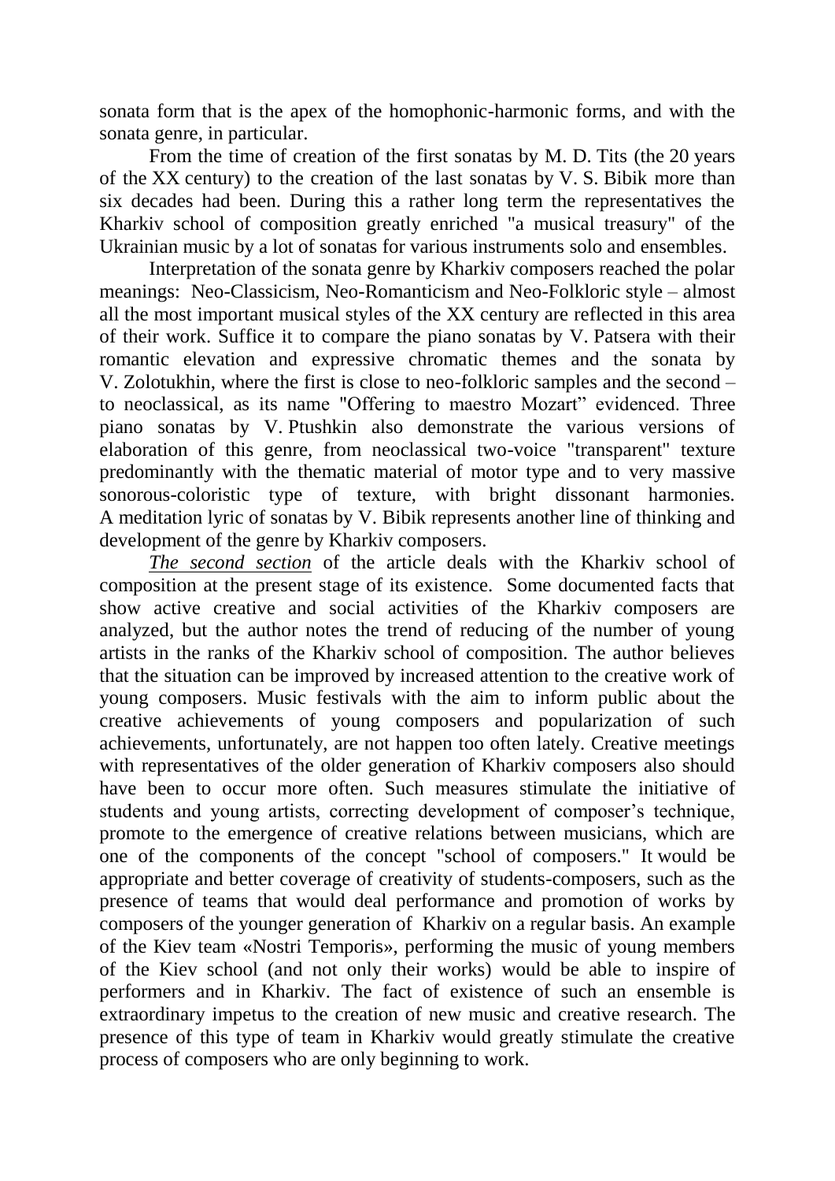sonata form that is the apex of the homophonic-harmonic forms, and with the sonata genre, in particular.

From the time of creation of the first sonatas by M. D. Tits (the 20 years of the XX century) to the creation of the last sonatas by V. S. Bibik more than six decades had been. During this a rather long term the representatives the Kharkiv school of composition greatly enriched "a musical treasury" of the Ukrainian music by a lot of sonatas for various instruments solo and ensembles.

Interpretation of the sonata genre by Kharkiv composers reached the polar meanings: Neo-Classicism, Neo-Romanticism and Neo-Folkloric style – almost all the most important musical styles of the XX century are reflected in this area of their work. Suffice it to compare the piano sonatas by V. Patsera with their romantic elevation and expressive chromatic themes and the sonata by V. Zolotukhin, where the first is close to neo-folkloric samples and the second – to neoclassical, as its name "Offering to maestro Mozart" evidenced. Three piano sonatas by V. Ptushkin also demonstrate the various versions of elaboration of this genre, from neoclassical two-voice "transparent" texture predominantly with the thematic material of motor type and to very massive sonorous-coloristic type of texture, with bright dissonant harmonies. A meditation lyric of sonatas by V. Bibik represents another line of thinking and development of the genre by Kharkiv composers.

*The second section* of the article deals with the Kharkiv school of composition at the present stage of its existence. Some documented facts that show active creative and social activities of the Kharkiv composers are analyzed, but the author notes the trend of reducing of the number of young artists in the ranks of the Kharkiv school of composition. The author believes that the situation can be improved by increased attention to the creative work of young composers. Music festivals with the aim to inform public about the creative achievements of young composers and popularization of such achievements, unfortunately, are not happen too often lately. Creative meetings with representatives of the older generation of Kharkiv composers also should have been to occur more often. Such measures stimulate the initiative of students and young artists, correcting development of composer's technique, promote to the emergence of creative relations between musicians, which are one of the components of the concept "school of composers." It would be appropriate and better coverage of creativity of students-composers, such as the presence of teams that would deal performance and promotion of works by composers of the younger generation of Kharkiv on a regular basis. An example of the Kiev team «Nostri Temporis», performing the music of young members of the Kiev school (and not only their works) would be able to inspire of performers and in Kharkiv. The fact of existence of such an ensemble is extraordinary impetus to the creation of new music and creative research. The presence of this type of team in Kharkiv would greatly stimulate the creative process of composers who are only beginning to work.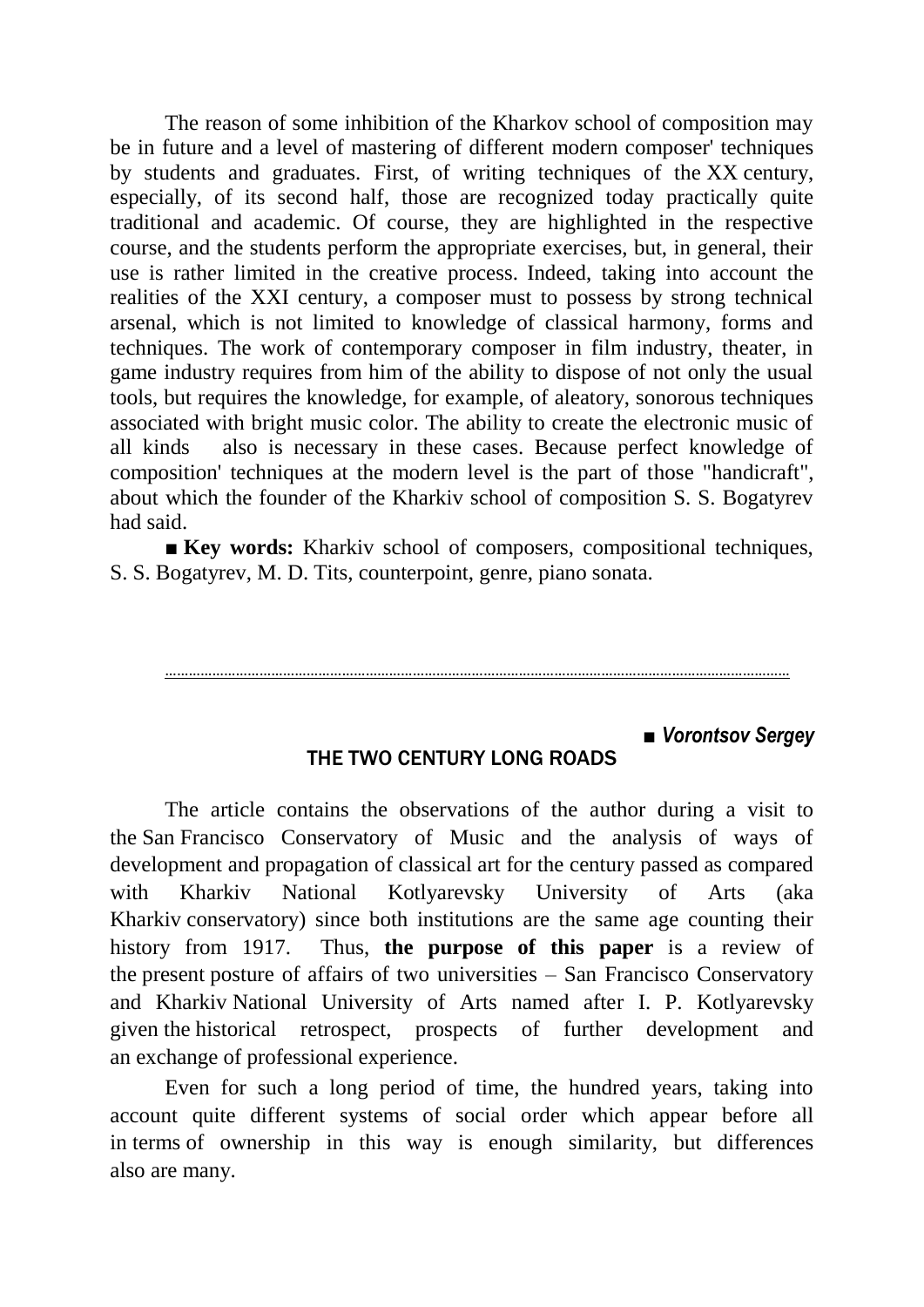The reason of some inhibition of the Kharkov school of composition may be in future and a level of mastering of different modern composer' techniques by students and graduates. First, of writing techniques of the XX century, especially, of its second half, those are recognized today practically quite traditional and academic. Of course, they are highlighted in the respective course, and the students perform the appropriate exercises, but, in general, their use is rather limited in the creative process. Indeed, taking into account the realities of the XXI century, a composer must to possess by strong technical arsenal, which is not limited to knowledge of classical harmony, forms and techniques. The work of contemporary composer in film industry, theater, in game industry requires from him of the ability to dispose of not only the usual tools, but requires the knowledge, for example, of aleatory, sonorous techniques associated with bright music color. The ability to create the electronic music of all kinds also is necessary in these cases. Because perfect knowledge of composition' techniques at the modern level is the part of those "handicraft", about which the founder of the Kharkiv school of composition S. S. Bogatyrev had said.

■ **Key words:** Kharkiv school of composers, compositional techniques, S. S. Bogatyrev, M. D. Tits, counterpoint, genre, piano sonata.

---

■ ***Vorontsov Sergey***

## THE TWO CENTURY LONG ROADS

The article contains the observations of the author during a visit to the San Francisco Conservatory of Music and the analysis of ways of development and propagation of classical art for the century passed as compared with Kharkiv National Kotlyarevsky University of Arts (aka Kharkiv conservatory) since both institutions are the same age counting their history from 1917. Thus, **the purpose of this paper** is a review of the present posture of affairs of two universities – San Francisco Conservatory and Kharkiv National University of Arts named after I. P. Kotlyarevsky given the historical retrospect, prospects of further development and an exchange of professional experience.

Even for such a long period of time, the hundred years, taking into account quite different systems of social order which appear before all in terms of ownership in this way is enough similarity, but differences also are many.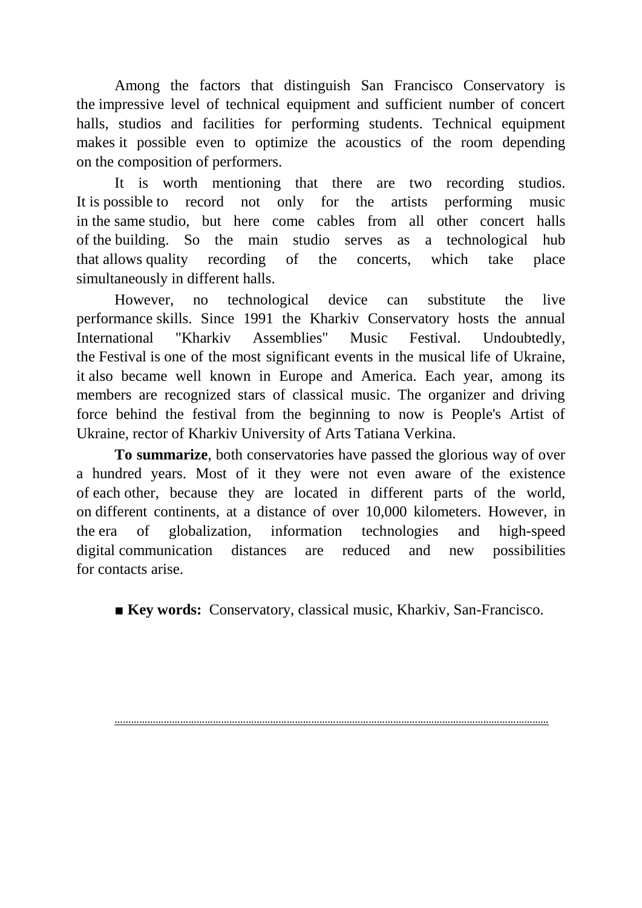Among the factors that distinguish San Francisco Conservatory is the impressive level of technical equipment and sufficient number of concert halls, studios and facilities for performing students. Technical equipment makes it possible even to optimize the acoustics of the room depending on the composition of performers.

It is worth mentioning that there are two recording studios. It is possible to record not only for the artists performing music in the same studio, but here come cables from all other concert halls of the building. So the main studio serves as a technological hub that allows quality recording of the concerts, which take place simultaneously in different halls.

However, no technological device can substitute the live performance skills. Since 1991 the Kharkiv Conservatory hosts the annual International "Kharkiv Assemblies" Music Festival. Undoubtedly, the Festival is one of the most significant events in the musical life of Ukraine, it also became well known in Europe and America. Each year, among its members are recognized stars of classical music. The organizer and driving force behind the festival from the beginning to now is People's Artist of Ukraine, rector of Kharkiv University of Arts Tatiana Verkina.

**To summarize**, both conservatories have passed the glorious way of over a hundred years. Most of it they were not even aware of the existence of each other, because they are located in different parts of the world, on different continents, at a distance of over 10,000 kilometers. However, in the era of globalization, information technologies and high-speed digital communication distances are reduced and new possibilities for contacts arise.

■ **Key words:** Conservatory, classical music, Kharkiv, San-Francisco.